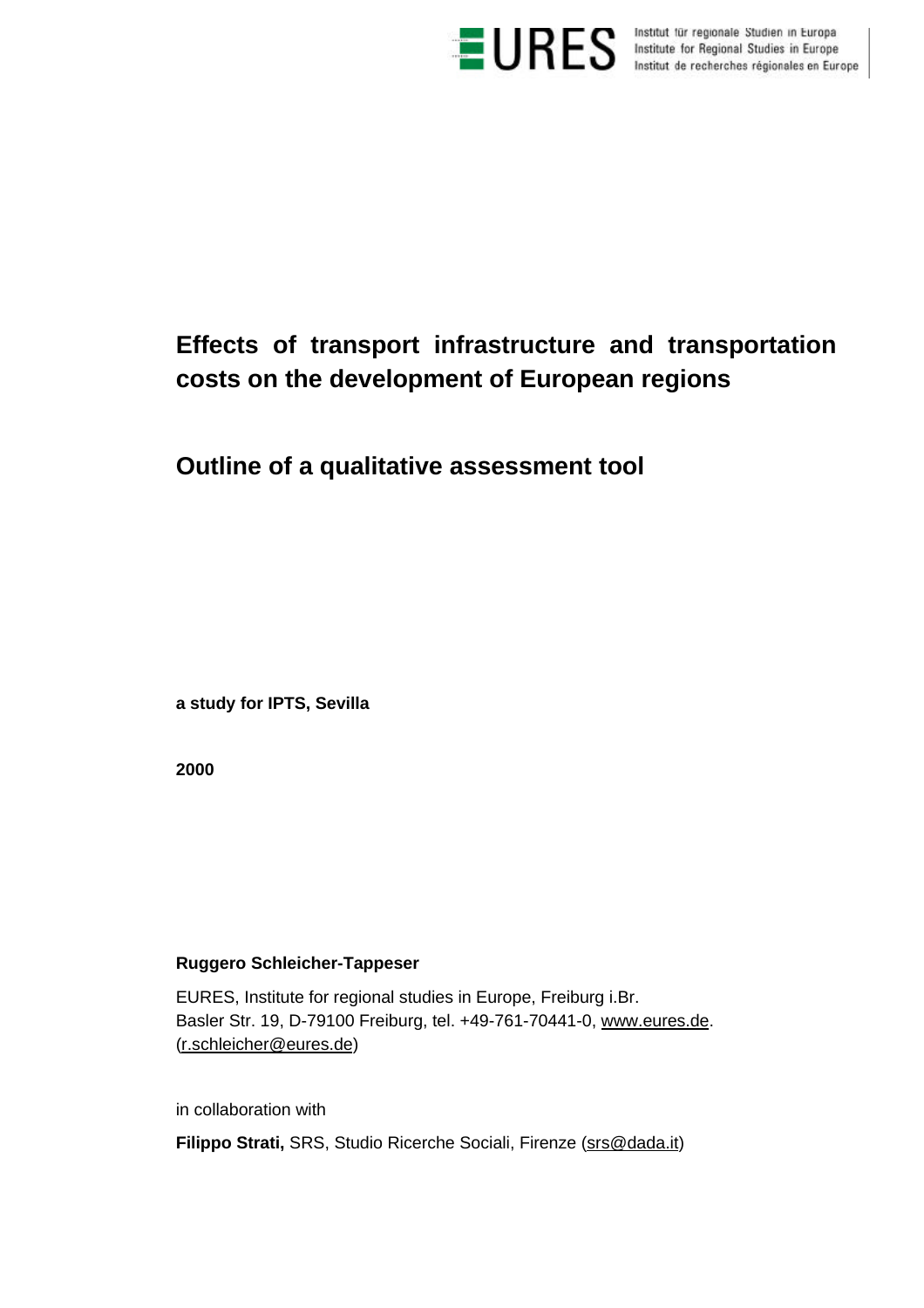EURES

Institut für regionale Studien in Europa
Institute for Regional Studies in Europe
Institut de recherches régionales en Europe

# Effects of transport infrastructure and transportation costs on the development of European regions

## Outline of a qualitative assessment tool

**a study for IPTS, Sevilla**

**2000**

**Ruggero Schleicher-Tappeser**

EURES, Institute for regional studies in Europe, Freiburg i.Br.
Basler Str. 19, D-79100 Freiburg, tel. +49-761-70441-0, www.eures.de.
(r.schleicher@eures.de)

in collaboration with

**Filippo Strati,** SRS, Studio Ricerche Sociali, Firenze (srs@dada.it)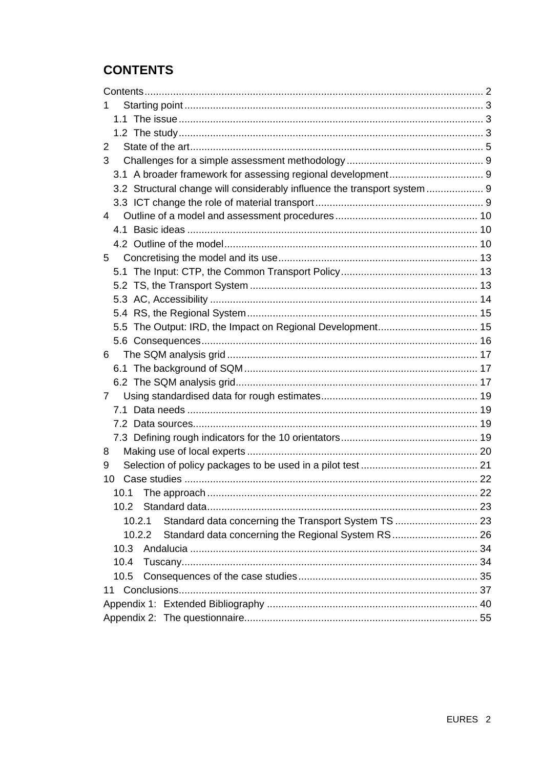# CONTENTS

Contents ........................................................................................................... 2
1 Starting point ................................................................................................. 3
  1.1 The issue ................................................................................................... 3
  1.2 The study ................................................................................................... 3
2 State of the art ................................................................................................ 5
3 Challenges for a simple assessment methodology ........................................ 9
  3.1 A broader framework for assessing regional development ......................... 9
  3.2 Structural change will considerably influence the transport system ............ 9
  3.3 ICT change the role of material transport ................................................... 9
4 Outline of a model and assessment procedures ............................................ 10
  4.1 Basic ideas ............................................................................................... 10
  4.2 Outline of the model .................................................................................. 10
5 Concretising the model and its use ............................................................... 13
  5.1 The Input: CTP, the Common Transport Policy ......................................... 13
  5.2 TS, the Transport System ......................................................................... 13
  5.3 AC, Accessibility ....................................................................................... 14
  5.4 RS, the Regional System .......................................................................... 15
  5.5 The Output: IRD, the Impact on Regional Development ............................ 15
  5.6 Consequences .......................................................................................... 16
6 The SQM analysis grid .................................................................................. 17
  6.1 The background of SQM ........................................................................... 17
  6.2 The SQM analysis grid .............................................................................. 17
7 Using standardised data for rough estimates ................................................ 19
  7.1 Data needs ............................................................................................... 19
  7.2 Data sources ............................................................................................. 19
  7.3 Defining rough indicators for the 10 orientators ......................................... 19
8 Making use of local experts ........................................................................... 20
9 Selection of policy packages to be used in a pilot test ................................... 21
10 Case studies ................................................................................................ 22
  10.1 The approach .......................................................................................... 22
  10.2 Standard data .......................................................................................... 23
    10.2.1 Standard data concerning the Transport System TS ............................ 23
    10.2.2 Standard data concerning the Regional System RS ............................. 26
  10.3 Andalucia ................................................................................................ 34
  10.4 Tuscany ................................................................................................... 34
  10.5 Consequences of the case studies .......................................................... 35
11 Conclusions ................................................................................................. 37
Appendix 1: Extended Bibliography .................................................................. 40
Appendix 2: The questionnaire ......................................................................... 55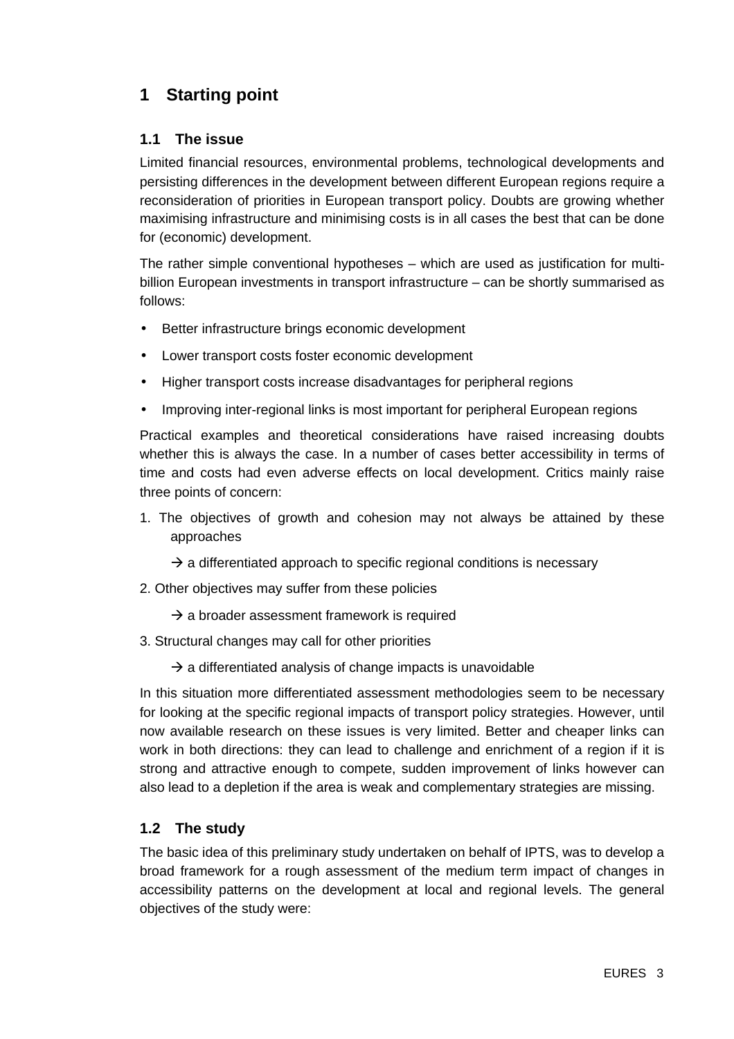# 1 Starting point

## 1.1 The issue

Limited financial resources, environmental problems, technological developments and persisting differences in the development between different European regions require a reconsideration of priorities in European transport policy. Doubts are growing whether maximising infrastructure and minimising costs is in all cases the best that can be done for (economic) development.

The rather simple conventional hypotheses – which are used as justification for multi-billion European investments in transport infrastructure – can be shortly summarised as follows:

- Better infrastructure brings economic development
- Lower transport costs foster economic development
- Higher transport costs increase disadvantages for peripheral regions
- Improving inter-regional links is most important for peripheral European regions

Practical examples and theoretical considerations have raised increasing doubts whether this is always the case. In a number of cases better accessibility in terms of time and costs had even adverse effects on local development. Critics mainly raise three points of concern:

1. The objectives of growth and cohesion may not always be attained by these approaches

   → a differentiated approach to specific regional conditions is necessary

2. Other objectives may suffer from these policies

   → a broader assessment framework is required

3. Structural changes may call for other priorities

   → a differentiated analysis of change impacts is unavoidable

In this situation more differentiated assessment methodologies seem to be necessary for looking at the specific regional impacts of transport policy strategies. However, until now available research on these issues is very limited. Better and cheaper links can work in both directions: they can lead to challenge and enrichment of a region if it is strong and attractive enough to compete, sudden improvement of links however can also lead to a depletion if the area is weak and complementary strategies are missing.

## 1.2 The study

The basic idea of this preliminary study undertaken on behalf of IPTS, was to develop a broad framework for a rough assessment of the medium term impact of changes in accessibility patterns on the development at local and regional levels. The general objectives of the study were: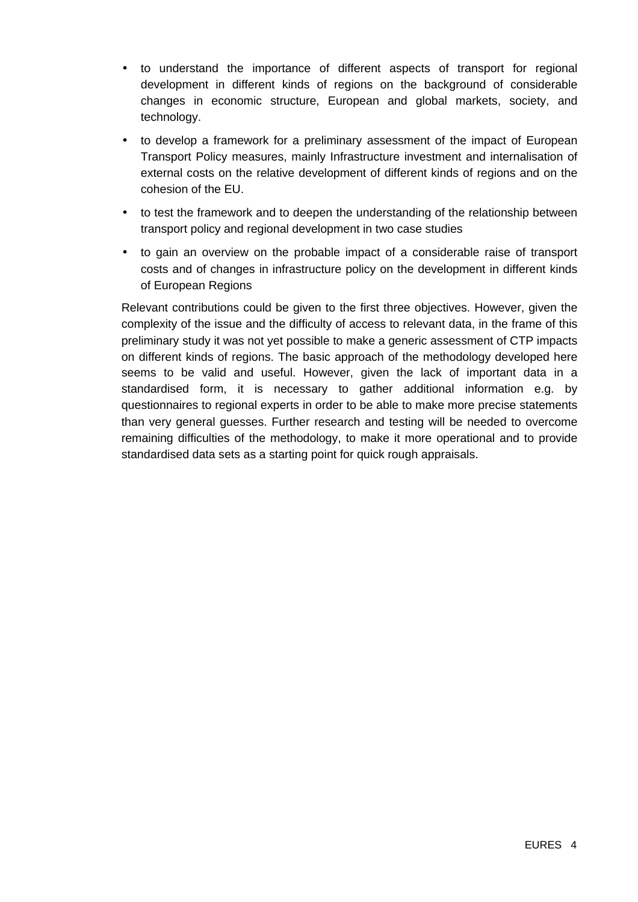- to understand the importance of different aspects of transport for regional development in different kinds of regions on the background of considerable changes in economic structure, European and global markets, society, and technology.
- to develop a framework for a preliminary assessment of the impact of European Transport Policy measures, mainly Infrastructure investment and internalisation of external costs on the relative development of different kinds of regions and on the cohesion of the EU.
- to test the framework and to deepen the understanding of the relationship between transport policy and regional development in two case studies
- to gain an overview on the probable impact of a considerable raise of transport costs and of changes in infrastructure policy on the development in different kinds of European Regions

Relevant contributions could be given to the first three objectives. However, given the complexity of the issue and the difficulty of access to relevant data, in the frame of this preliminary study it was not yet possible to make a generic assessment of CTP impacts on different kinds of regions. The basic approach of the methodology developed here seems to be valid and useful. However, given the lack of important data in a standardised form, it is necessary to gather additional information e.g. by questionnaires to regional experts in order to be able to make more precise statements than very general guesses. Further research and testing will be needed to overcome remaining difficulties of the methodology, to make it more operational and to provide standardised data sets as a starting point for quick rough appraisals.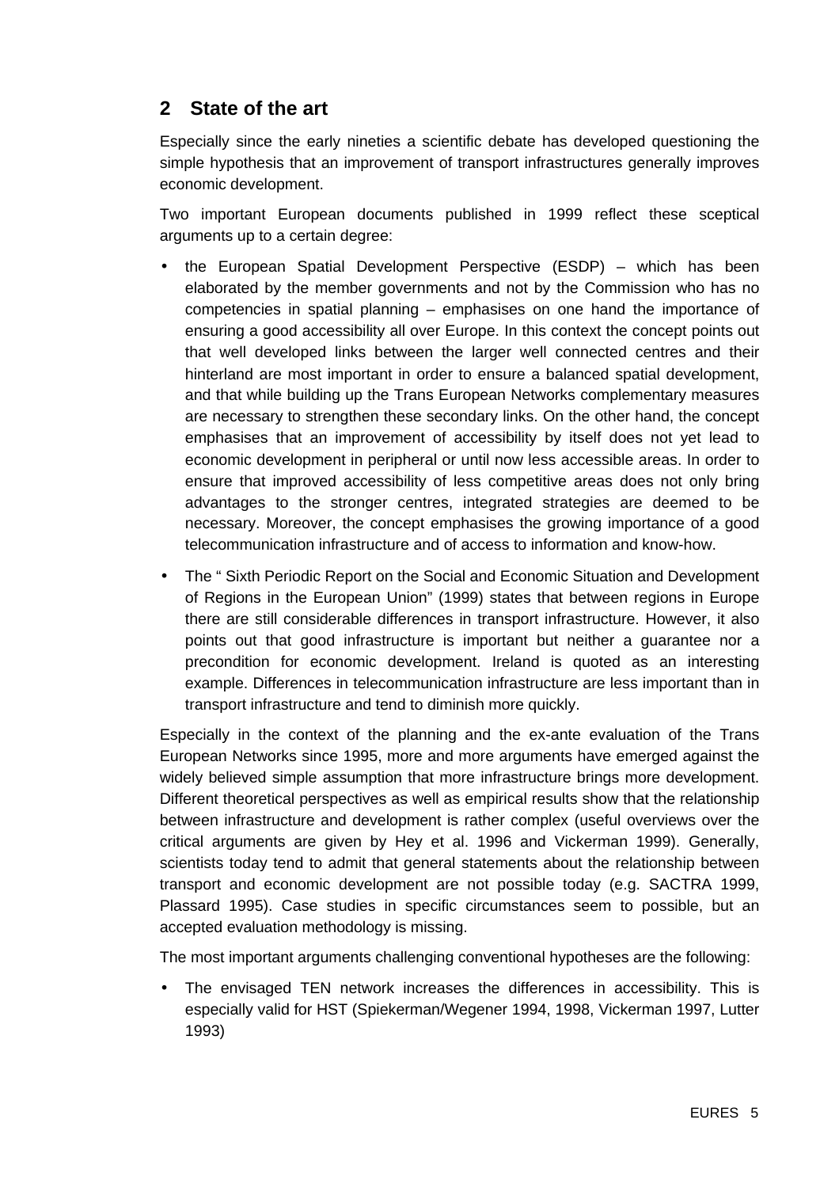## 2 State of the art

Especially since the early nineties a scientific debate has developed questioning the simple hypothesis that an improvement of transport infrastructures generally improves economic development.

Two important European documents published in 1999 reflect these sceptical arguments up to a certain degree:

- the European Spatial Development Perspective (ESDP) – which has been elaborated by the member governments and not by the Commission who has no competencies in spatial planning – emphasises on one hand the importance of ensuring a good accessibility all over Europe. In this context the concept points out that well developed links between the larger well connected centres and their hinterland are most important in order to ensure a balanced spatial development, and that while building up the Trans European Networks complementary measures are necessary to strengthen these secondary links. On the other hand, the concept emphasises that an improvement of accessibility by itself does not yet lead to economic development in peripheral or until now less accessible areas. In order to ensure that improved accessibility of less competitive areas does not only bring advantages to the stronger centres, integrated strategies are deemed to be necessary. Moreover, the concept emphasises the growing importance of a good telecommunication infrastructure and of access to information and know-how.
- The " Sixth Periodic Report on the Social and Economic Situation and Development of Regions in the European Union" (1999) states that between regions in Europe there are still considerable differences in transport infrastructure. However, it also points out that good infrastructure is important but neither a guarantee nor a precondition for economic development. Ireland is quoted as an interesting example. Differences in telecommunication infrastructure are less important than in transport infrastructure and tend to diminish more quickly.

Especially in the context of the planning and the ex-ante evaluation of the Trans European Networks since 1995, more and more arguments have emerged against the widely believed simple assumption that more infrastructure brings more development. Different theoretical perspectives as well as empirical results show that the relationship between infrastructure and development is rather complex (useful overviews over the critical arguments are given by Hey et al. 1996 and Vickerman 1999). Generally, scientists today tend to admit that general statements about the relationship between transport and economic development are not possible today (e.g. SACTRA 1999, Plassard 1995). Case studies in specific circumstances seem to possible, but an accepted evaluation methodology is missing.

The most important arguments challenging conventional hypotheses are the following:

- The envisaged TEN network increases the differences in accessibility. This is especially valid for HST (Spiekerman/Wegener 1994, 1998, Vickerman 1997, Lutter 1993)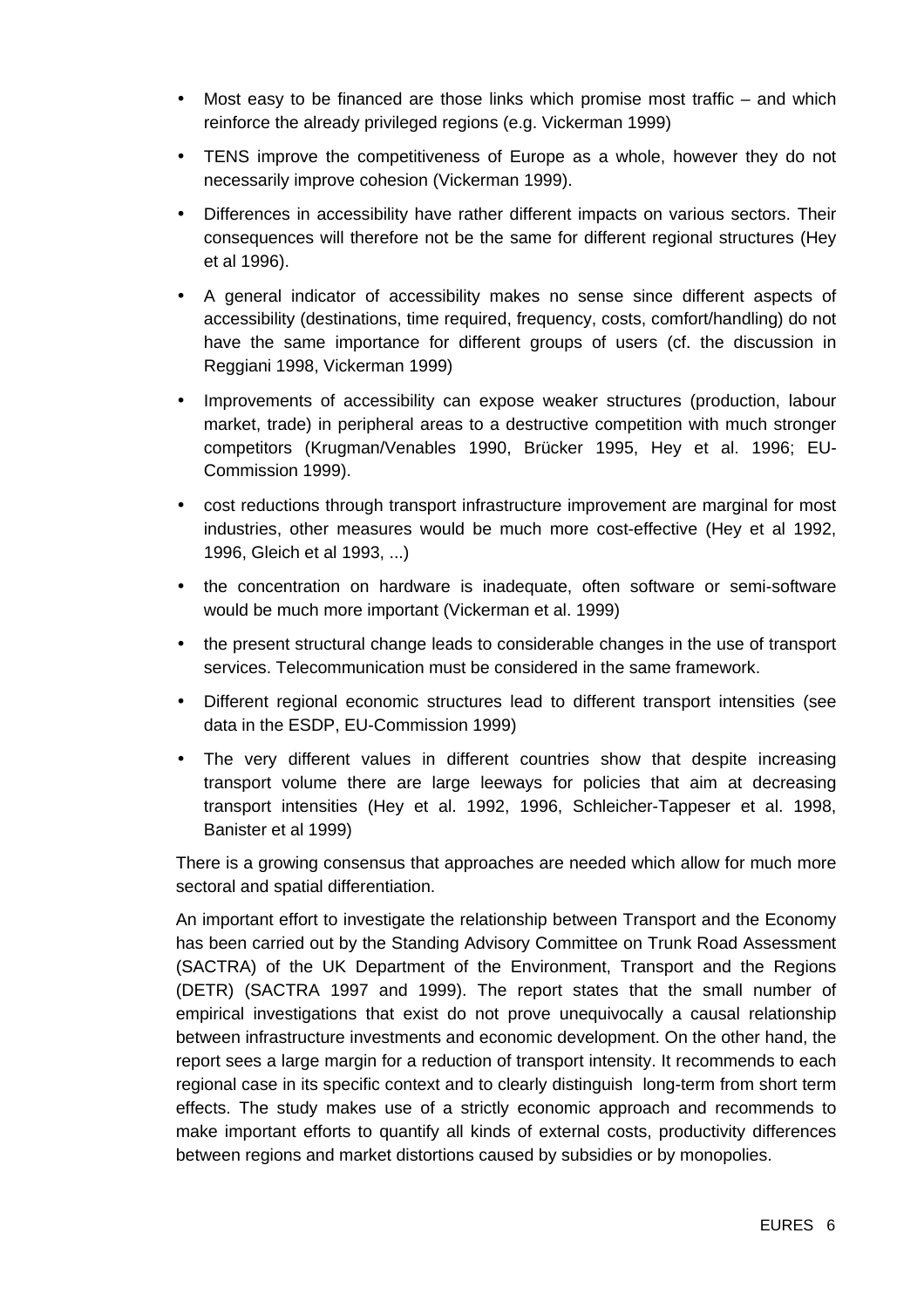- Most easy to be financed are those links which promise most traffic – and which reinforce the already privileged regions (e.g. Vickerman 1999)
- TENS improve the competitiveness of Europe as a whole, however they do not necessarily improve cohesion (Vickerman 1999).
- Differences in accessibility have rather different impacts on various sectors. Their consequences will therefore not be the same for different regional structures (Hey et al 1996).
- A general indicator of accessibility makes no sense since different aspects of accessibility (destinations, time required, frequency, costs, comfort/handling) do not have the same importance for different groups of users (cf. the discussion in Reggiani 1998, Vickerman 1999)
- Improvements of accessibility can expose weaker structures (production, labour market, trade) in peripheral areas to a destructive competition with much stronger competitors (Krugman/Venables 1990, Brücker 1995, Hey et al. 1996; EU-Commission 1999).
- cost reductions through transport infrastructure improvement are marginal for most industries, other measures would be much more cost-effective (Hey et al 1992, 1996, Gleich et al 1993, ...)
- the concentration on hardware is inadequate, often software or semi-software would be much more important (Vickerman et al. 1999)
- the present structural change leads to considerable changes in the use of transport services. Telecommunication must be considered in the same framework.
- Different regional economic structures lead to different transport intensities (see data in the ESDP, EU-Commission 1999)
- The very different values in different countries show that despite increasing transport volume there are large leeways for policies that aim at decreasing transport intensities (Hey et al. 1992, 1996, Schleicher-Tappeser et al. 1998, Banister et al 1999)

There is a growing consensus that approaches are needed which allow for much more sectoral and spatial differentiation.

An important effort to investigate the relationship between Transport and the Economy has been carried out by the Standing Advisory Committee on Trunk Road Assessment (SACTRA) of the UK Department of the Environment, Transport and the Regions (DETR) (SACTRA 1997 and 1999). The report states that the small number of empirical investigations that exist do not prove unequivocally a causal relationship between infrastructure investments and economic development. On the other hand, the report sees a large margin for a reduction of transport intensity. It recommends to each regional case in its specific context and to clearly distinguish long-term from short term effects. The study makes use of a strictly economic approach and recommends to make important efforts to quantify all kinds of external costs, productivity differences between regions and market distortions caused by subsidies or by monopolies.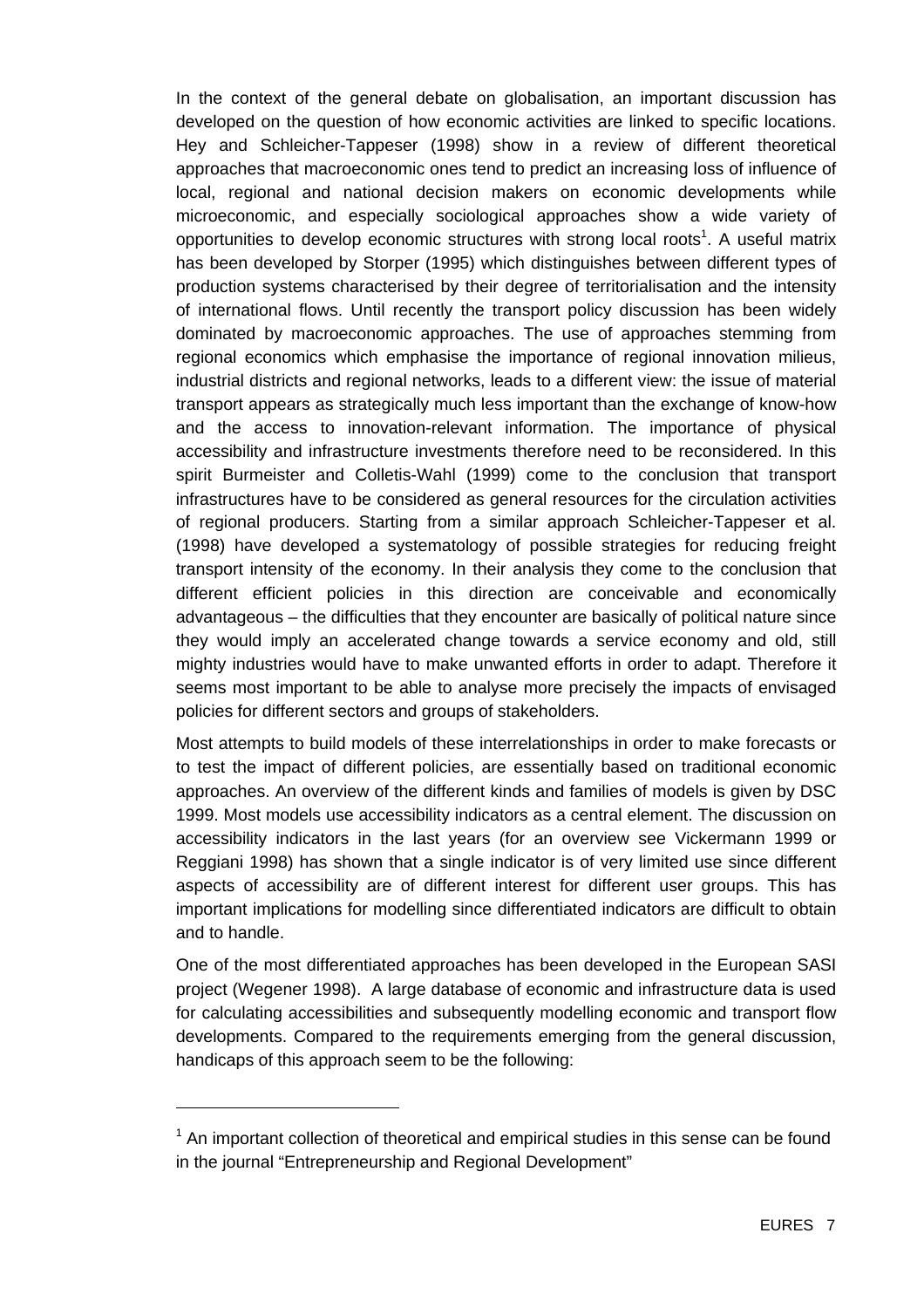In the context of the general debate on globalisation, an important discussion has developed on the question of how economic activities are linked to specific locations. Hey and Schleicher-Tappeser (1998) show in a review of different theoretical approaches that macroeconomic ones tend to predict an increasing loss of influence of local, regional and national decision makers on economic developments while microeconomic, and especially sociological approaches show a wide variety of opportunities to develop economic structures with strong local roots[1]. A useful matrix has been developed by Storper (1995) which distinguishes between different types of production systems characterised by their degree of territorialisation and the intensity of international flows. Until recently the transport policy discussion has been widely dominated by macroeconomic approaches. The use of approaches stemming from regional economics which emphasise the importance of regional innovation milieus, industrial districts and regional networks, leads to a different view: the issue of material transport appears as strategically much less important than the exchange of know-how and the access to innovation-relevant information. The importance of physical accessibility and infrastructure investments therefore need to be reconsidered. In this spirit Burmeister and Colletis-Wahl (1999) come to the conclusion that transport infrastructures have to be considered as general resources for the circulation activities of regional producers. Starting from a similar approach Schleicher-Tappeser et al. (1998) have developed a systematology of possible strategies for reducing freight transport intensity of the economy. In their analysis they come to the conclusion that different efficient policies in this direction are conceivable and economically advantageous – the difficulties that they encounter are basically of political nature since they would imply an accelerated change towards a service economy and old, still mighty industries would have to make unwanted efforts in order to adapt. Therefore it seems most important to be able to analyse more precisely the impacts of envisaged policies for different sectors and groups of stakeholders.

Most attempts to build models of these interrelationships in order to make forecasts or to test the impact of different policies, are essentially based on traditional economic approaches. An overview of the different kinds and families of models is given by DSC 1999. Most models use accessibility indicators as a central element. The discussion on accessibility indicators in the last years (for an overview see Vickermann 1999 or Reggiani 1998) has shown that a single indicator is of very limited use since different aspects of accessibility are of different interest for different user groups. This has important implications for modelling since differentiated indicators are difficult to obtain and to handle.

One of the most differentiated approaches has been developed in the European SASI project (Wegener 1998). A large database of economic and infrastructure data is used for calculating accessibilities and subsequently modelling economic and transport flow developments. Compared to the requirements emerging from the general discussion, handicaps of this approach seem to be the following:

[1] An important collection of theoretical and empirical studies in this sense can be found in the journal "Entrepreneurship and Regional Development"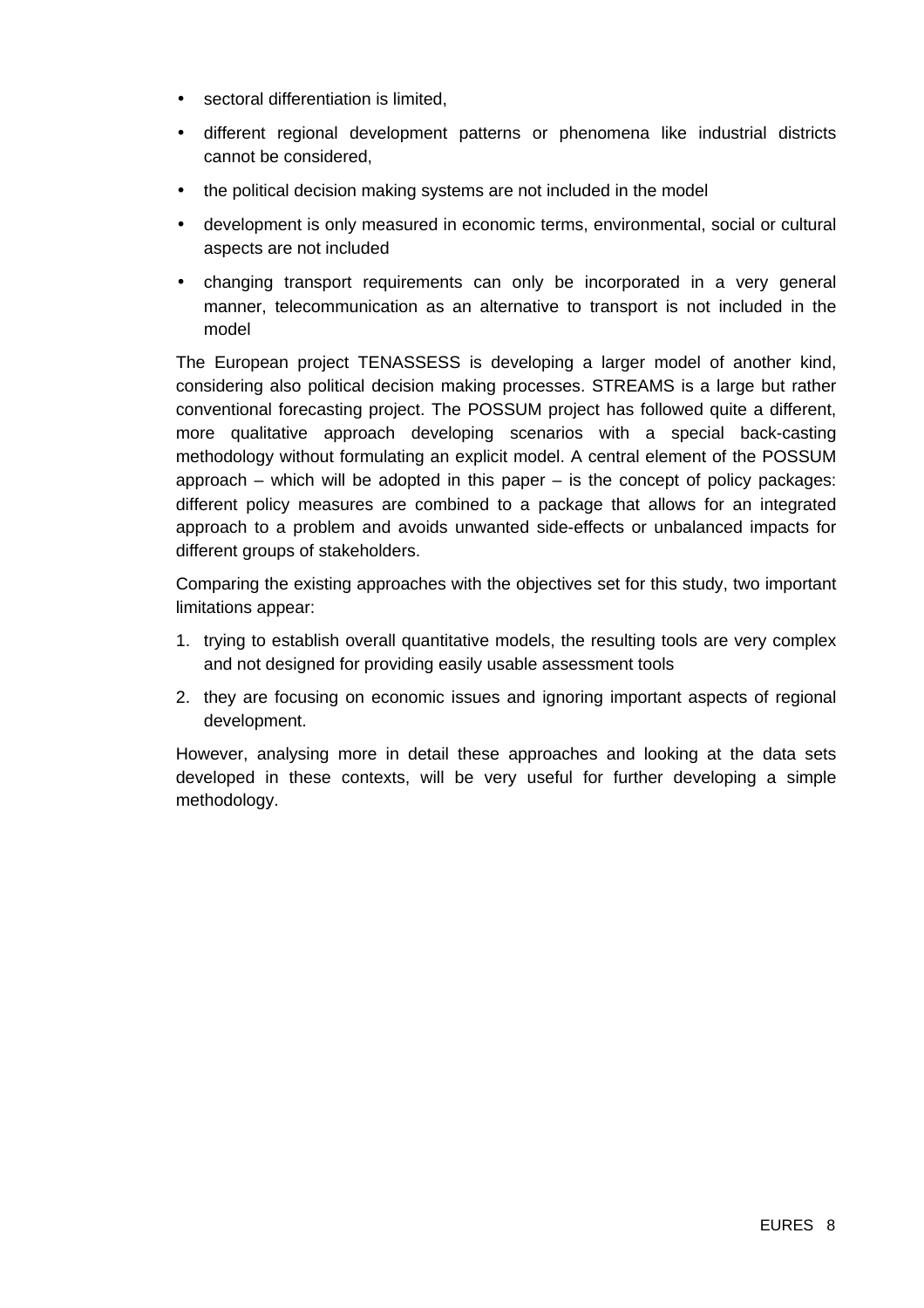- sectoral differentiation is limited,
- different regional development patterns or phenomena like industrial districts cannot be considered,
- the political decision making systems are not included in the model
- development is only measured in economic terms, environmental, social or cultural aspects are not included
- changing transport requirements can only be incorporated in a very general manner, telecommunication as an alternative to transport is not included in the model

The European project TENASSESS is developing a larger model of another kind, considering also political decision making processes. STREAMS is a large but rather conventional forecasting project. The POSSUM project has followed quite a different, more qualitative approach developing scenarios with a special back-casting methodology without formulating an explicit model. A central element of the POSSUM approach – which will be adopted in this paper – is the concept of policy packages: different policy measures are combined to a package that allows for an integrated approach to a problem and avoids unwanted side-effects or unbalanced impacts for different groups of stakeholders.

Comparing the existing approaches with the objectives set for this study, two important limitations appear:

1. trying to establish overall quantitative models, the resulting tools are very complex and not designed for providing easily usable assessment tools
2. they are focusing on economic issues and ignoring important aspects of regional development.

However, analysing more in detail these approaches and looking at the data sets developed in these contexts, will be very useful for further developing a simple methodology.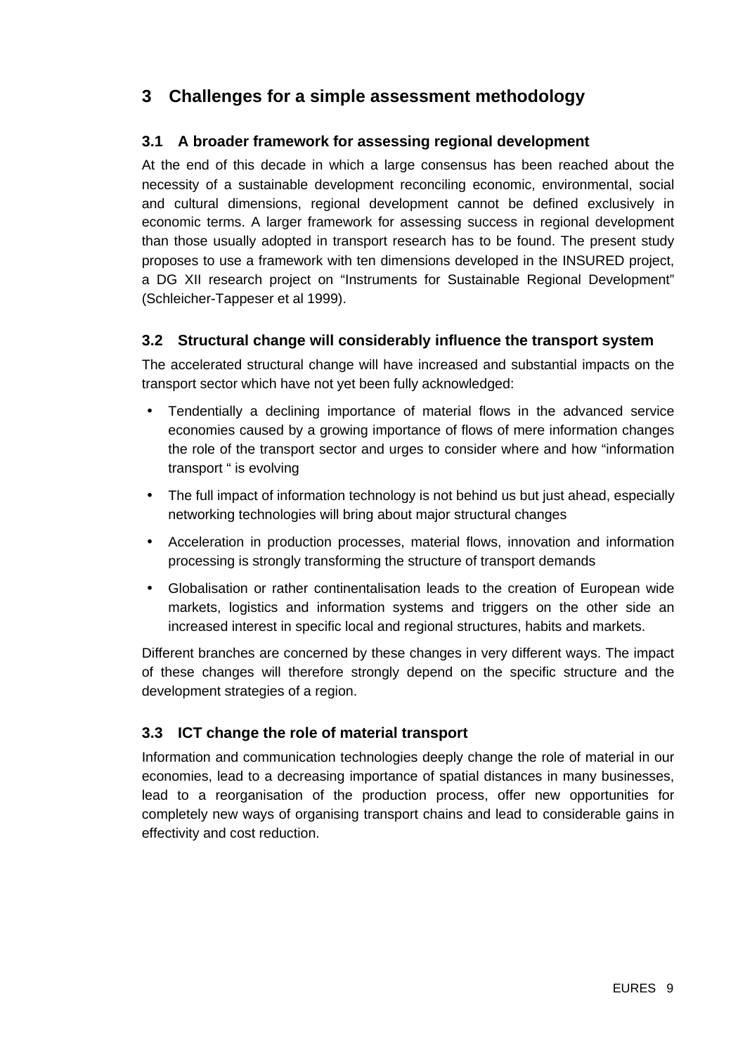# 3 Challenges for a simple assessment methodology

## 3.1 A broader framework for assessing regional development

At the end of this decade in which a large consensus has been reached about the necessity of a sustainable development reconciling economic, environmental, social and cultural dimensions, regional development cannot be defined exclusively in economic terms. A larger framework for assessing success in regional development than those usually adopted in transport research has to be found. The present study proposes to use a framework with ten dimensions developed in the INSURED project, a DG XII research project on "Instruments for Sustainable Regional Development" (Schleicher-Tappeser et al 1999).

## 3.2 Structural change will considerably influence the transport system

The accelerated structural change will have increased and substantial impacts on the transport sector which have not yet been fully acknowledged:

- Tendentially a declining importance of material flows in the advanced service economies caused by a growing importance of flows of mere information changes the role of the transport sector and urges to consider where and how "information transport " is evolving
- The full impact of information technology is not behind us but just ahead, especially networking technologies will bring about major structural changes
- Acceleration in production processes, material flows, innovation and information processing is strongly transforming the structure of transport demands
- Globalisation or rather continentalisation leads to the creation of European wide markets, logistics and information systems and triggers on the other side an increased interest in specific local and regional structures, habits and markets.

Different branches are concerned by these changes in very different ways. The impact of these changes will therefore strongly depend on the specific structure and the development strategies of a region.

## 3.3 ICT change the role of material transport

Information and communication technologies deeply change the role of material in our economies, lead to a decreasing importance of spatial distances in many businesses, lead to a reorganisation of the production process, offer new opportunities for completely new ways of organising transport chains and lead to considerable gains in effectivity and cost reduction.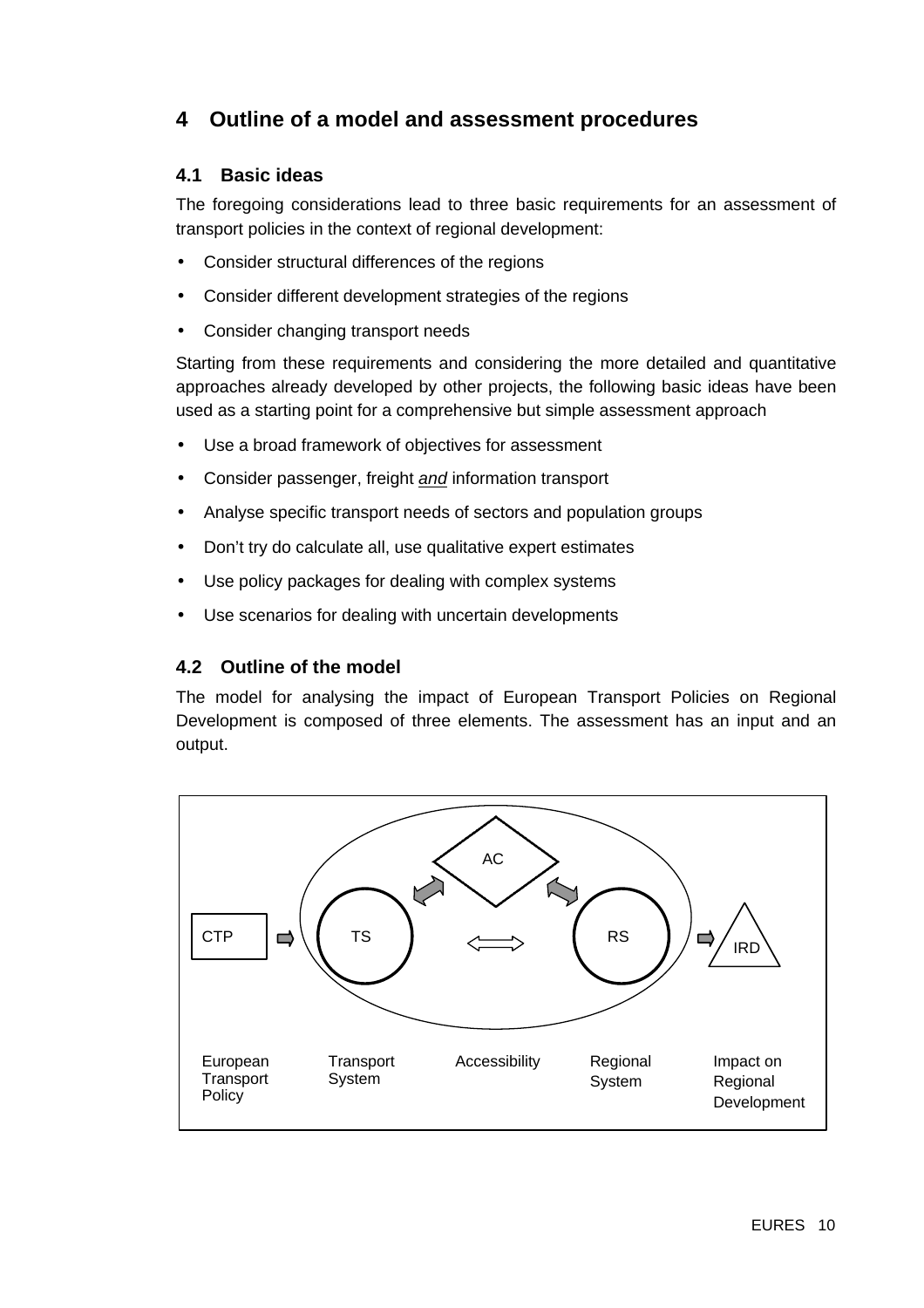# 4 Outline of a model and assessment procedures

## 4.1 Basic ideas

The foregoing considerations lead to three basic requirements for an assessment of transport policies in the context of regional development:

- Consider structural differences of the regions
- Consider different development strategies of the regions
- Consider changing transport needs

Starting from these requirements and considering the more detailed and quantitative approaches already developed by other projects, the following basic ideas have been used as a starting point for a comprehensive but simple assessment approach

- Use a broad framework of objectives for assessment
- Consider passenger, freight *and* information transport
- Analyse specific transport needs of sectors and population groups
- Don't try do calculate all, use qualitative expert estimates
- Use policy packages for dealing with complex systems
- Use scenarios for dealing with uncertain developments

## 4.2 Outline of the model

The model for analysing the impact of European Transport Policies on Regional Development is composed of three elements. The assessment has an input and an output.

CTP ⇨ TS ⟺ RS ⇨ IRD (with AC linked to TS and RS)

European Transport Policy | Transport System | Accessibility | Regional System | Impact on Regional Development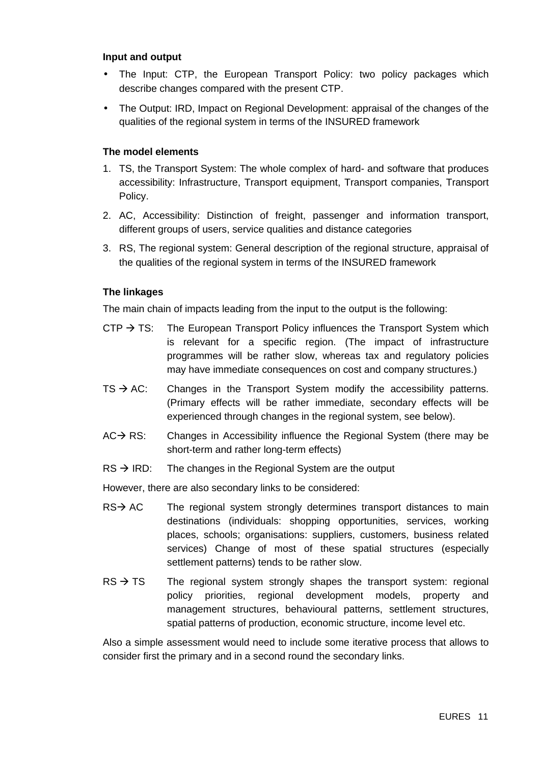**Input and output**

- The Input: CTP, the European Transport Policy: two policy packages which describe changes compared with the present CTP.
- The Output: IRD, Impact on Regional Development: appraisal of the changes of the qualities of the regional system in terms of the INSURED framework

**The model elements**

1. TS, the Transport System: The whole complex of hard- and software that produces accessibility: Infrastructure, Transport equipment, Transport companies, Transport Policy.
2. AC, Accessibility: Distinction of freight, passenger and information transport, different groups of users, service qualities and distance categories
3. RS, The regional system: General description of the regional structure, appraisal of the qualities of the regional system in terms of the INSURED framework

**The linkages**

The main chain of impacts leading from the input to the output is the following:

CTP → TS: The European Transport Policy influences the Transport System which is relevant for a specific region. (The impact of infrastructure programmes will be rather slow, whereas tax and regulatory policies may have immediate consequences on cost and company structures.)

TS → AC: Changes in the Transport System modify the accessibility patterns. (Primary effects will be rather immediate, secondary effects will be experienced through changes in the regional system, see below).

AC→ RS: Changes in Accessibility influence the Regional System (there may be short-term and rather long-term effects)

RS → IRD: The changes in the Regional System are the output

However, there are also secondary links to be considered:

RS→ AC The regional system strongly determines transport distances to main destinations (individuals: shopping opportunities, services, working places, schools; organisations: suppliers, customers, business related services) Change of most of these spatial structures (especially settlement patterns) tends to be rather slow.

RS → TS The regional system strongly shapes the transport system: regional policy priorities, regional development models, property and management structures, behavioural patterns, settlement structures, spatial patterns of production, economic structure, income level etc.

Also a simple assessment would need to include some iterative process that allows to consider first the primary and in a second round the secondary links.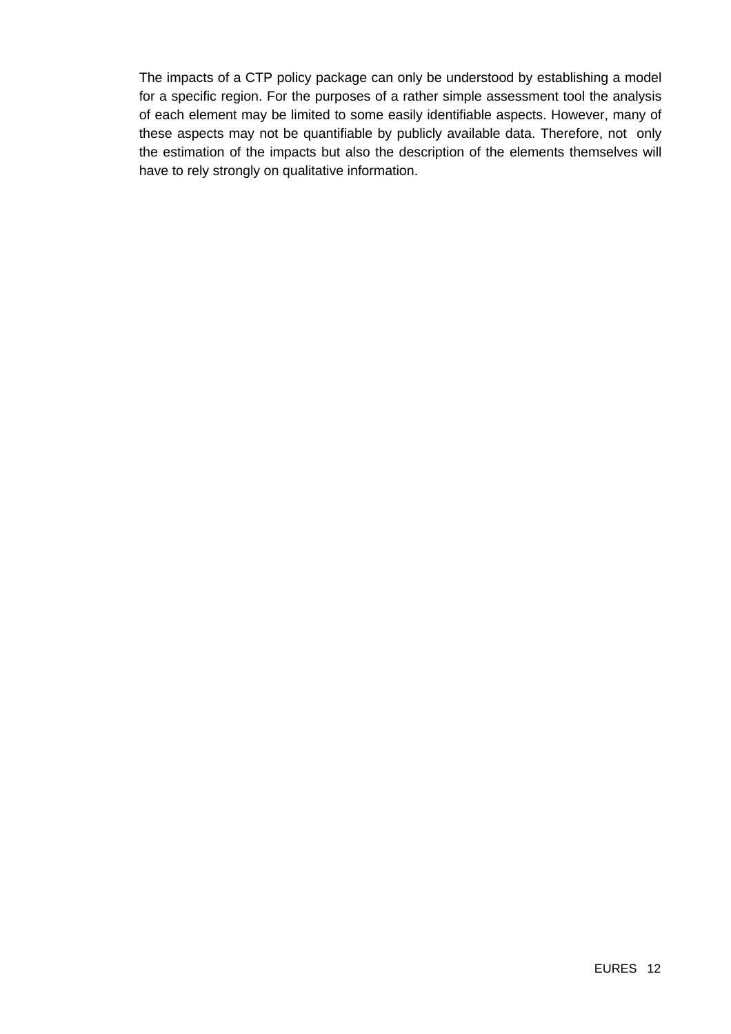The impacts of a CTP policy package can only be understood by establishing a model for a specific region. For the purposes of a rather simple assessment tool the analysis of each element may be limited to some easily identifiable aspects. However, many of these aspects may not be quantifiable by publicly available data. Therefore, not only the estimation of the impacts but also the description of the elements themselves will have to rely strongly on qualitative information.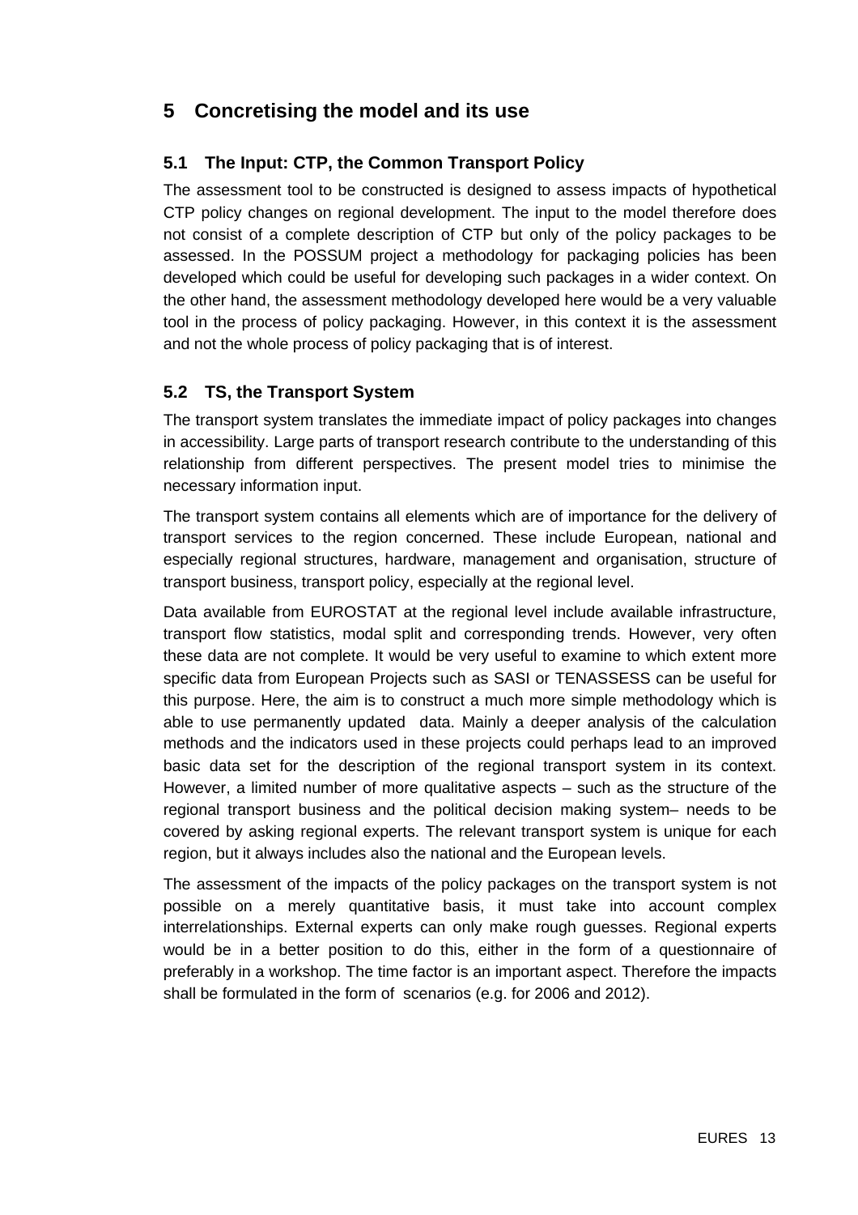# 5 Concretising the model and its use

## 5.1 The Input: CTP, the Common Transport Policy

The assessment tool to be constructed is designed to assess impacts of hypothetical CTP policy changes on regional development. The input to the model therefore does not consist of a complete description of CTP but only of the policy packages to be assessed. In the POSSUM project a methodology for packaging policies has been developed which could be useful for developing such packages in a wider context. On the other hand, the assessment methodology developed here would be a very valuable tool in the process of policy packaging. However, in this context it is the assessment and not the whole process of policy packaging that is of interest.

## 5.2 TS, the Transport System

The transport system translates the immediate impact of policy packages into changes in accessibility. Large parts of transport research contribute to the understanding of this relationship from different perspectives. The present model tries to minimise the necessary information input.

The transport system contains all elements which are of importance for the delivery of transport services to the region concerned. These include European, national and especially regional structures, hardware, management and organisation, structure of transport business, transport policy, especially at the regional level.

Data available from EUROSTAT at the regional level include available infrastructure, transport flow statistics, modal split and corresponding trends. However, very often these data are not complete. It would be very useful to examine to which extent more specific data from European Projects such as SASI or TENASSESS can be useful for this purpose. Here, the aim is to construct a much more simple methodology which is able to use permanently updated data. Mainly a deeper analysis of the calculation methods and the indicators used in these projects could perhaps lead to an improved basic data set for the description of the regional transport system in its context. However, a limited number of more qualitative aspects – such as the structure of the regional transport business and the political decision making system– needs to be covered by asking regional experts. The relevant transport system is unique for each region, but it always includes also the national and the European levels.

The assessment of the impacts of the policy packages on the transport system is not possible on a merely quantitative basis, it must take into account complex interrelationships. External experts can only make rough guesses. Regional experts would be in a better position to do this, either in the form of a questionnaire of preferably in a workshop. The time factor is an important aspect. Therefore the impacts shall be formulated in the form of scenarios (e.g. for 2006 and 2012).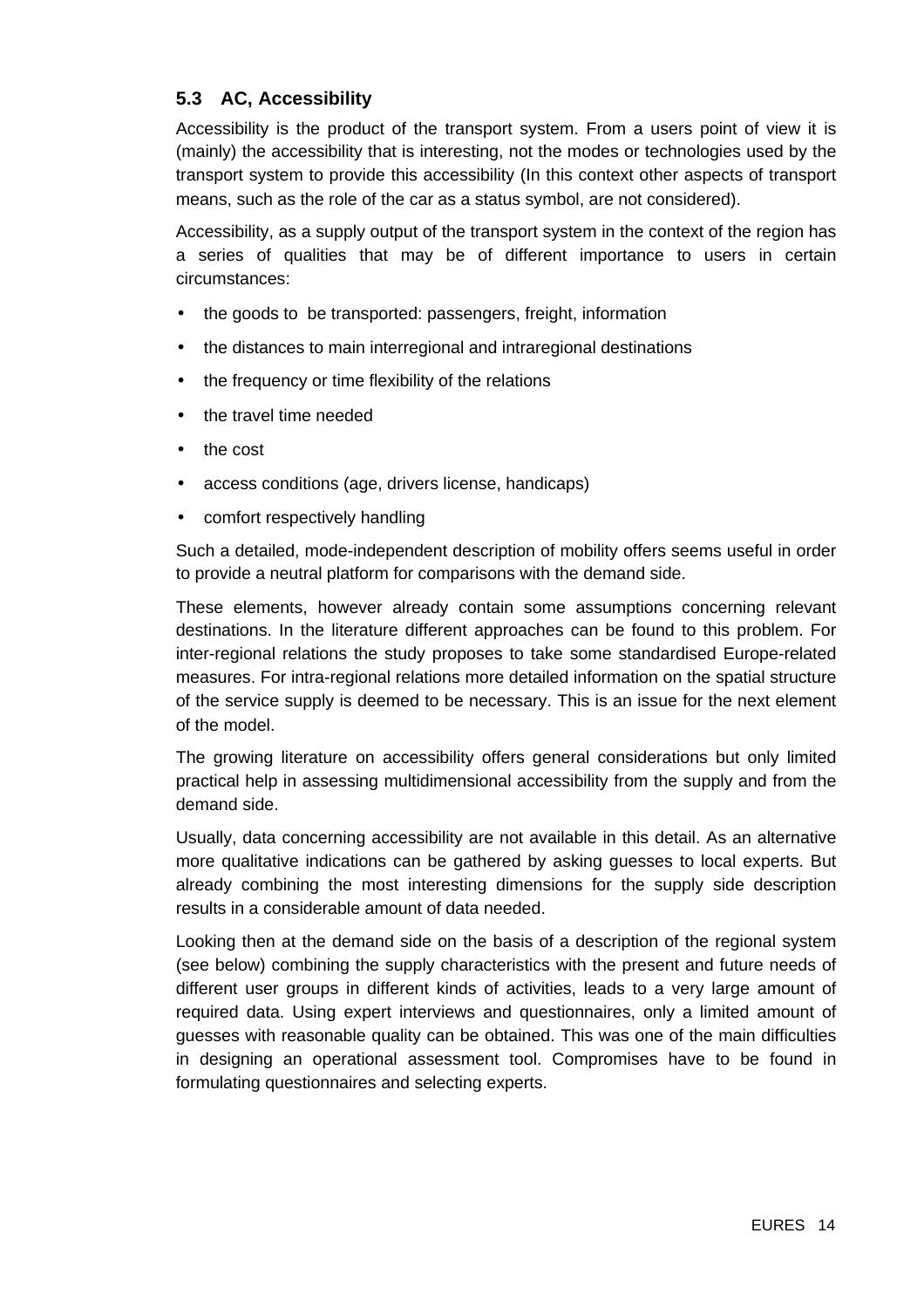### 5.3 AC, Accessibility

Accessibility is the product of the transport system. From a users point of view it is (mainly) the accessibility that is interesting, not the modes or technologies used by the transport system to provide this accessibility (In this context other aspects of transport means, such as the role of the car as a status symbol, are not considered).

Accessibility, as a supply output of the transport system in the context of the region has a series of qualities that may be of different importance to users in certain circumstances:

- the goods to be transported: passengers, freight, information
- the distances to main interregional and intraregional destinations
- the frequency or time flexibility of the relations
- the travel time needed
- the cost
- access conditions (age, drivers license, handicaps)
- comfort respectively handling

Such a detailed, mode-independent description of mobility offers seems useful in order to provide a neutral platform for comparisons with the demand side.

These elements, however already contain some assumptions concerning relevant destinations. In the literature different approaches can be found to this problem. For inter-regional relations the study proposes to take some standardised Europe-related measures. For intra-regional relations more detailed information on the spatial structure of the service supply is deemed to be necessary. This is an issue for the next element of the model.

The growing literature on accessibility offers general considerations but only limited practical help in assessing multidimensional accessibility from the supply and from the demand side.

Usually, data concerning accessibility are not available in this detail. As an alternative more qualitative indications can be gathered by asking guesses to local experts. But already combining the most interesting dimensions for the supply side description results in a considerable amount of data needed.

Looking then at the demand side on the basis of a description of the regional system (see below) combining the supply characteristics with the present and future needs of different user groups in different kinds of activities, leads to a very large amount of required data. Using expert interviews and questionnaires, only a limited amount of guesses with reasonable quality can be obtained. This was one of the main difficulties in designing an operational assessment tool. Compromises have to be found in formulating questionnaires and selecting experts.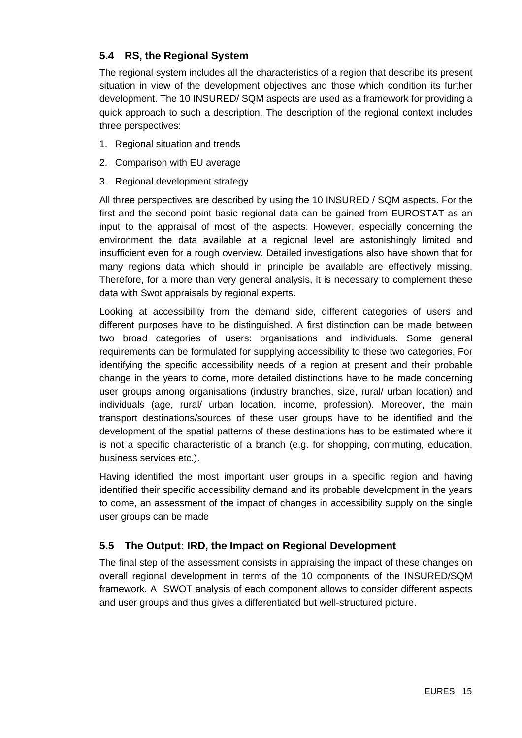### 5.4 RS, the Regional System

The regional system includes all the characteristics of a region that describe its present situation in view of the development objectives and those which condition its further development. The 10 INSURED/ SQM aspects are used as a framework for providing a quick approach to such a description. The description of the regional context includes three perspectives:

1. Regional situation and trends
2. Comparison with EU average
3. Regional development strategy

All three perspectives are described by using the 10 INSURED / SQM aspects. For the first and the second point basic regional data can be gained from EUROSTAT as an input to the appraisal of most of the aspects. However, especially concerning the environment the data available at a regional level are astonishingly limited and insufficient even for a rough overview. Detailed investigations also have shown that for many regions data which should in principle be available are effectively missing. Therefore, for a more than very general analysis, it is necessary to complement these data with Swot appraisals by regional experts.

Looking at accessibility from the demand side, different categories of users and different purposes have to be distinguished. A first distinction can be made between two broad categories of users: organisations and individuals. Some general requirements can be formulated for supplying accessibility to these two categories. For identifying the specific accessibility needs of a region at present and their probable change in the years to come, more detailed distinctions have to be made concerning user groups among organisations (industry branches, size, rural/ urban location) and individuals (age, rural/ urban location, income, profession). Moreover, the main transport destinations/sources of these user groups have to be identified and the development of the spatial patterns of these destinations has to be estimated where it is not a specific characteristic of a branch (e.g. for shopping, commuting, education, business services etc.).

Having identified the most important user groups in a specific region and having identified their specific accessibility demand and its probable development in the years to come, an assessment of the impact of changes in accessibility supply on the single user groups can be made

### 5.5 The Output: IRD, the Impact on Regional Development

The final step of the assessment consists in appraising the impact of these changes on overall regional development in terms of the 10 components of the INSURED/SQM framework. A SWOT analysis of each component allows to consider different aspects and user groups and thus gives a differentiated but well-structured picture.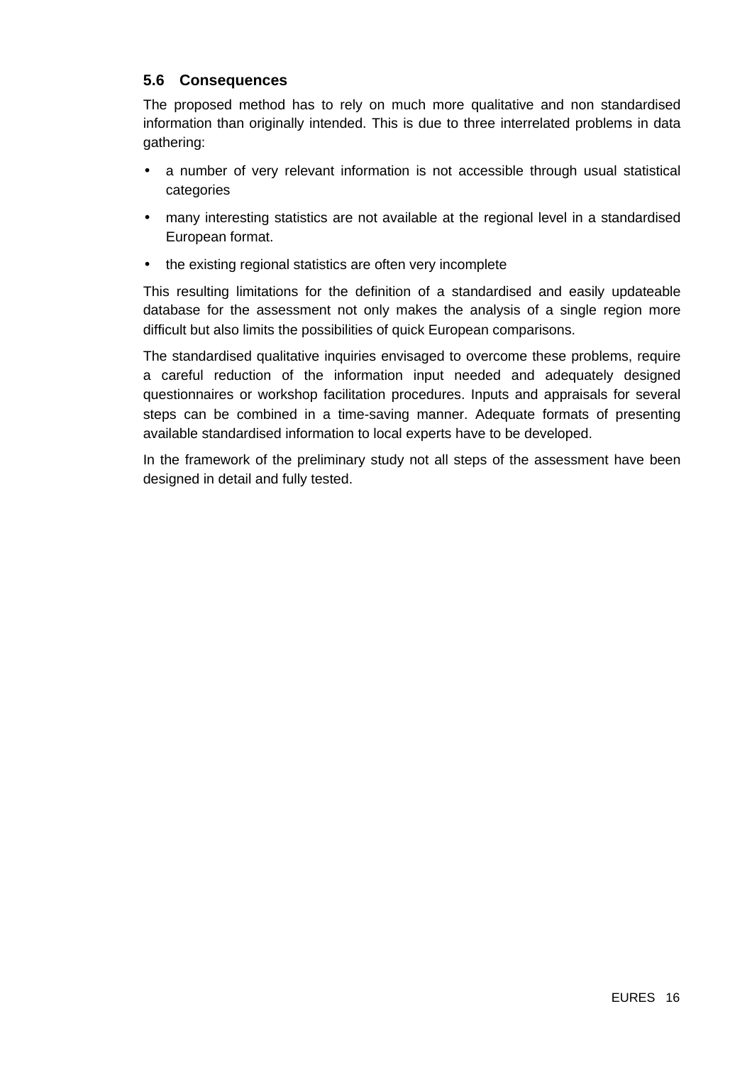### 5.6 Consequences

The proposed method has to rely on much more qualitative and non standardised information than originally intended. This is due to three interrelated problems in data gathering:

- a number of very relevant information is not accessible through usual statistical categories
- many interesting statistics are not available at the regional level in a standardised European format.
- the existing regional statistics are often very incomplete

This resulting limitations for the definition of a standardised and easily updateable database for the assessment not only makes the analysis of a single region more difficult but also limits the possibilities of quick European comparisons.

The standardised qualitative inquiries envisaged to overcome these problems, require a careful reduction of the information input needed and adequately designed questionnaires or workshop facilitation procedures. Inputs and appraisals for several steps can be combined in a time-saving manner. Adequate formats of presenting available standardised information to local experts have to be developed.

In the framework of the preliminary study not all steps of the assessment have been designed in detail and fully tested.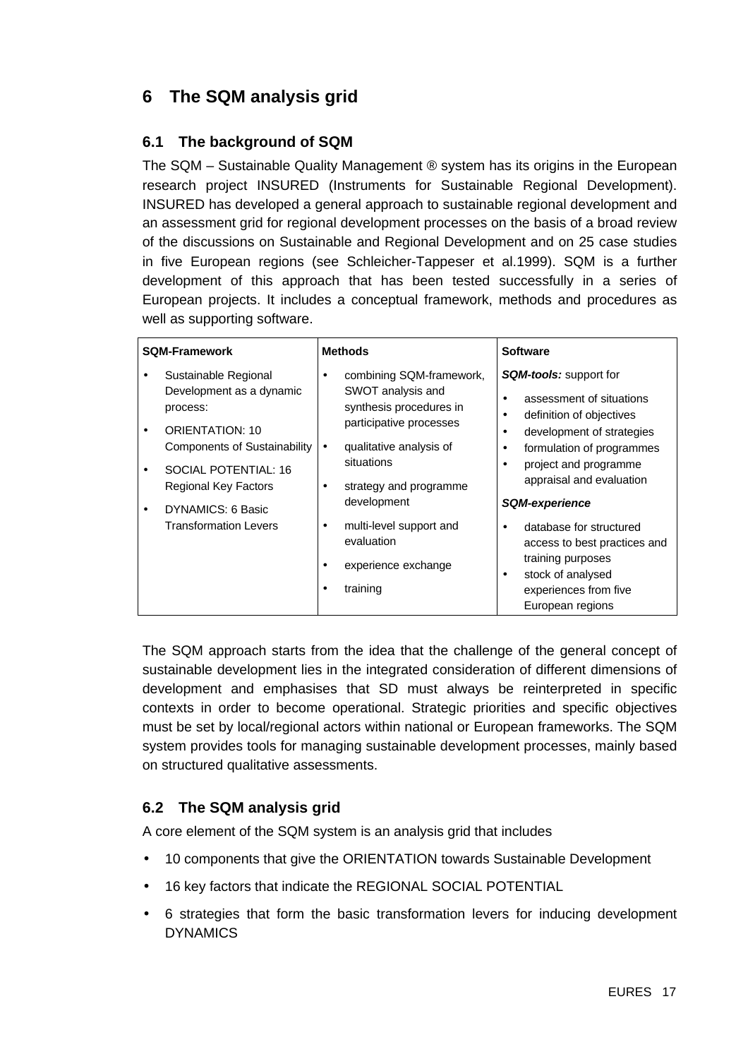## 6 The SQM analysis grid

### 6.1 The background of SQM

The SQM – Sustainable Quality Management ® system has its origins in the European research project INSURED (Instruments for Sustainable Regional Development). INSURED has developed a general approach to sustainable regional development and an assessment grid for regional development processes on the basis of a broad review of the discussions on Sustainable and Regional Development and on 25 case studies in five European regions (see Schleicher-Tappeser et al.1999). SQM is a further development of this approach that has been tested successfully in a series of European projects. It includes a conceptual framework, methods and procedures as well as supporting software.

| SQM-Framework | Methods | Software |
|---|---|---|
| • Sustainable Regional Development as a dynamic process:<br>• ORIENTATION: 10 Components of Sustainability<br>• SOCIAL POTENTIAL: 16 Regional Key Factors<br>• DYNAMICS: 6 Basic Transformation Levers | • combining SQM-framework, SWOT analysis and synthesis procedures in participative processes<br>• qualitative analysis of situations<br>• strategy and programme development<br>• multi-level support and evaluation<br>• experience exchange<br>• training | ***SQM-tools:*** support for<br>• assessment of situations<br>• definition of objectives<br>• development of strategies<br>• formulation of programmes<br>• project and programme appraisal and evaluation<br>***SQM-experience***<br>• database for structured access to best practices and training purposes<br>• stock of analysed experiences from five European regions |

The SQM approach starts from the idea that the challenge of the general concept of sustainable development lies in the integrated consideration of different dimensions of development and emphasises that SD must always be reinterpreted in specific contexts in order to become operational. Strategic priorities and specific objectives must be set by local/regional actors within national or European frameworks. The SQM system provides tools for managing sustainable development processes, mainly based on structured qualitative assessments.

### 6.2 The SQM analysis grid

A core element of the SQM system is an analysis grid that includes

- 10 components that give the ORIENTATION towards Sustainable Development
- 16 key factors that indicate the REGIONAL SOCIAL POTENTIAL
- 6 strategies that form the basic transformation levers for inducing development DYNAMICS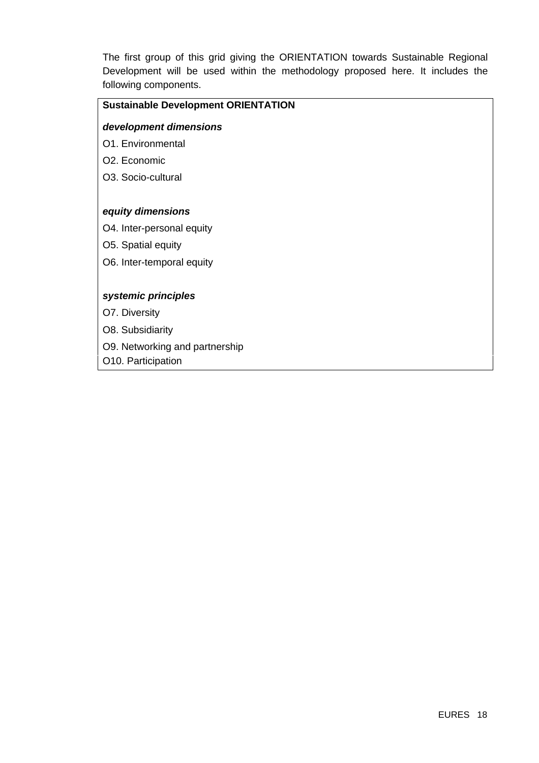The first group of this grid giving the ORIENTATION towards Sustainable Regional Development will be used within the methodology proposed here. It includes the following components.

**Sustainable Development ORIENTATION**

***development dimensions***

O1. Environmental

O2. Economic

O3. Socio-cultural

***equity dimensions***

O4. Inter-personal equity

O5. Spatial equity

O6. Inter-temporal equity

***systemic principles***

O7. Diversity

O8. Subsidiarity

O9. Networking and partnership

O10. Participation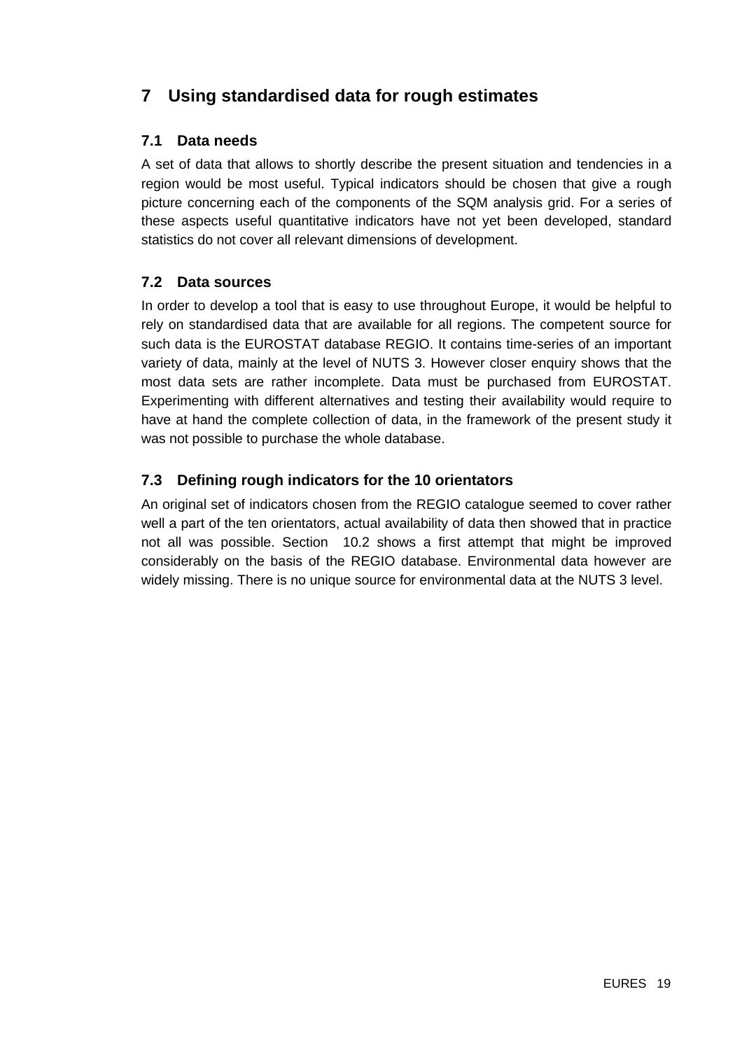# 7 Using standardised data for rough estimates

## 7.1 Data needs

A set of data that allows to shortly describe the present situation and tendencies in a region would be most useful. Typical indicators should be chosen that give a rough picture concerning each of the components of the SQM analysis grid. For a series of these aspects useful quantitative indicators have not yet been developed, standard statistics do not cover all relevant dimensions of development.

## 7.2 Data sources

In order to develop a tool that is easy to use throughout Europe, it would be helpful to rely on standardised data that are available for all regions. The competent source for such data is the EUROSTAT database REGIO. It contains time-series of an important variety of data, mainly at the level of NUTS 3. However closer enquiry shows that the most data sets are rather incomplete. Data must be purchased from EUROSTAT. Experimenting with different alternatives and testing their availability would require to have at hand the complete collection of data, in the framework of the present study it was not possible to purchase the whole database.

## 7.3 Defining rough indicators for the 10 orientators

An original set of indicators chosen from the REGIO catalogue seemed to cover rather well a part of the ten orientators, actual availability of data then showed that in practice not all was possible. Section 10.2 shows a first attempt that might be improved considerably on the basis of the REGIO database. Environmental data however are widely missing. There is no unique source for environmental data at the NUTS 3 level.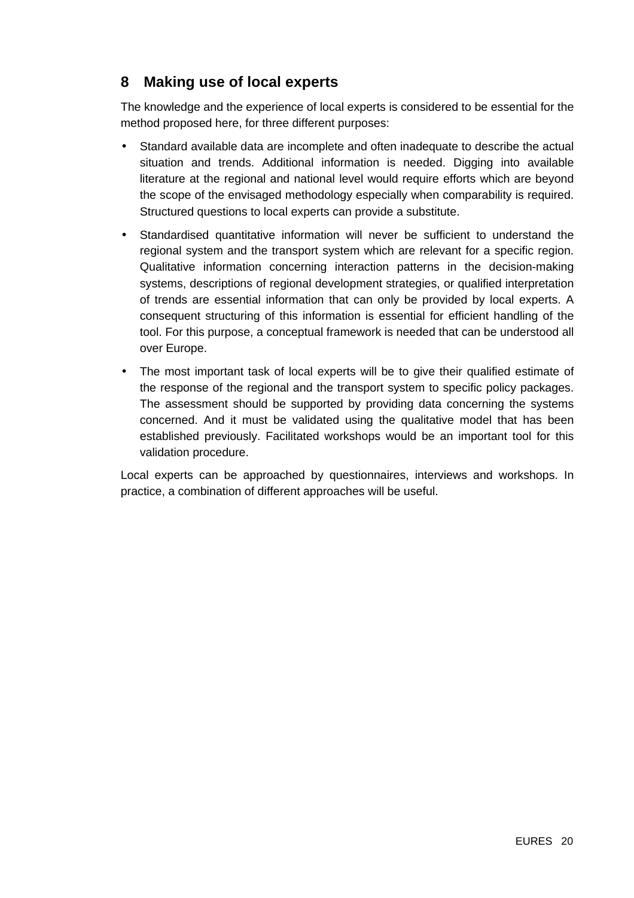## 8 Making use of local experts

The knowledge and the experience of local experts is considered to be essential for the method proposed here, for three different purposes:

- Standard available data are incomplete and often inadequate to describe the actual situation and trends. Additional information is needed. Digging into available literature at the regional and national level would require efforts which are beyond the scope of the envisaged methodology especially when comparability is required. Structured questions to local experts can provide a substitute.
- Standardised quantitative information will never be sufficient to understand the regional system and the transport system which are relevant for a specific region. Qualitative information concerning interaction patterns in the decision-making systems, descriptions of regional development strategies, or qualified interpretation of trends are essential information that can only be provided by local experts. A consequent structuring of this information is essential for efficient handling of the tool. For this purpose, a conceptual framework is needed that can be understood all over Europe.
- The most important task of local experts will be to give their qualified estimate of the response of the regional and the transport system to specific policy packages. The assessment should be supported by providing data concerning the systems concerned. And it must be validated using the qualitative model that has been established previously. Facilitated workshops would be an important tool for this validation procedure.

Local experts can be approached by questionnaires, interviews and workshops. In practice, a combination of different approaches will be useful.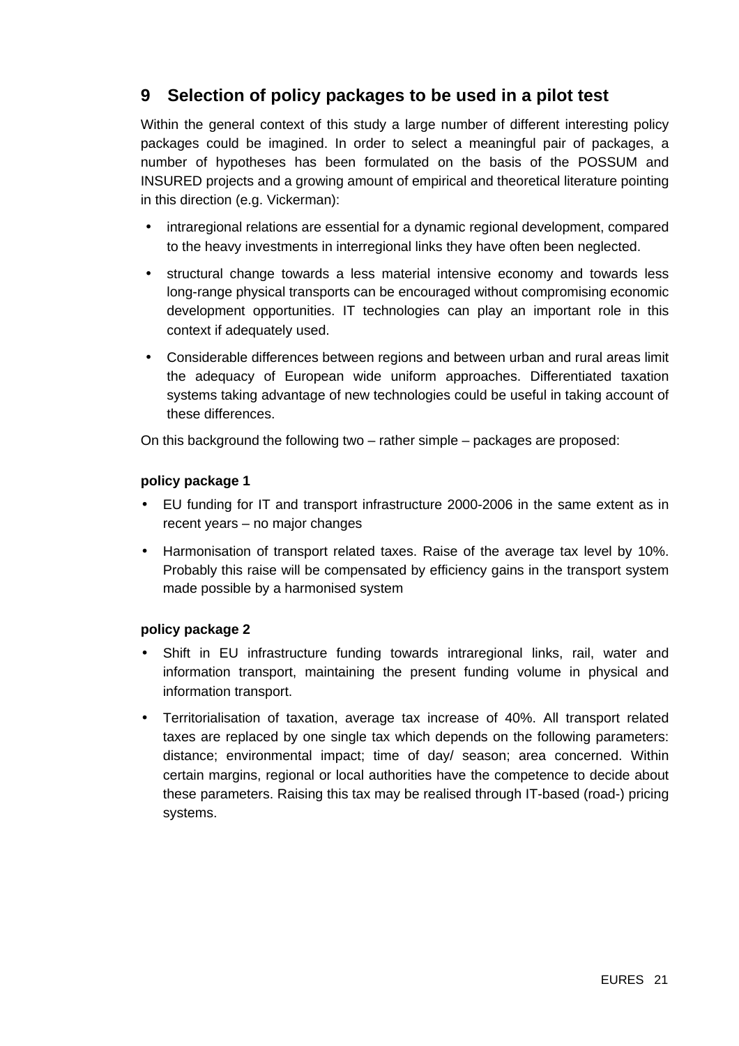# 9 Selection of policy packages to be used in a pilot test

Within the general context of this study a large number of different interesting policy packages could be imagined. In order to select a meaningful pair of packages, a number of hypotheses has been formulated on the basis of the POSSUM and INSURED projects and a growing amount of empirical and theoretical literature pointing in this direction (e.g. Vickerman):

- intraregional relations are essential for a dynamic regional development, compared to the heavy investments in interregional links they have often been neglected.
- structural change towards a less material intensive economy and towards less long-range physical transports can be encouraged without compromising economic development opportunities. IT technologies can play an important role in this context if adequately used.
- Considerable differences between regions and between urban and rural areas limit the adequacy of European wide uniform approaches. Differentiated taxation systems taking advantage of new technologies could be useful in taking account of these differences.

On this background the following two – rather simple – packages are proposed:

**policy package 1**

- EU funding for IT and transport infrastructure 2000-2006 in the same extent as in recent years – no major changes
- Harmonisation of transport related taxes. Raise of the average tax level by 10%. Probably this raise will be compensated by efficiency gains in the transport system made possible by a harmonised system

**policy package 2**

- Shift in EU infrastructure funding towards intraregional links, rail, water and information transport, maintaining the present funding volume in physical and information transport.
- Territorialisation of taxation, average tax increase of 40%. All transport related taxes are replaced by one single tax which depends on the following parameters: distance; environmental impact; time of day/ season; area concerned. Within certain margins, regional or local authorities have the competence to decide about these parameters. Raising this tax may be realised through IT-based (road-) pricing systems.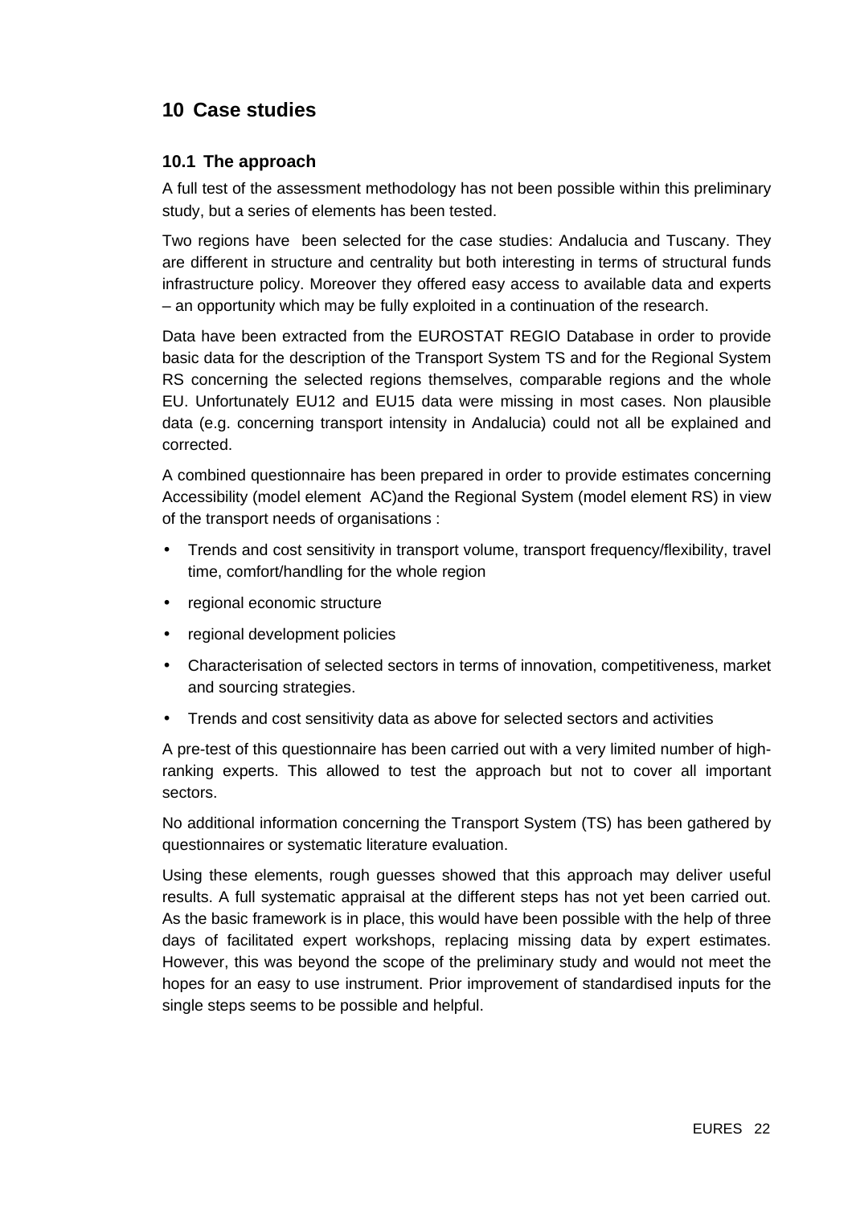# 10 Case studies

## 10.1 The approach

A full test of the assessment methodology has not been possible within this preliminary study, but a series of elements has been tested.

Two regions have been selected for the case studies: Andalucia and Tuscany. They are different in structure and centrality but both interesting in terms of structural funds infrastructure policy. Moreover they offered easy access to available data and experts – an opportunity which may be fully exploited in a continuation of the research.

Data have been extracted from the EUROSTAT REGIO Database in order to provide basic data for the description of the Transport System TS and for the Regional System RS concerning the selected regions themselves, comparable regions and the whole EU. Unfortunately EU12 and EU15 data were missing in most cases. Non plausible data (e.g. concerning transport intensity in Andalucia) could not all be explained and corrected.

A combined questionnaire has been prepared in order to provide estimates concerning Accessibility (model element AC)and the Regional System (model element RS) in view of the transport needs of organisations :

- Trends and cost sensitivity in transport volume, transport frequency/flexibility, travel time, comfort/handling for the whole region
- regional economic structure
- regional development policies
- Characterisation of selected sectors in terms of innovation, competitiveness, market and sourcing strategies.
- Trends and cost sensitivity data as above for selected sectors and activities

A pre-test of this questionnaire has been carried out with a very limited number of high-ranking experts. This allowed to test the approach but not to cover all important sectors.

No additional information concerning the Transport System (TS) has been gathered by questionnaires or systematic literature evaluation.

Using these elements, rough guesses showed that this approach may deliver useful results. A full systematic appraisal at the different steps has not yet been carried out. As the basic framework is in place, this would have been possible with the help of three days of facilitated expert workshops, replacing missing data by expert estimates. However, this was beyond the scope of the preliminary study and would not meet the hopes for an easy to use instrument. Prior improvement of standardised inputs for the single steps seems to be possible and helpful.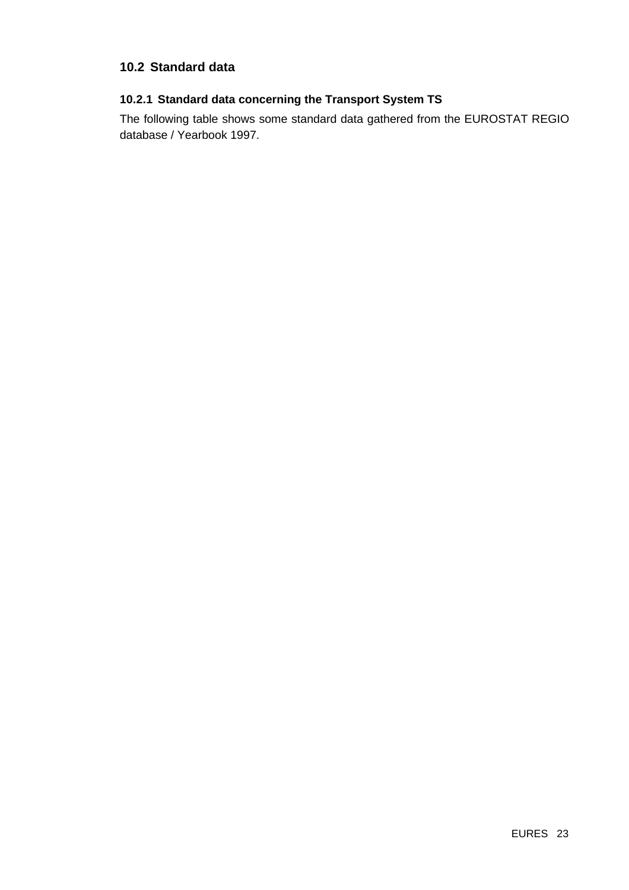## 10.2 Standard data

### 10.2.1 Standard data concerning the Transport System TS

The following table shows some standard data gathered from the EUROSTAT REGIO database / Yearbook 1997.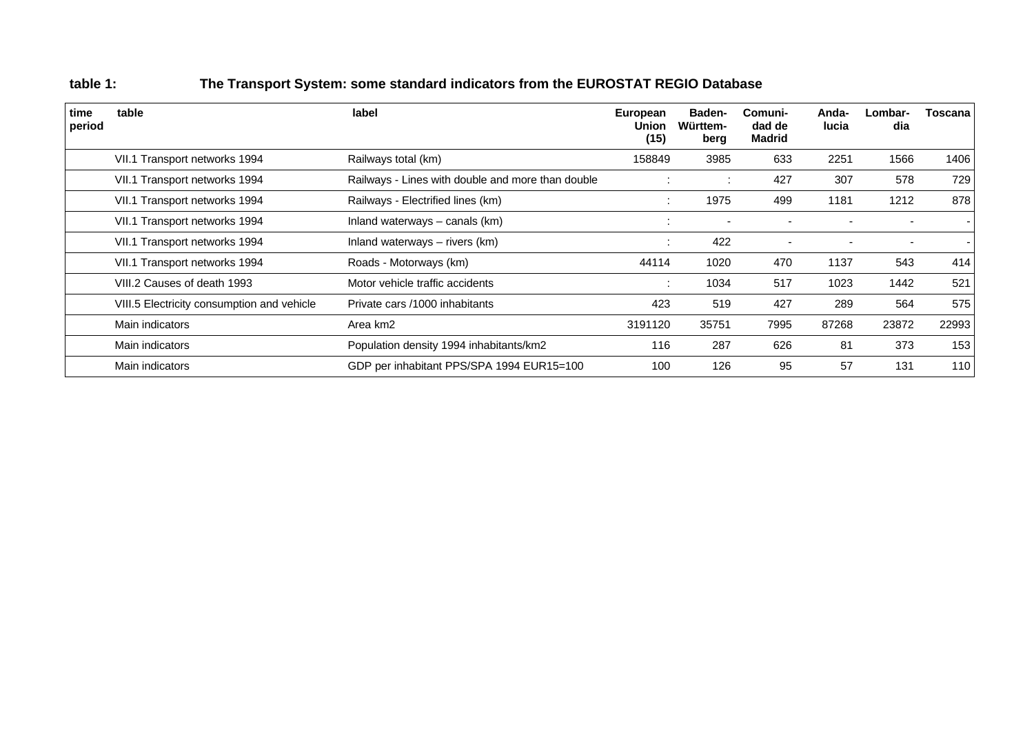**table 1:** **The Transport System: some standard indicators from the EUROSTAT REGIO Database**

| time period | table | label | European Union (15) | Baden-Württem-berg | Comuni-dad de Madrid | Anda-lucia | Lombar-dia | Toscana |
|---|---|---|---|---|---|---|---|---|
| | VII.1 Transport networks 1994 | Railways total (km) | 158849 | 3985 | 633 | 2251 | 1566 | 1406 |
| | VII.1 Transport networks 1994 | Railways - Lines with double and more than double | : | : | 427 | 307 | 578 | 729 |
| | VII.1 Transport networks 1994 | Railways - Electrified lines (km) | : | 1975 | 499 | 1181 | 1212 | 878 |
| | VII.1 Transport networks 1994 | Inland waterways – canals (km) | : | - | - | - | - | - |
| | VII.1 Transport networks 1994 | Inland waterways – rivers (km) | : | 422 | - | - | - | - |
| | VII.1 Transport networks 1994 | Roads - Motorways (km) | 44114 | 1020 | 470 | 1137 | 543 | 414 |
| | VIII.2 Causes of death 1993 | Motor vehicle traffic accidents | : | 1034 | 517 | 1023 | 1442 | 521 |
| | VIII.5 Electricity consumption and vehicle | Private cars /1000 inhabitants | 423 | 519 | 427 | 289 | 564 | 575 |
| | Main indicators | Area km2 | 3191120 | 35751 | 7995 | 87268 | 23872 | 22993 |
| | Main indicators | Population density 1994 inhabitants/km2 | 116 | 287 | 626 | 81 | 373 | 153 |
| | Main indicators | GDP per inhabitant PPS/SPA 1994 EUR15=100 | 100 | 126 | 95 | 57 | 131 | 110 |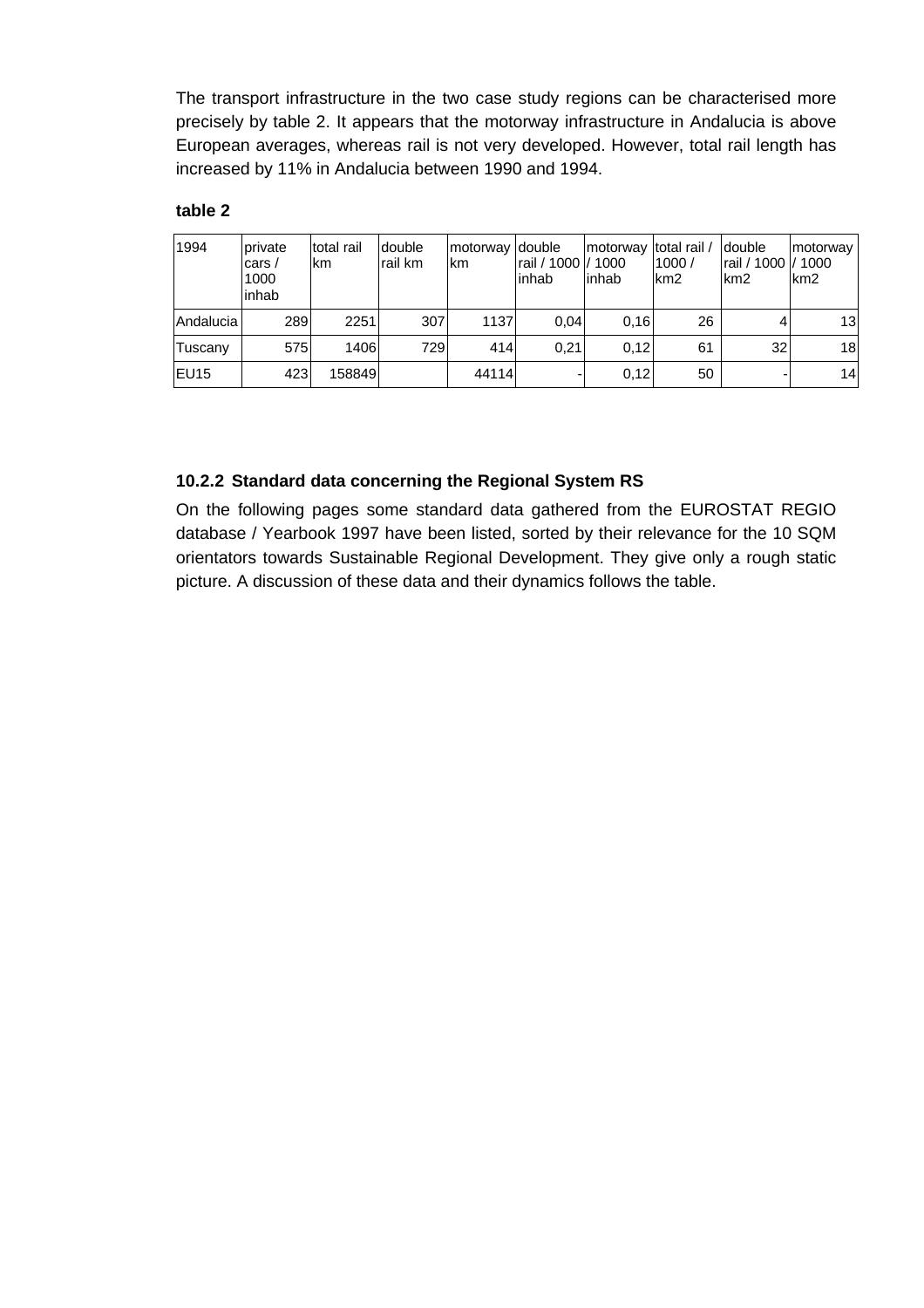The transport infrastructure in the two case study regions can be characterised more precisely by table 2. It appears that the motorway infrastructure in Andalucia is above European averages, whereas rail is not very developed. However, total rail length has increased by 11% in Andalucia between 1990 and 1994.

**table 2**

| 1994 | private cars / 1000 inhab | total rail km | double rail km | motorway km | double rail / 1000 inhab | motorway / 1000 inhab | total rail / 1000 / km2 | double rail / 1000 km2 | motorway / 1000 km2 |
|---|---|---|---|---|---|---|---|---|---|
| Andalucia | 289 | 2251 | 307 | 1137 | 0,04 | 0,16 | 26 | 4 | 13 |
| Tuscany | 575 | 1406 | 729 | 414 | 0,21 | 0,12 | 61 | 32 | 18 |
| EU15 | 423 | 158849 | | 44114 | - | 0,12 | 50 | - | 14 |

### 10.2.2 Standard data concerning the Regional System RS

On the following pages some standard data gathered from the EUROSTAT REGIO database / Yearbook 1997 have been listed, sorted by their relevance for the 10 SQM orientators towards Sustainable Regional Development. They give only a rough static picture. A discussion of these data and their dynamics follows the table.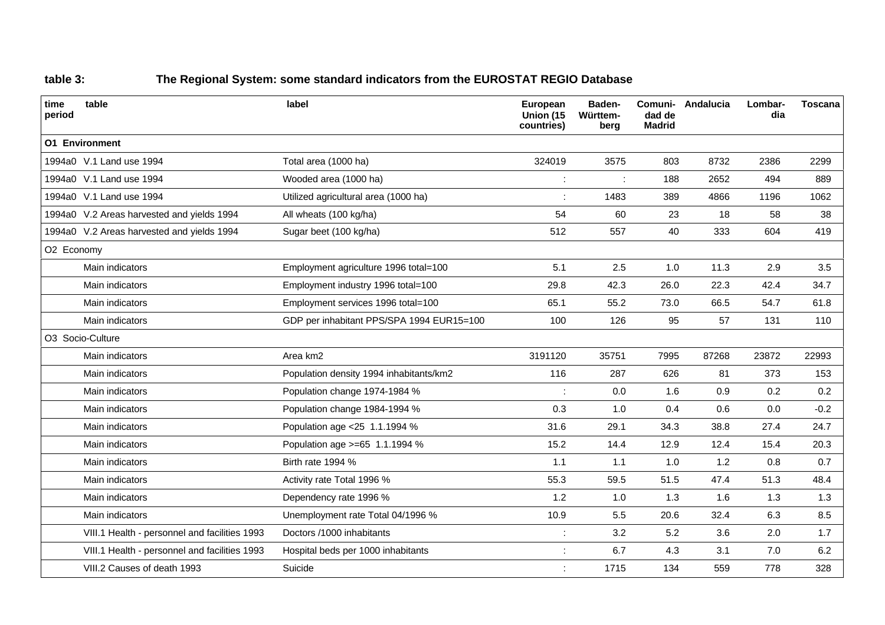**table 3: The Regional System: some standard indicators from the EUROSTAT REGIO Database**

| time period | table | label | European Union (15 countries) | Baden-Württem-berg | Comuni-dad de Madrid | Andalucia | Lombar-dia | Toscana |
|---|---|---|---|---|---|---|---|---|
| **O1 Environment** | | | | | | | | |
| 1994a0 | V.1 Land use 1994 | Total area (1000 ha) | 324019 | 3575 | 803 | 8732 | 2386 | 2299 |
| 1994a0 | V.1 Land use 1994 | Wooded area (1000 ha) | : | : | 188 | 2652 | 494 | 889 |
| 1994a0 | V.1 Land use 1994 | Utilized agricultural area (1000 ha) | : | 1483 | 389 | 4866 | 1196 | 1062 |
| 1994a0 | V.2 Areas harvested and yields 1994 | All wheats (100 kg/ha) | 54 | 60 | 23 | 18 | 58 | 38 |
| 1994a0 | V.2 Areas harvested and yields 1994 | Sugar beet (100 kg/ha) | 512 | 557 | 40 | 333 | 604 | 419 |
| O2 Economy | | | | | | | | |
| | Main indicators | Employment agriculture 1996 total=100 | 5.1 | 2.5 | 1.0 | 11.3 | 2.9 | 3.5 |
| | Main indicators | Employment industry 1996 total=100 | 29.8 | 42.3 | 26.0 | 22.3 | 42.4 | 34.7 |
| | Main indicators | Employment services 1996 total=100 | 65.1 | 55.2 | 73.0 | 66.5 | 54.7 | 61.8 |
| | Main indicators | GDP per inhabitant PPS/SPA 1994 EUR15=100 | 100 | 126 | 95 | 57 | 131 | 110 |
| O3 Socio-Culture | | | | | | | | |
| | Main indicators | Area km2 | 3191120 | 35751 | 7995 | 87268 | 23872 | 22993 |
| | Main indicators | Population density 1994 inhabitants/km2 | 116 | 287 | 626 | 81 | 373 | 153 |
| | Main indicators | Population change 1974-1984 % | : | 0.0 | 1.6 | 0.9 | 0.2 | 0.2 |
| | Main indicators | Population change 1984-1994 % | 0.3 | 1.0 | 0.4 | 0.6 | 0.0 | -0.2 |
| | Main indicators | Population age <25 1.1.1994 % | 31.6 | 29.1 | 34.3 | 38.8 | 27.4 | 24.7 |
| | Main indicators | Population age >=65 1.1.1994 % | 15.2 | 14.4 | 12.9 | 12.4 | 15.4 | 20.3 |
| | Main indicators | Birth rate 1994 % | 1.1 | 1.1 | 1.0 | 1.2 | 0.8 | 0.7 |
| | Main indicators | Activity rate Total 1996 % | 55.3 | 59.5 | 51.5 | 47.4 | 51.3 | 48.4 |
| | Main indicators | Dependency rate 1996 % | 1.2 | 1.0 | 1.3 | 1.6 | 1.3 | 1.3 |
| | Main indicators | Unemployment rate Total 04/1996 % | 10.9 | 5.5 | 20.6 | 32.4 | 6.3 | 8.5 |
| | VIII.1 Health - personnel and facilities 1993 | Doctors /1000 inhabitants | : | 3.2 | 5.2 | 3.6 | 2.0 | 1.7 |
| | VIII.1 Health - personnel and facilities 1993 | Hospital beds per 1000 inhabitants | : | 6.7 | 4.3 | 3.1 | 7.0 | 6.2 |
| | VIII.2 Causes of death 1993 | Suicide | : | 1715 | 134 | 559 | 778 | 328 |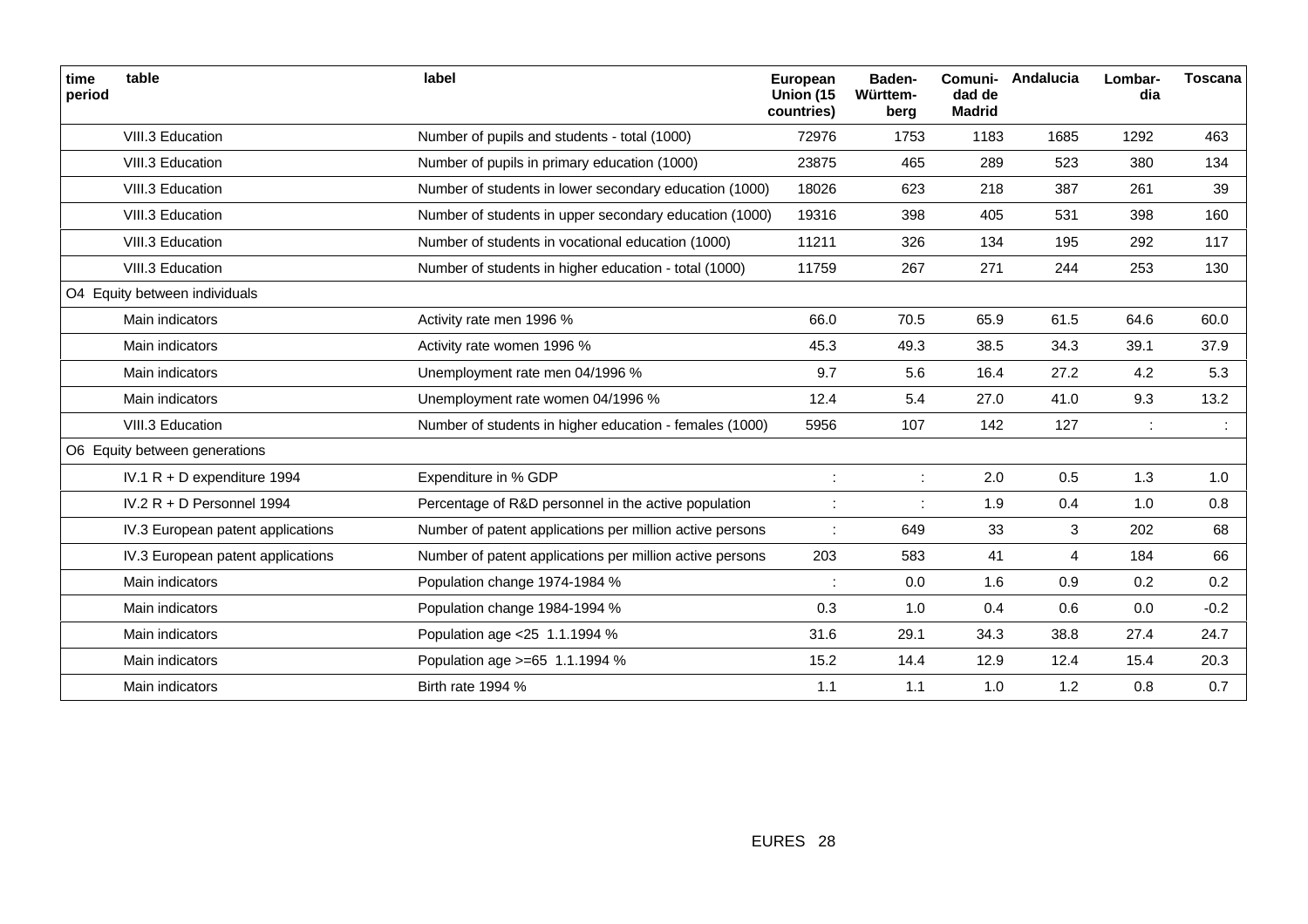| time period | table | label | European Union (15 countries) | Baden-Württem-berg | Comuni-dad de Madrid | Andalucia | Lombar-dia | Toscana |
|---|---|---|---|---|---|---|---|---|
| | VIII.3 Education | Number of pupils and students - total (1000) | 72976 | 1753 | 1183 | 1685 | 1292 | 463 |
| | VIII.3 Education | Number of pupils in primary education (1000) | 23875 | 465 | 289 | 523 | 380 | 134 |
| | VIII.3 Education | Number of students in lower secondary education (1000) | 18026 | 623 | 218 | 387 | 261 | 39 |
| | VIII.3 Education | Number of students in upper secondary education (1000) | 19316 | 398 | 405 | 531 | 398 | 160 |
| | VIII.3 Education | Number of students in vocational education (1000) | 11211 | 326 | 134 | 195 | 292 | 117 |
| | VIII.3 Education | Number of students in higher education - total (1000) | 11759 | 267 | 271 | 244 | 253 | 130 |
| O4 Equity between individuals | | | | | | | | |
| | Main indicators | Activity rate men 1996 % | 66.0 | 70.5 | 65.9 | 61.5 | 64.6 | 60.0 |
| | Main indicators | Activity rate women 1996 % | 45.3 | 49.3 | 38.5 | 34.3 | 39.1 | 37.9 |
| | Main indicators | Unemployment rate men 04/1996 % | 9.7 | 5.6 | 16.4 | 27.2 | 4.2 | 5.3 |
| | Main indicators | Unemployment rate women 04/1996 % | 12.4 | 5.4 | 27.0 | 41.0 | 9.3 | 13.2 |
| | VIII.3 Education | Number of students in higher education - females (1000) | 5956 | 107 | 142 | 127 | : | : |
| O6 Equity between generations | | | | | | | | |
| | IV.1 R + D expenditure 1994 | Expenditure in % GDP | : | : | 2.0 | 0.5 | 1.3 | 1.0 |
| | IV.2 R + D Personnel 1994 | Percentage of R&D personnel in the active population | : | : | 1.9 | 0.4 | 1.0 | 0.8 |
| | IV.3 European patent applications | Number of patent applications per million active persons | : | 649 | 33 | 3 | 202 | 68 |
| | IV.3 European patent applications | Number of patent applications per million active persons | 203 | 583 | 41 | 4 | 184 | 66 |
| | Main indicators | Population change 1974-1984 % | : | 0.0 | 1.6 | 0.9 | 0.2 | 0.2 |
| | Main indicators | Population change 1984-1994 % | 0.3 | 1.0 | 0.4 | 0.6 | 0.0 | -0.2 |
| | Main indicators | Population age <25 1.1.1994 % | 31.6 | 29.1 | 34.3 | 38.8 | 27.4 | 24.7 |
| | Main indicators | Population age >=65 1.1.1994 % | 15.2 | 14.4 | 12.9 | 12.4 | 15.4 | 20.3 |
| | Main indicators | Birth rate 1994 % | 1.1 | 1.1 | 1.0 | 1.2 | 0.8 | 0.7 |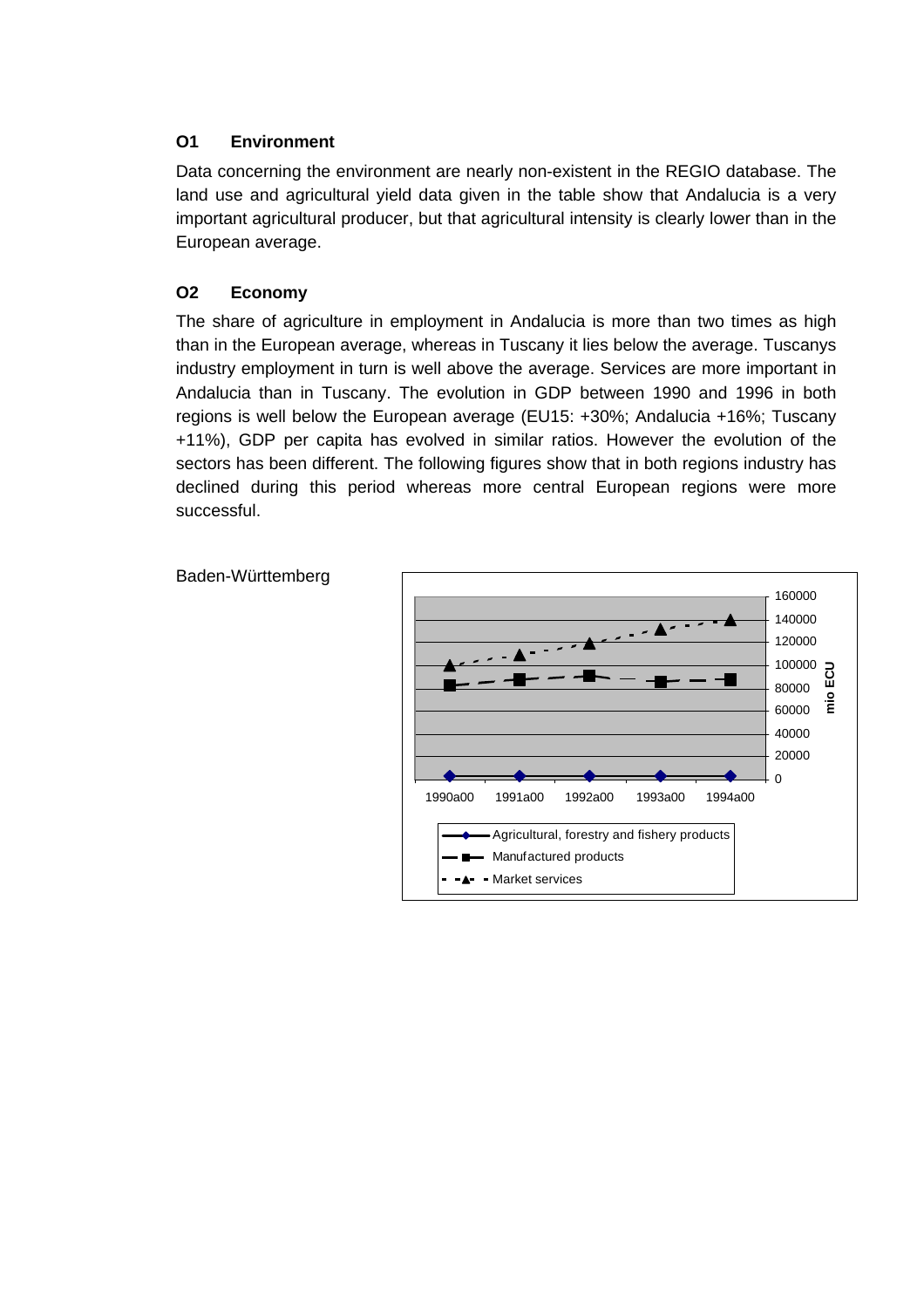### O1 Environment

Data concerning the environment are nearly non-existent in the REGIO database. The land use and agricultural yield data given in the table show that Andalucia is a very important agricultural producer, but that agricultural intensity is clearly lower than in the European average.

### O2 Economy

The share of agriculture in employment in Andalucia is more than two times as high than in the European average, whereas in Tuscany it lies below the average. Tuscanys industry employment in turn is well above the average. Services are more important in Andalucia than in Tuscany. The evolution in GDP between 1990 and 1996 in both regions is well below the European average (EU15: +30%; Andalucia +16%; Tuscany +11%), GDP per capita has evolved in similar ratios. However the evolution of the sectors has been different. The following figures show that in both regions industry has declined during this period whereas more central European regions were more successful.

Baden-Württemberg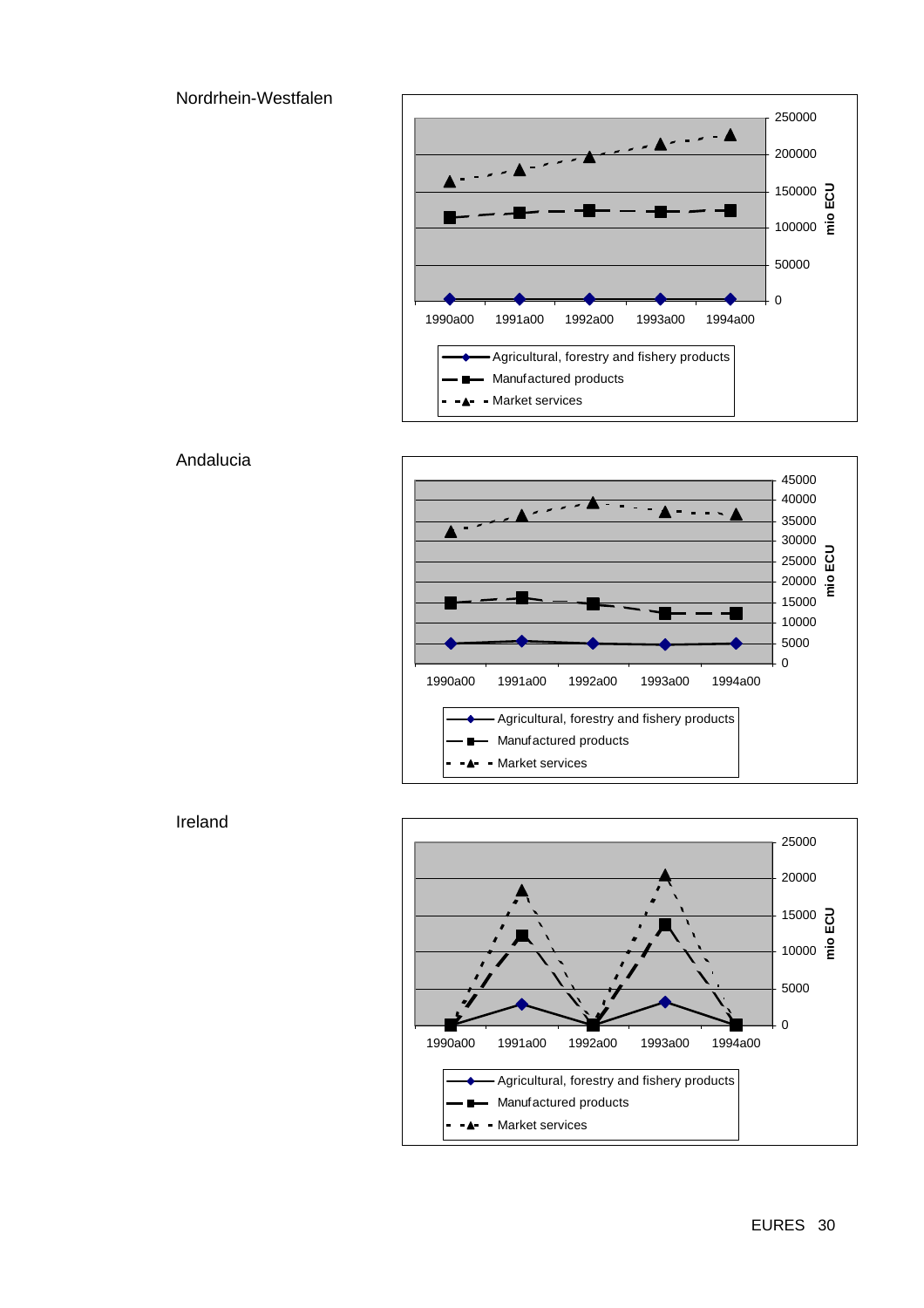Nordrhein-Westfalen

Andalucia

Ireland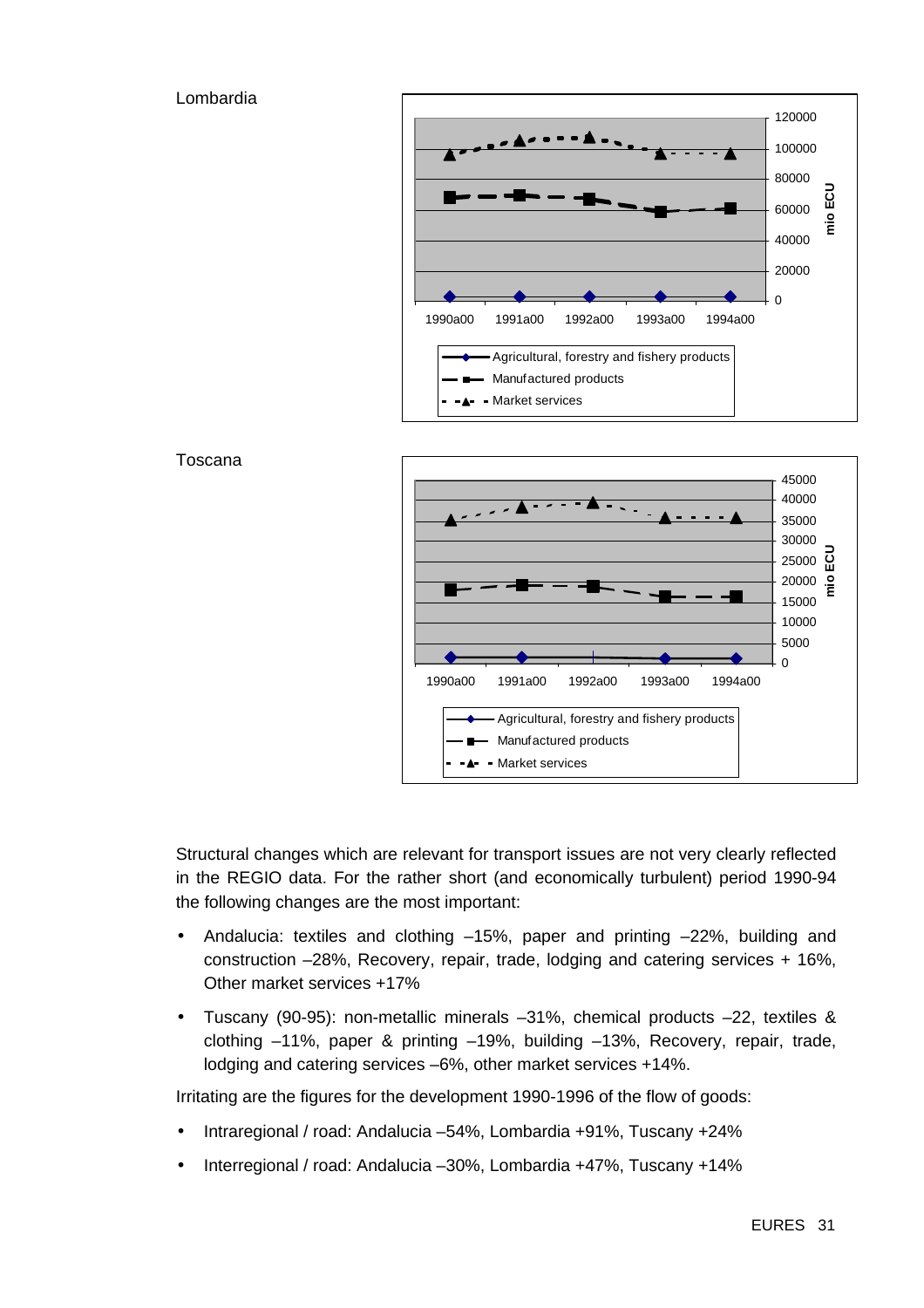Lombardia

Toscana

Structural changes which are relevant for transport issues are not very clearly reflected in the REGIO data. For the rather short (and economically turbulent) period 1990-94 the following changes are the most important:

- Andalucia: textiles and clothing –15%, paper and printing –22%, building and construction –28%, Recovery, repair, trade, lodging and catering services + 16%, Other market services +17%
- Tuscany (90-95): non-metallic minerals –31%, chemical products –22, textiles & clothing –11%, paper & printing –19%, building –13%, Recovery, repair, trade, lodging and catering services –6%, other market services +14%.

Irritating are the figures for the development 1990-1996 of the flow of goods:

- Intraregional / road: Andalucia –54%, Lombardia +91%, Tuscany +24%
- Interregional / road: Andalucia –30%, Lombardia +47%, Tuscany +14%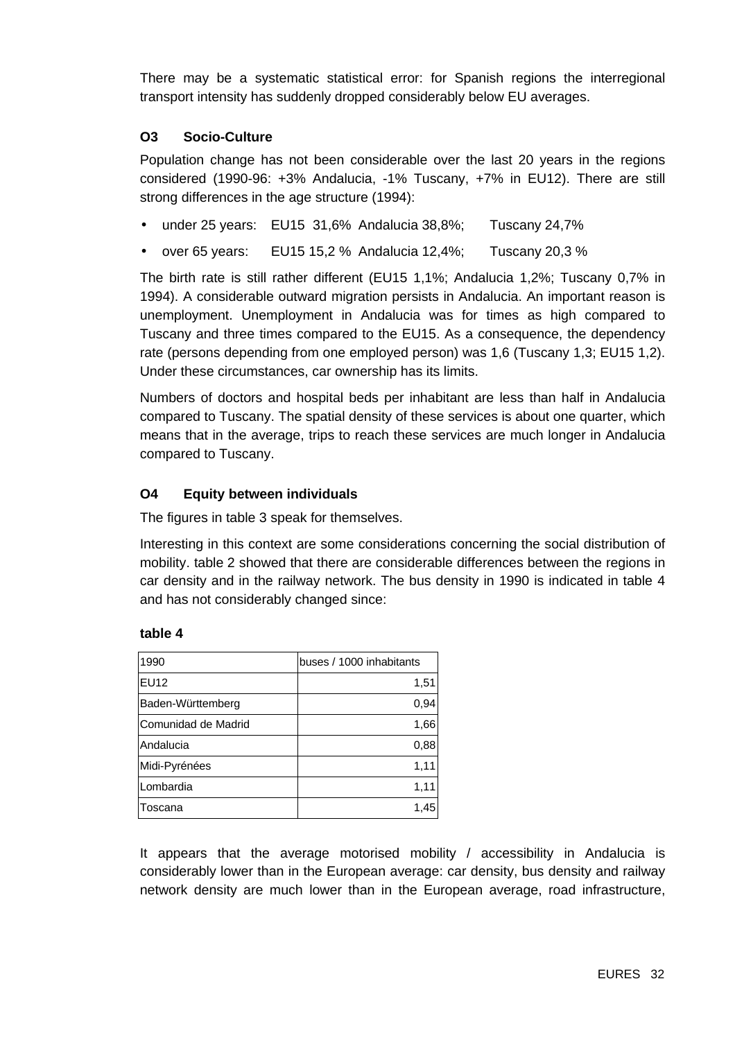There may be a systematic statistical error: for Spanish regions the interregional transport intensity has suddenly dropped considerably below EU averages.

### O3 Socio-Culture

Population change has not been considerable over the last 20 years in the regions considered (1990-96: +3% Andalucia, -1% Tuscany, +7% in EU12). There are still strong differences in the age structure (1994):

- under 25 years: EU15 31,6% Andalucia 38,8%; Tuscany 24,7%
- over 65 years: EU15 15,2 % Andalucia 12,4%; Tuscany 20,3 %

The birth rate is still rather different (EU15 1,1%; Andalucia 1,2%; Tuscany 0,7% in 1994). A considerable outward migration persists in Andalucia. An important reason is unemployment. Unemployment in Andalucia was for times as high compared to Tuscany and three times compared to the EU15. As a consequence, the dependency rate (persons depending from one employed person) was 1,6 (Tuscany 1,3; EU15 1,2). Under these circumstances, car ownership has its limits.

Numbers of doctors and hospital beds per inhabitant are less than half in Andalucia compared to Tuscany. The spatial density of these services is about one quarter, which means that in the average, trips to reach these services are much longer in Andalucia compared to Tuscany.

### O4 Equity between individuals

The figures in table 3 speak for themselves.

Interesting in this context are some considerations concerning the social distribution of mobility. table 2 showed that there are considerable differences between the regions in car density and in the railway network. The bus density in 1990 is indicated in table 4 and has not considerably changed since:

**table 4**

| 1990 | buses / 1000 inhabitants |
|---|---:|
| EU12 | 1,51 |
| Baden-Württemberg | 0,94 |
| Comunidad de Madrid | 1,66 |
| Andalucia | 0,88 |
| Midi-Pyrénées | 1,11 |
| Lombardia | 1,11 |
| Toscana | 1,45 |

It appears that the average motorised mobility / accessibility in Andalucia is considerably lower than in the European average: car density, bus density and railway network density are much lower than in the European average, road infrastructure,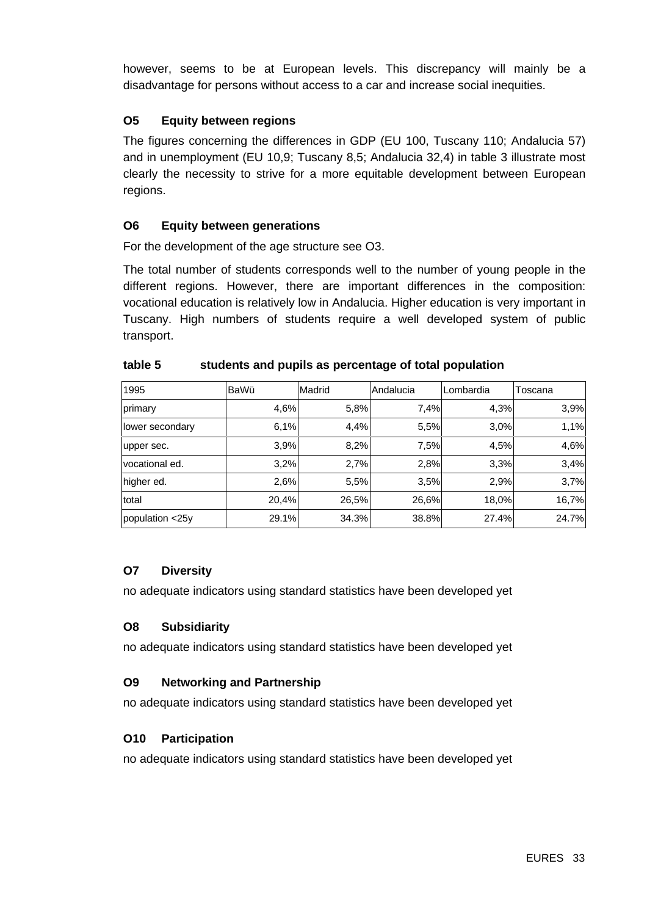however, seems to be at European levels. This discrepancy will mainly be a disadvantage for persons without access to a car and increase social inequities.

### O5 Equity between regions

The figures concerning the differences in GDP (EU 100, Tuscany 110; Andalucia 57) and in unemployment (EU 10,9; Tuscany 8,5; Andalucia 32,4) in table 3 illustrate most clearly the necessity to strive for a more equitable development between European regions.

### O6 Equity between generations

For the development of the age structure see O3.

The total number of students corresponds well to the number of young people in the different regions. However, there are important differences in the composition: vocational education is relatively low in Andalucia. Higher education is very important in Tuscany. High numbers of students require a well developed system of public transport.

**table 5 students and pupils as percentage of total population**

| 1995 | BaWü | Madrid | Andalucia | Lombardia | Toscana |
|---|---|---|---|---|---|
| primary | 4,6% | 5,8% | 7,4% | 4,3% | 3,9% |
| lower secondary | 6,1% | 4,4% | 5,5% | 3,0% | 1,1% |
| upper sec. | 3,9% | 8,2% | 7,5% | 4,5% | 4,6% |
| vocational ed. | 3,2% | 2,7% | 2,8% | 3,3% | 3,4% |
| higher ed. | 2,6% | 5,5% | 3,5% | 2,9% | 3,7% |
| total | 20,4% | 26,5% | 26,6% | 18,0% | 16,7% |
| population <25y | 29.1% | 34.3% | 38.8% | 27.4% | 24.7% |

### O7 Diversity

no adequate indicators using standard statistics have been developed yet

### O8 Subsidiarity

no adequate indicators using standard statistics have been developed yet

### O9 Networking and Partnership

no adequate indicators using standard statistics have been developed yet

### O10 Participation

no adequate indicators using standard statistics have been developed yet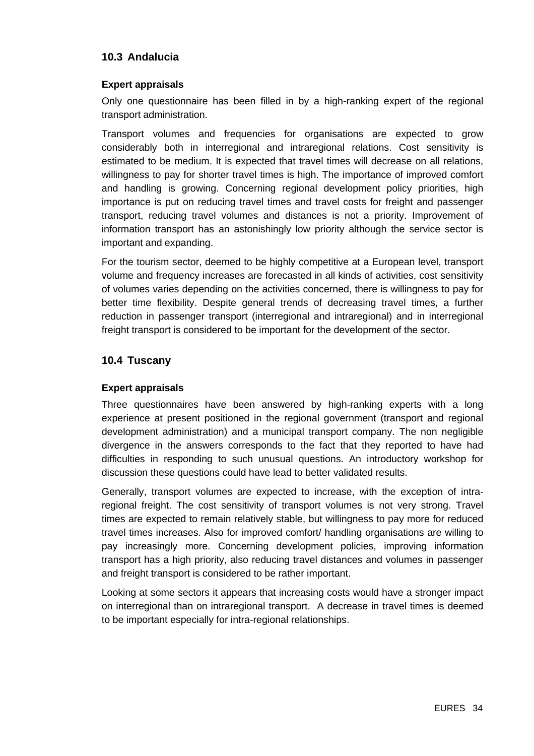## 10.3 Andalucia

### Expert appraisals

Only one questionnaire has been filled in by a high-ranking expert of the regional transport administration.

Transport volumes and frequencies for organisations are expected to grow considerably both in interregional and intraregional relations. Cost sensitivity is estimated to be medium. It is expected that travel times will decrease on all relations, willingness to pay for shorter travel times is high. The importance of improved comfort and handling is growing. Concerning regional development policy priorities, high importance is put on reducing travel times and travel costs for freight and passenger transport, reducing travel volumes and distances is not a priority. Improvement of information transport has an astonishingly low priority although the service sector is important and expanding.

For the tourism sector, deemed to be highly competitive at a European level, transport volume and frequency increases are forecasted in all kinds of activities, cost sensitivity of volumes varies depending on the activities concerned, there is willingness to pay for better time flexibility. Despite general trends of decreasing travel times, a further reduction in passenger transport (interregional and intraregional) and in interregional freight transport is considered to be important for the development of the sector.

## 10.4 Tuscany

### Expert appraisals

Three questionnaires have been answered by high-ranking experts with a long experience at present positioned in the regional government (transport and regional development administration) and a municipal transport company. The non negligible divergence in the answers corresponds to the fact that they reported to have had difficulties in responding to such unusual questions. An introductory workshop for discussion these questions could have lead to better validated results.

Generally, transport volumes are expected to increase, with the exception of intra-regional freight. The cost sensitivity of transport volumes is not very strong. Travel times are expected to remain relatively stable, but willingness to pay more for reduced travel times increases. Also for improved comfort/ handling organisations are willing to pay increasingly more. Concerning development policies, improving information transport has a high priority, also reducing travel distances and volumes in passenger and freight transport is considered to be rather important.

Looking at some sectors it appears that increasing costs would have a stronger impact on interregional than on intraregional transport. A decrease in travel times is deemed to be important especially for intra-regional relationships.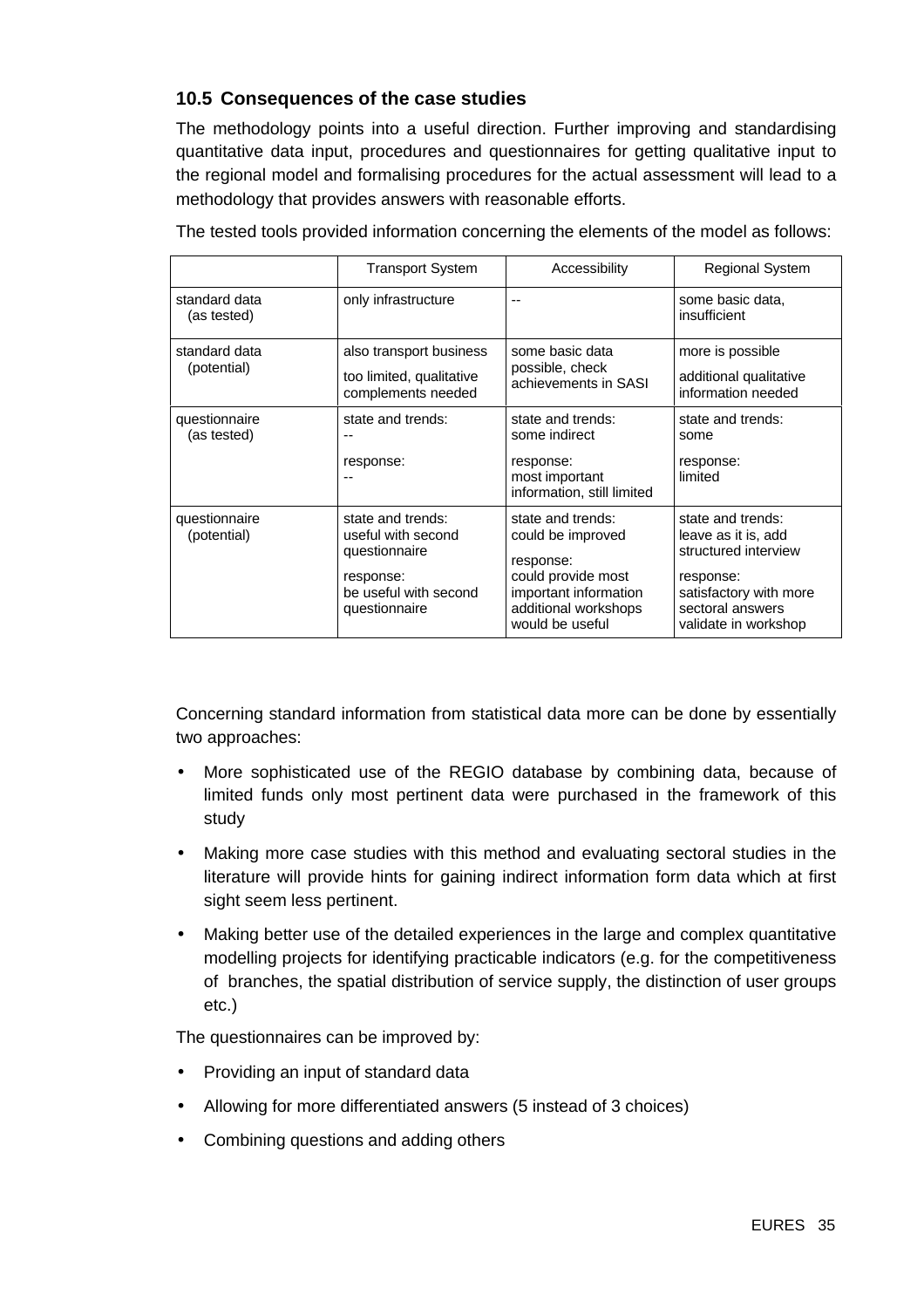### 10.5 Consequences of the case studies

The methodology points into a useful direction. Further improving and standardising quantitative data input, procedures and questionnaires for getting qualitative input to the regional model and formalising procedures for the actual assessment will lead to a methodology that provides answers with reasonable efforts.

The tested tools provided information concerning the elements of the model as follows:

| | Transport System | Accessibility | Regional System |
|---|---|---|---|
| standard data (as tested) | only infrastructure | -- | some basic data, insufficient |
| standard data (potential) | also transport business<br>too limited, qualitative complements needed | some basic data possible, check achievements in SASI | more is possible<br>additional qualitative information needed |
| questionnaire (as tested) | state and trends: --<br>response: -- | state and trends: some indirect<br>response: most important information, still limited | state and trends: some<br>response: limited |
| questionnaire (potential) | state and trends: useful with second questionnaire<br>response: be useful with second questionnaire | state and trends: could be improved<br>response: could provide most important information additional workshops would be useful | state and trends: leave as it is, add structured interview<br>response: satisfactory with more sectoral answers validate in workshop |

Concerning standard information from statistical data more can be done by essentially two approaches:

- More sophisticated use of the REGIO database by combining data, because of limited funds only most pertinent data were purchased in the framework of this study
- Making more case studies with this method and evaluating sectoral studies in the literature will provide hints for gaining indirect information form data which at first sight seem less pertinent.
- Making better use of the detailed experiences in the large and complex quantitative modelling projects for identifying practicable indicators (e.g. for the competitiveness of branches, the spatial distribution of service supply, the distinction of user groups etc.)

The questionnaires can be improved by:

- Providing an input of standard data
- Allowing for more differentiated answers (5 instead of 3 choices)
- Combining questions and adding others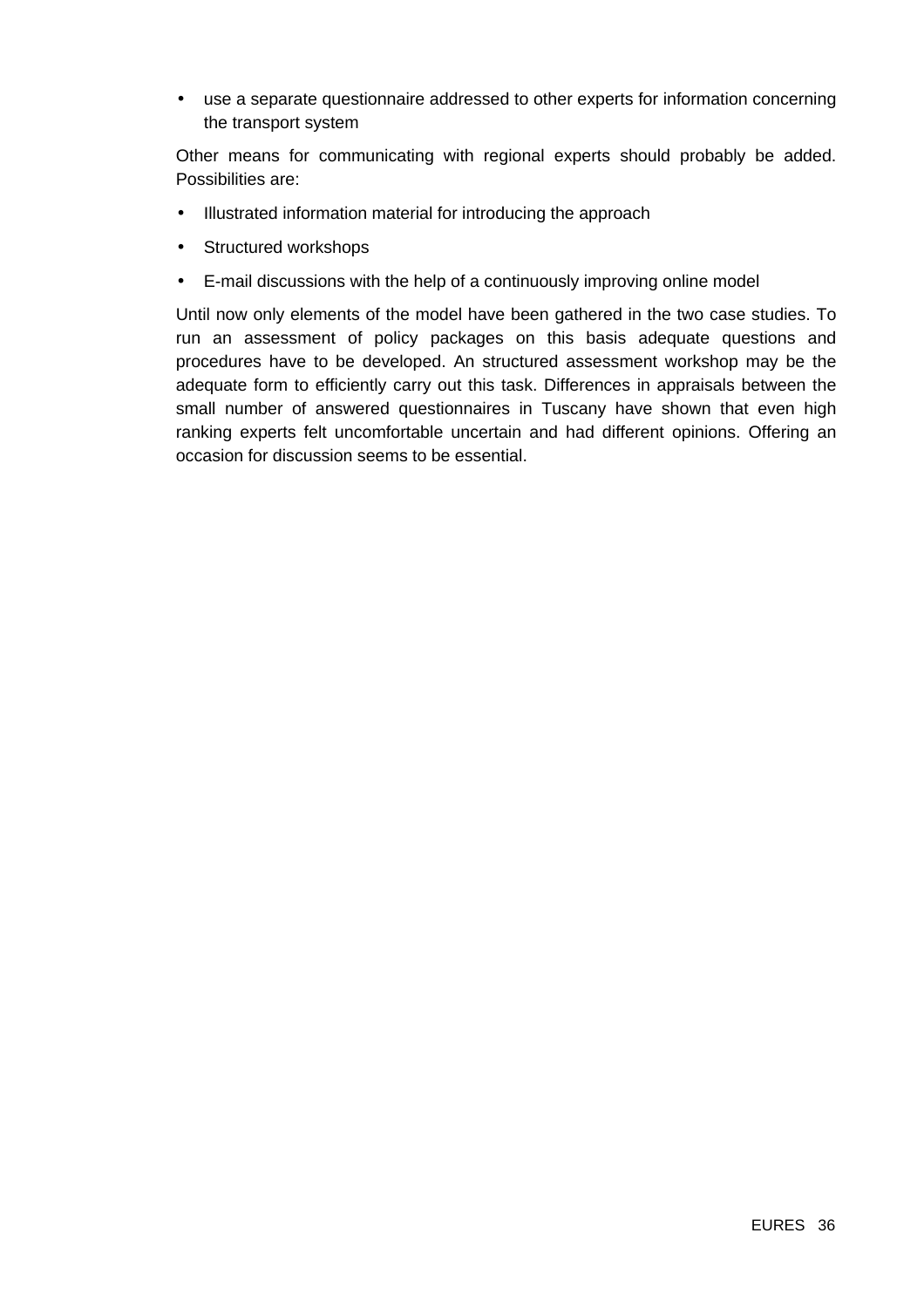- use a separate questionnaire addressed to other experts for information concerning the transport system

Other means for communicating with regional experts should probably be added. Possibilities are:

- Illustrated information material for introducing the approach
- Structured workshops
- E-mail discussions with the help of a continuously improving online model

Until now only elements of the model have been gathered in the two case studies. To run an assessment of policy packages on this basis adequate questions and procedures have to be developed. An structured assessment workshop may be the adequate form to efficiently carry out this task. Differences in appraisals between the small number of answered questionnaires in Tuscany have shown that even high ranking experts felt uncomfortable uncertain and had different opinions. Offering an occasion for discussion seems to be essential.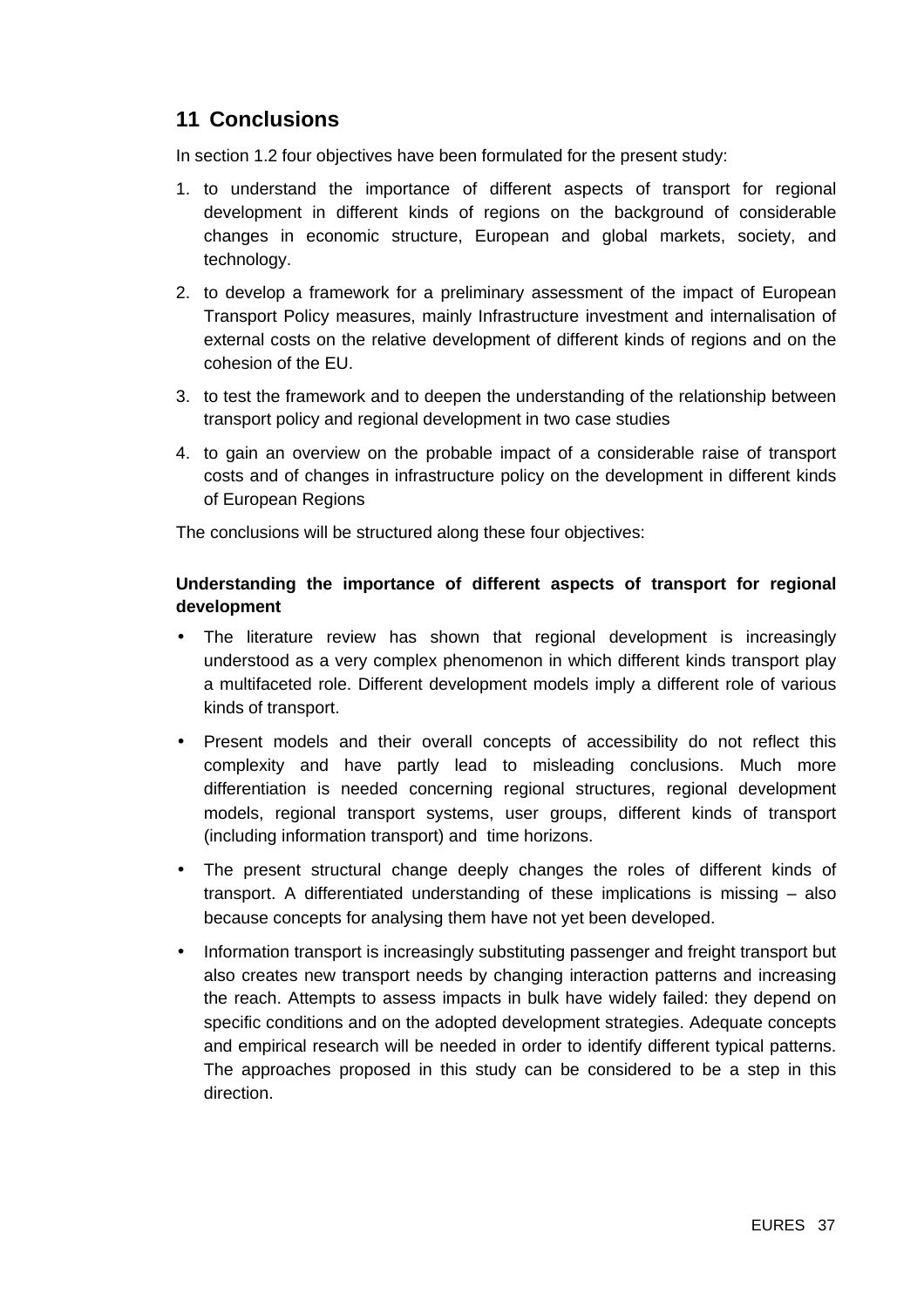# 11 Conclusions

In section 1.2 four objectives have been formulated for the present study:

1. to understand the importance of different aspects of transport for regional development in different kinds of regions on the background of considerable changes in economic structure, European and global markets, society, and technology.
2. to develop a framework for a preliminary assessment of the impact of European Transport Policy measures, mainly Infrastructure investment and internalisation of external costs on the relative development of different kinds of regions and on the cohesion of the EU.
3. to test the framework and to deepen the understanding of the relationship between transport policy and regional development in two case studies
4. to gain an overview on the probable impact of a considerable raise of transport costs and of changes in infrastructure policy on the development in different kinds of European Regions

The conclusions will be structured along these four objectives:

**Understanding the importance of different aspects of transport for regional development**

- The literature review has shown that regional development is increasingly understood as a very complex phenomenon in which different kinds transport play a multifaceted role. Different development models imply a different role of various kinds of transport.
- Present models and their overall concepts of accessibility do not reflect this complexity and have partly lead to misleading conclusions. Much more differentiation is needed concerning regional structures, regional development models, regional transport systems, user groups, different kinds of transport (including information transport) and time horizons.
- The present structural change deeply changes the roles of different kinds of transport. A differentiated understanding of these implications is missing – also because concepts for analysing them have not yet been developed.
- Information transport is increasingly substituting passenger and freight transport but also creates new transport needs by changing interaction patterns and increasing the reach. Attempts to assess impacts in bulk have widely failed: they depend on specific conditions and on the adopted development strategies. Adequate concepts and empirical research will be needed in order to identify different typical patterns. The approaches proposed in this study can be considered to be a step in this direction.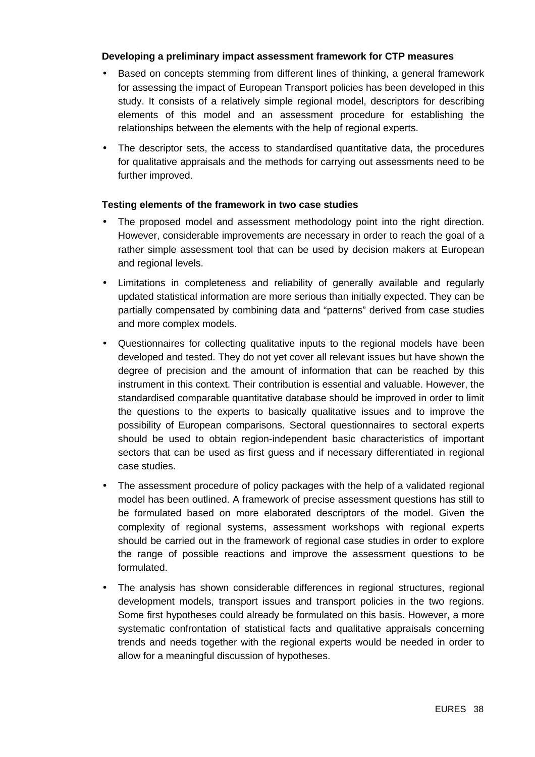**Developing a preliminary impact assessment framework for CTP measures**

- Based on concepts stemming from different lines of thinking, a general framework for assessing the impact of European Transport policies has been developed in this study. It consists of a relatively simple regional model, descriptors for describing elements of this model and an assessment procedure for establishing the relationships between the elements with the help of regional experts.
- The descriptor sets, the access to standardised quantitative data, the procedures for qualitative appraisals and the methods for carrying out assessments need to be further improved.

**Testing elements of the framework in two case studies**

- The proposed model and assessment methodology point into the right direction. However, considerable improvements are necessary in order to reach the goal of a rather simple assessment tool that can be used by decision makers at European and regional levels.
- Limitations in completeness and reliability of generally available and regularly updated statistical information are more serious than initially expected. They can be partially compensated by combining data and "patterns" derived from case studies and more complex models.
- Questionnaires for collecting qualitative inputs to the regional models have been developed and tested. They do not yet cover all relevant issues but have shown the degree of precision and the amount of information that can be reached by this instrument in this context. Their contribution is essential and valuable. However, the standardised comparable quantitative database should be improved in order to limit the questions to the experts to basically qualitative issues and to improve the possibility of European comparisons. Sectoral questionnaires to sectoral experts should be used to obtain region-independent basic characteristics of important sectors that can be used as first guess and if necessary differentiated in regional case studies.
- The assessment procedure of policy packages with the help of a validated regional model has been outlined. A framework of precise assessment questions has still to be formulated based on more elaborated descriptors of the model. Given the complexity of regional systems, assessment workshops with regional experts should be carried out in the framework of regional case studies in order to explore the range of possible reactions and improve the assessment questions to be formulated.
- The analysis has shown considerable differences in regional structures, regional development models, transport issues and transport policies in the two regions. Some first hypotheses could already be formulated on this basis. However, a more systematic confrontation of statistical facts and qualitative appraisals concerning trends and needs together with the regional experts would be needed in order to allow for a meaningful discussion of hypotheses.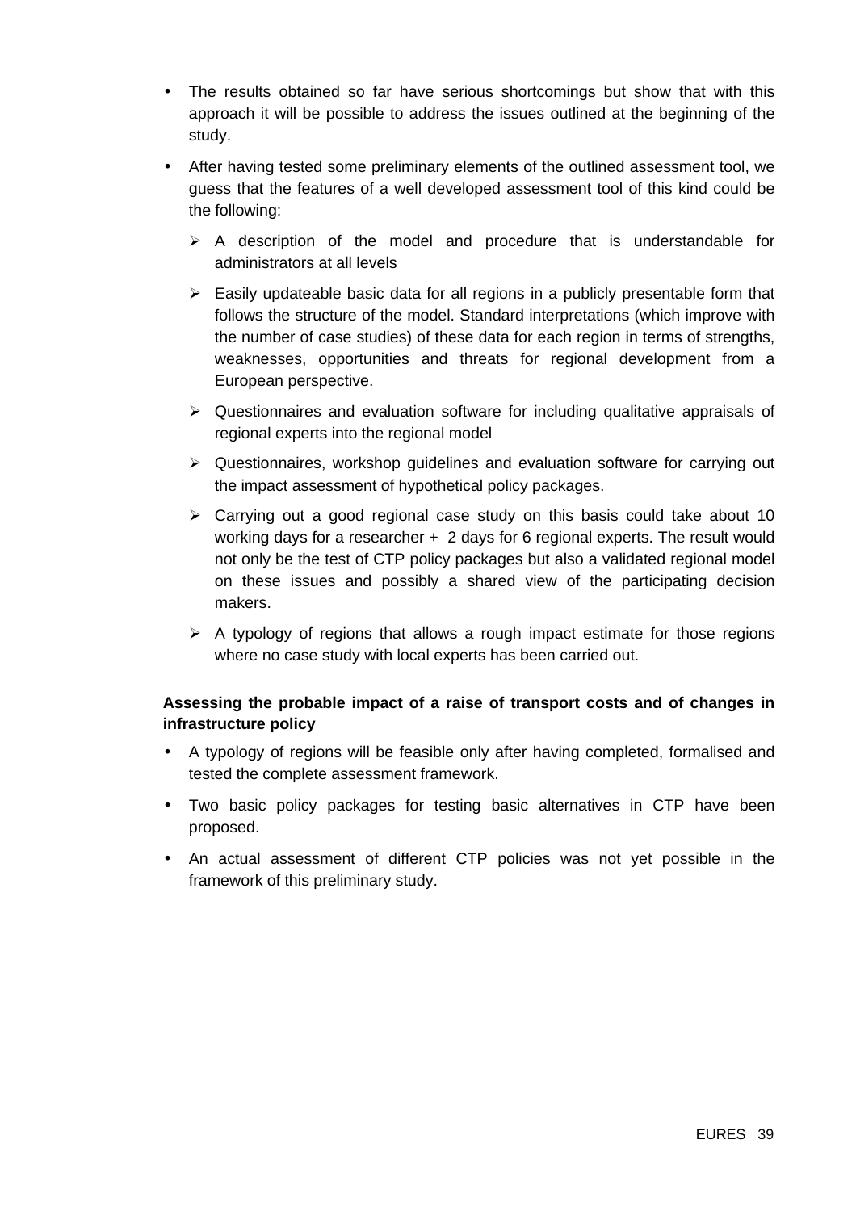- The results obtained so far have serious shortcomings but show that with this approach it will be possible to address the issues outlined at the beginning of the study.
- After having tested some preliminary elements of the outlined assessment tool, we guess that the features of a well developed assessment tool of this kind could be the following:
  - A description of the model and procedure that is understandable for administrators at all levels
  - Easily updateable basic data for all regions in a publicly presentable form that follows the structure of the model. Standard interpretations (which improve with the number of case studies) of these data for each region in terms of strengths, weaknesses, opportunities and threats for regional development from a European perspective.
  - Questionnaires and evaluation software for including qualitative appraisals of regional experts into the regional model
  - Questionnaires, workshop guidelines and evaluation software for carrying out the impact assessment of hypothetical policy packages.
  - Carrying out a good regional case study on this basis could take about 10 working days for a researcher + 2 days for 6 regional experts. The result would not only be the test of CTP policy packages but also a validated regional model on these issues and possibly a shared view of the participating decision makers.
  - A typology of regions that allows a rough impact estimate for those regions where no case study with local experts has been carried out.

**Assessing the probable impact of a raise of transport costs and of changes in infrastructure policy**

- A typology of regions will be feasible only after having completed, formalised and tested the complete assessment framework.
- Two basic policy packages for testing basic alternatives in CTP have been proposed.
- An actual assessment of different CTP policies was not yet possible in the framework of this preliminary study.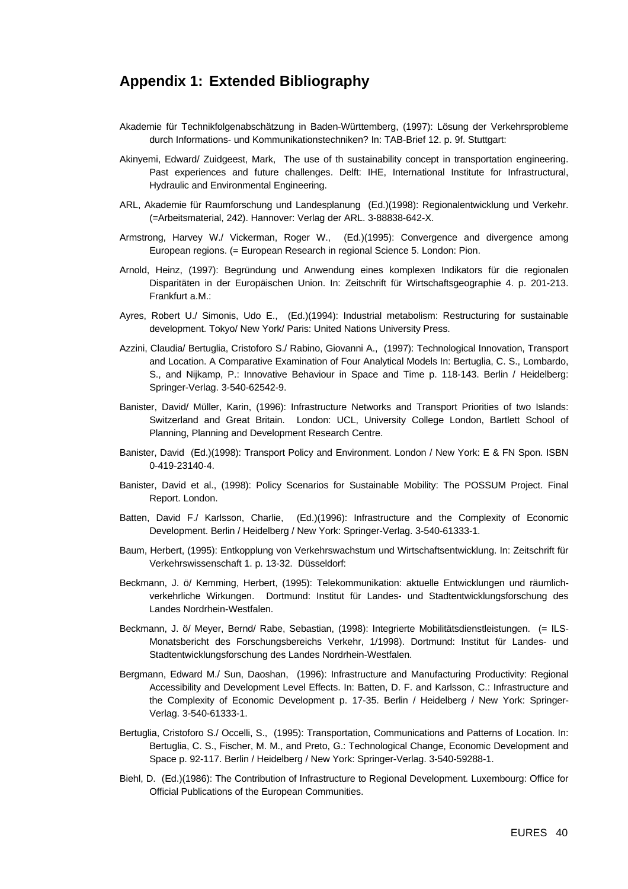## Appendix 1: Extended Bibliography

Akademie für Technikfolgenabschätzung in Baden-Württemberg, (1997): Lösung der Verkehrsprobleme durch Informations- und Kommunikationstechniken? In: TAB-Brief 12. p. 9f. Stuttgart:

Akinyemi, Edward/ Zuidgeest, Mark, The use of th sustainability concept in transportation engineering. Past experiences and future challenges. Delft: IHE, International Institute for Infrastructural, Hydraulic and Environmental Engineering.

ARL, Akademie für Raumforschung und Landesplanung (Ed.)(1998): Regionalentwicklung und Verkehr. (=Arbeitsmaterial, 242). Hannover: Verlag der ARL. 3-88838-642-X.

Armstrong, Harvey W./ Vickerman, Roger W., (Ed.)(1995): Convergence and divergence among European regions. (= European Research in regional Science 5. London: Pion.

Arnold, Heinz, (1997): Begründung und Anwendung eines komplexen Indikators für die regionalen Disparitäten in der Europäischen Union. In: Zeitschrift für Wirtschaftsgeographie 4. p. 201-213. Frankfurt a.M.:

Ayres, Robert U./ Simonis, Udo E., (Ed.)(1994): Industrial metabolism: Restructuring for sustainable development. Tokyo/ New York/ Paris: United Nations University Press.

Azzini, Claudia/ Bertuglia, Cristoforo S./ Rabino, Giovanni A., (1997): Technological Innovation, Transport and Location. A Comparative Examination of Four Analytical Models In: Bertuglia, C. S., Lombardo, S., and Nijkamp, P.: Innovative Behaviour in Space and Time p. 118-143. Berlin / Heidelberg: Springer-Verlag. 3-540-62542-9.

Banister, David/ Müller, Karin, (1996): Infrastructure Networks and Transport Priorities of two Islands: Switzerland and Great Britain. London: UCL, University College London, Bartlett School of Planning, Planning and Development Research Centre.

Banister, David (Ed.)(1998): Transport Policy and Environment. London / New York: E & FN Spon. ISBN 0-419-23140-4.

Banister, David et al., (1998): Policy Scenarios for Sustainable Mobility: The POSSUM Project. Final Report. London.

Batten, David F./ Karlsson, Charlie, (Ed.)(1996): Infrastructure and the Complexity of Economic Development. Berlin / Heidelberg / New York: Springer-Verlag. 3-540-61333-1.

Baum, Herbert, (1995): Entkopplung von Verkehrswachstum und Wirtschaftsentwicklung. In: Zeitschrift für Verkehrswissenschaft 1. p. 13-32. Düsseldorf:

Beckmann, J. ö/ Kemming, Herbert, (1995): Telekommunikation: aktuelle Entwicklungen und räumlich-verkehrliche Wirkungen. Dortmund: Institut für Landes- und Stadtentwicklungsforschung des Landes Nordrhein-Westfalen.

Beckmann, J. ö/ Meyer, Bernd/ Rabe, Sebastian, (1998): Integrierte Mobilitätsdienstleistungen. (= ILS-Monatsbericht des Forschungsbereichs Verkehr, 1/1998). Dortmund: Institut für Landes- und Stadtentwicklungsforschung des Landes Nordrhein-Westfalen.

Bergmann, Edward M./ Sun, Daoshan, (1996): Infrastructure and Manufacturing Productivity: Regional Accessibility and Development Level Effects. In: Batten, D. F. and Karlsson, C.: Infrastructure and the Complexity of Economic Development p. 17-35. Berlin / Heidelberg / New York: Springer-Verlag. 3-540-61333-1.

Bertuglia, Cristoforo S./ Occelli, S., (1995): Transportation, Communications and Patterns of Location. In: Bertuglia, C. S., Fischer, M. M., and Preto, G.: Technological Change, Economic Development and Space p. 92-117. Berlin / Heidelberg / New York: Springer-Verlag. 3-540-59288-1.

Biehl, D. (Ed.)(1986): The Contribution of Infrastructure to Regional Development. Luxembourg: Office for Official Publications of the European Communities.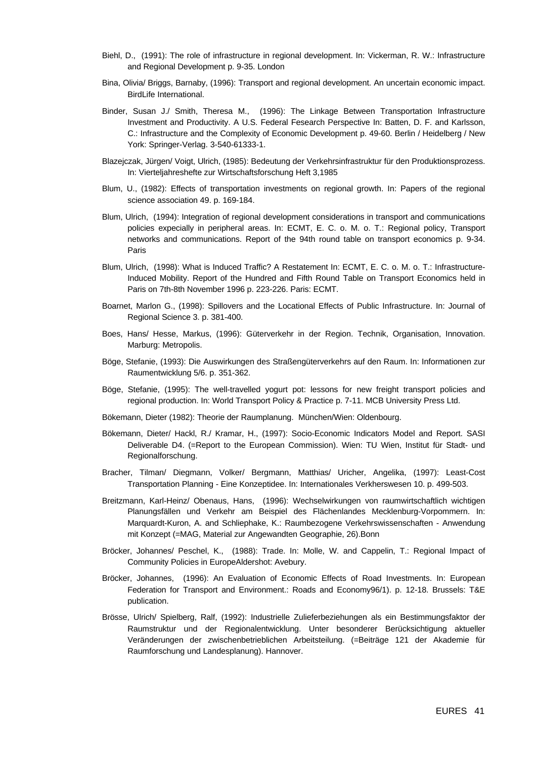Biehl, D., (1991): The role of infrastructure in regional development. In: Vickerman, R. W.: Infrastructure and Regional Development p. 9-35. London

Bina, Olivia/ Briggs, Barnaby, (1996): Transport and regional development. An uncertain economic impact. BirdLife International.

Binder, Susan J./ Smith, Theresa M., (1996): The Linkage Between Transportation Infrastructure Investment and Productivity. A U.S. Federal Fesearch Perspective In: Batten, D. F. and Karlsson, C.: Infrastructure and the Complexity of Economic Development p. 49-60. Berlin / Heidelberg / New York: Springer-Verlag. 3-540-61333-1.

Blazejczak, Jürgen/ Voigt, Ulrich, (1985): Bedeutung der Verkehrsinfrastruktur für den Produktionsprozess. In: Vierteljahreshefte zur Wirtschaftsforschung Heft 3,1985

Blum, U., (1982): Effects of transportation investments on regional growth. In: Papers of the regional science association 49. p. 169-184.

Blum, Ulrich, (1994): Integration of regional development considerations in transport and communications policies expecially in peripheral areas. In: ECMT, E. C. o. M. o. T.: Regional policy, Transport networks and communications. Report of the 94th round table on transport economics p. 9-34. Paris

Blum, Ulrich, (1998): What is Induced Traffic? A Restatement In: ECMT, E. C. o. M. o. T.: Infrastructure-Induced Mobility. Report of the Hundred and Fifth Round Table on Transport Economics held in Paris on 7th-8th November 1996 p. 223-226. Paris: ECMT.

Boarnet, Marlon G., (1998): Spillovers and the Locational Effects of Public Infrastructure. In: Journal of Regional Science 3. p. 381-400.

Boes, Hans/ Hesse, Markus, (1996): Güterverkehr in der Region. Technik, Organisation, Innovation. Marburg: Metropolis.

Böge, Stefanie, (1993): Die Auswirkungen des Straßengüterverkehrs auf den Raum. In: Informationen zur Raumentwicklung 5/6. p. 351-362.

Böge, Stefanie, (1995): The well-travelled yogurt pot: lessons for new freight transport policies and regional production. In: World Transport Policy & Practice p. 7-11. MCB University Press Ltd.

Bökemann, Dieter (1982): Theorie der Raumplanung. München/Wien: Oldenbourg.

Bökemann, Dieter/ Hackl, R./ Kramar, H., (1997): Socio-Economic Indicators Model and Report. SASI Deliverable D4. (=Report to the European Commission). Wien: TU Wien, Institut für Stadt- und Regionalforschung.

Bracher, Tilman/ Diegmann, Volker/ Bergmann, Matthias/ Uricher, Angelika, (1997): Least-Cost Transportation Planning - Eine Konzeptidee. In: Internationales Verkherswesen 10. p. 499-503.

Breitzmann, Karl-Heinz/ Obenaus, Hans, (1996): Wechselwirkungen von raumwirtschaftlich wichtigen Planungsfällen und Verkehr am Beispiel des Flächenlandes Mecklenburg-Vorpommern. In: Marquardt-Kuron, A. and Schliephake, K.: Raumbezogene Verkehrswissenschaften - Anwendung mit Konzept (=MAG, Material zur Angewandten Geographie, 26).Bonn

Bröcker, Johannes/ Peschel, K., (1988): Trade. In: Molle, W. and Cappelin, T.: Regional Impact of Community Policies in EuropeAldershot: Avebury.

Bröcker, Johannes, (1996): An Evaluation of Economic Effects of Road Investments. In: European Federation for Transport and Environment.: Roads and Economy96/1). p. 12-18. Brussels: T&E publication.

Brösse, Ulrich/ Spielberg, Ralf, (1992): Industrielle Zulieferbeziehungen als ein Bestimmungsfaktor der Raumstruktur und der Regionalentwicklung. Unter besonderer Berücksichtigung aktueller Veränderungen der zwischenbetrieblichen Arbeitsteilung. (=Beiträge 121 der Akademie für Raumforschung und Landesplanung). Hannover.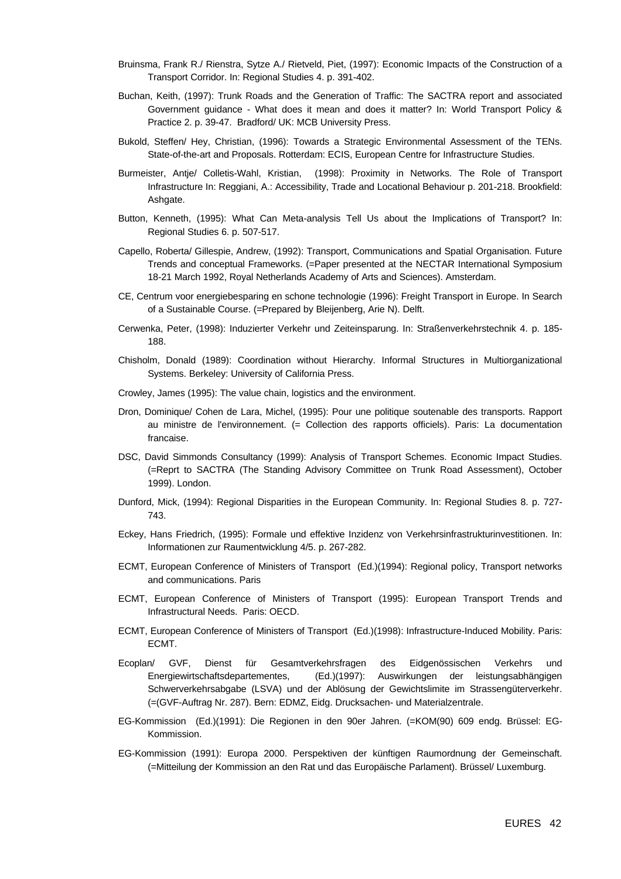Bruinsma, Frank R./ Rienstra, Sytze A./ Rietveld, Piet, (1997): Economic Impacts of the Construction of a Transport Corridor. In: Regional Studies 4. p. 391-402.

Buchan, Keith, (1997): Trunk Roads and the Generation of Traffic: The SACTRA report and associated Government guidance - What does it mean and does it matter? In: World Transport Policy & Practice 2. p. 39-47. Bradford/ UK: MCB University Press.

Bukold, Steffen/ Hey, Christian, (1996): Towards a Strategic Environmental Assessment of the TENs. State-of-the-art and Proposals. Rotterdam: ECIS, European Centre for Infrastructure Studies.

Burmeister, Antje/ Colletis-Wahl, Kristian, (1998): Proximity in Networks. The Role of Transport Infrastructure In: Reggiani, A.: Accessibility, Trade and Locational Behaviour p. 201-218. Brookfield: Ashgate.

Button, Kenneth, (1995): What Can Meta-analysis Tell Us about the Implications of Transport? In: Regional Studies 6. p. 507-517.

Capello, Roberta/ Gillespie, Andrew, (1992): Transport, Communications and Spatial Organisation. Future Trends and conceptual Frameworks. (=Paper presented at the NECTAR International Symposium 18-21 March 1992, Royal Netherlands Academy of Arts and Sciences). Amsterdam.

CE, Centrum voor energiebesparing en schone technologie (1996): Freight Transport in Europe. In Search of a Sustainable Course. (=Prepared by Bleijenberg, Arie N). Delft.

Cerwenka, Peter, (1998): Induzierter Verkehr und Zeiteinsparung. In: Straßenverkehrstechnik 4. p. 185-188.

Chisholm, Donald (1989): Coordination without Hierarchy. Informal Structures in Multiorganizational Systems. Berkeley: University of California Press.

Crowley, James (1995): The value chain, logistics and the environment.

Dron, Dominique/ Cohen de Lara, Michel, (1995): Pour une politique soutenable des transports. Rapport au ministre de l'environnement. (= Collection des rapports officiels). Paris: La documentation francaise.

DSC, David Simmonds Consultancy (1999): Analysis of Transport Schemes. Economic Impact Studies. (=Reprt to SACTRA (The Standing Advisory Committee on Trunk Road Assessment), October 1999). London.

Dunford, Mick, (1994): Regional Disparities in the European Community. In: Regional Studies 8. p. 727-743.

Eckey, Hans Friedrich, (1995): Formale und effektive Inzidenz von Verkehrsinfrastrukturinvestitionen. In: Informationen zur Raumentwicklung 4/5. p. 267-282.

ECMT, European Conference of Ministers of Transport (Ed.)(1994): Regional policy, Transport networks and communications. Paris

ECMT, European Conference of Ministers of Transport (1995): European Transport Trends and Infrastructural Needs. Paris: OECD.

ECMT, European Conference of Ministers of Transport (Ed.)(1998): Infrastructure-Induced Mobility. Paris: ECMT.

Ecoplan/ GVF, Dienst für Gesamtverkehrsfragen des Eidgenössischen Verkehrs und Energiewirtschaftsdepartementes, (Ed.)(1997): Auswirkungen der leistungsabhängigen Schwerverkehrsabgabe (LSVA) und der Ablösung der Gewichtslimite im Strassengüterverkehr. (=(GVF-Auftrag Nr. 287). Bern: EDMZ, Eidg. Drucksachen- und Materialzentrale.

EG-Kommission (Ed.)(1991): Die Regionen in den 90er Jahren. (=KOM(90) 609 endg. Brüssel: EG-Kommission.

EG-Kommission (1991): Europa 2000. Perspektiven der künftigen Raumordnung der Gemeinschaft. (=Mitteilung der Kommission an den Rat und das Europäische Parlament). Brüssel/ Luxemburg.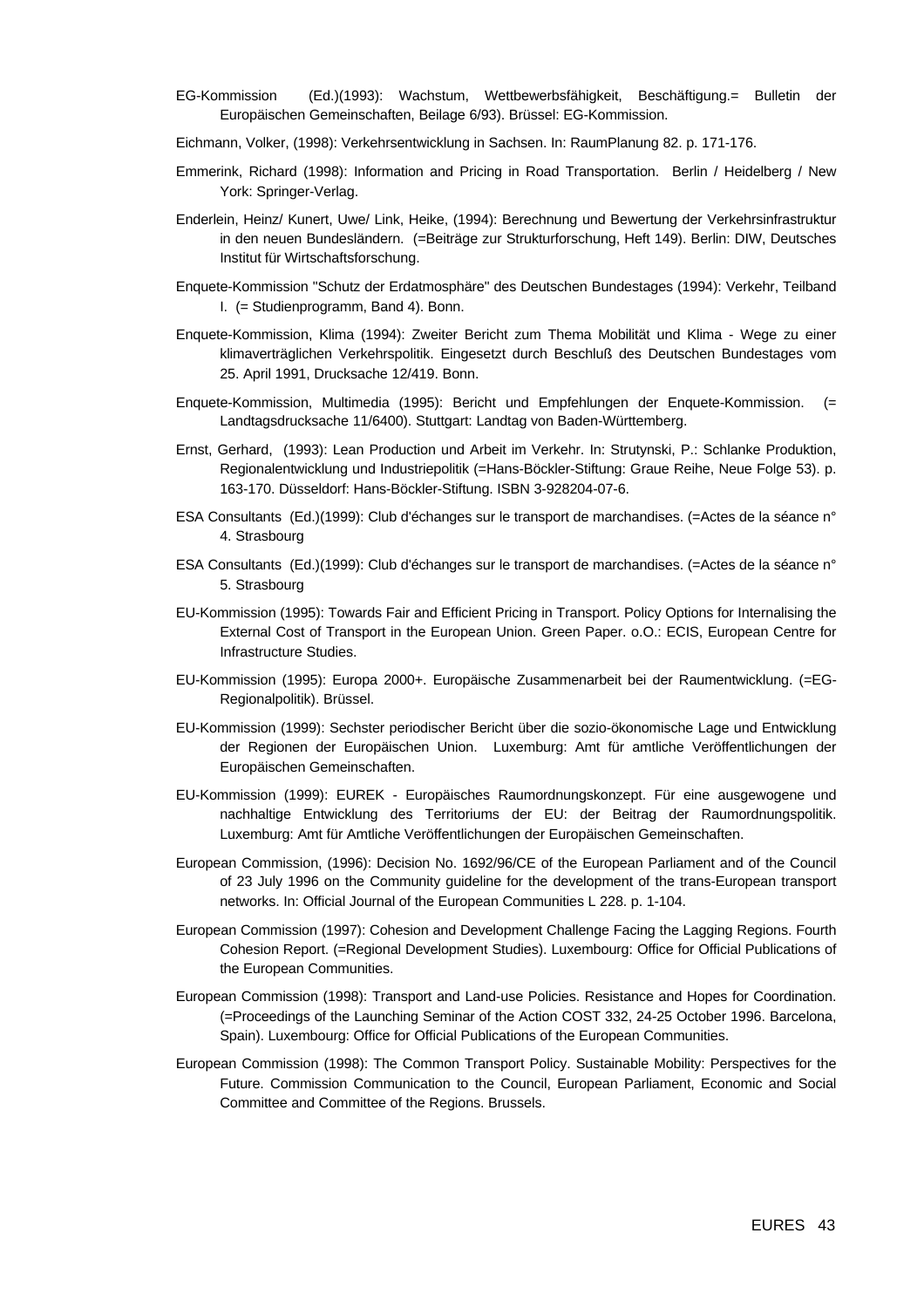EG-Kommission (Ed.)(1993): Wachstum, Wettbewerbsfähigkeit, Beschäftigung.= Bulletin der Europäischen Gemeinschaften, Beilage 6/93). Brüssel: EG-Kommission.

Eichmann, Volker, (1998): Verkehrsentwicklung in Sachsen. In: RaumPlanung 82. p. 171-176.

Emmerink, Richard (1998): Information and Pricing in Road Transportation. Berlin / Heidelberg / New York: Springer-Verlag.

Enderlein, Heinz/ Kunert, Uwe/ Link, Heike, (1994): Berechnung und Bewertung der Verkehrsinfrastruktur in den neuen Bundesländern. (=Beiträge zur Strukturforschung, Heft 149). Berlin: DIW, Deutsches Institut für Wirtschaftsforschung.

Enquete-Kommission "Schutz der Erdatmosphäre" des Deutschen Bundestages (1994): Verkehr, Teilband I. (= Studienprogramm, Band 4). Bonn.

Enquete-Kommission, Klima (1994): Zweiter Bericht zum Thema Mobilität und Klima - Wege zu einer klimaverträglichen Verkehrspolitik. Eingesetzt durch Beschluß des Deutschen Bundestages vom 25. April 1991, Drucksache 12/419. Bonn.

Enquete-Kommission, Multimedia (1995): Bericht und Empfehlungen der Enquete-Kommission. (= Landtagsdrucksache 11/6400). Stuttgart: Landtag von Baden-Württemberg.

Ernst, Gerhard, (1993): Lean Production und Arbeit im Verkehr. In: Strutynski, P.: Schlanke Produktion, Regionalentwicklung und Industriepolitik (=Hans-Böckler-Stiftung: Graue Reihe, Neue Folge 53). p. 163-170. Düsseldorf: Hans-Böckler-Stiftung. ISBN 3-928204-07-6.

ESA Consultants (Ed.)(1999): Club d'échanges sur le transport de marchandises. (=Actes de la séance n° 4. Strasbourg

ESA Consultants (Ed.)(1999): Club d'échanges sur le transport de marchandises. (=Actes de la séance n° 5. Strasbourg

EU-Kommission (1995): Towards Fair and Efficient Pricing in Transport. Policy Options for Internalising the External Cost of Transport in the European Union. Green Paper. o.O.: ECIS, European Centre for Infrastructure Studies.

EU-Kommission (1995): Europa 2000+. Europäische Zusammenarbeit bei der Raumentwicklung. (=EG-Regionalpolitik). Brüssel.

EU-Kommission (1999): Sechster periodischer Bericht über die sozio-ökonomische Lage und Entwicklung der Regionen der Europäischen Union. Luxemburg: Amt für amtliche Veröffentlichungen der Europäischen Gemeinschaften.

EU-Kommission (1999): EUREK - Europäisches Raumordnungskonzept. Für eine ausgewogene und nachhaltige Entwicklung des Territoriums der EU: der Beitrag der Raumordnungspolitik. Luxemburg: Amt für Amtliche Veröffentlichungen der Europäischen Gemeinschaften.

European Commission, (1996): Decision No. 1692/96/CE of the European Parliament and of the Council of 23 July 1996 on the Community guideline for the development of the trans-European transport networks. In: Official Journal of the European Communities L 228. p. 1-104.

European Commission (1997): Cohesion and Development Challenge Facing the Lagging Regions. Fourth Cohesion Report. (=Regional Development Studies). Luxembourg: Office for Official Publications of the European Communities.

European Commission (1998): Transport and Land-use Policies. Resistance and Hopes for Coordination. (=Proceedings of the Launching Seminar of the Action COST 332, 24-25 October 1996. Barcelona, Spain). Luxembourg: Office for Official Publications of the European Communities.

European Commission (1998): The Common Transport Policy. Sustainable Mobility: Perspectives for the Future. Commission Communication to the Council, European Parliament, Economic and Social Committee and Committee of the Regions. Brussels.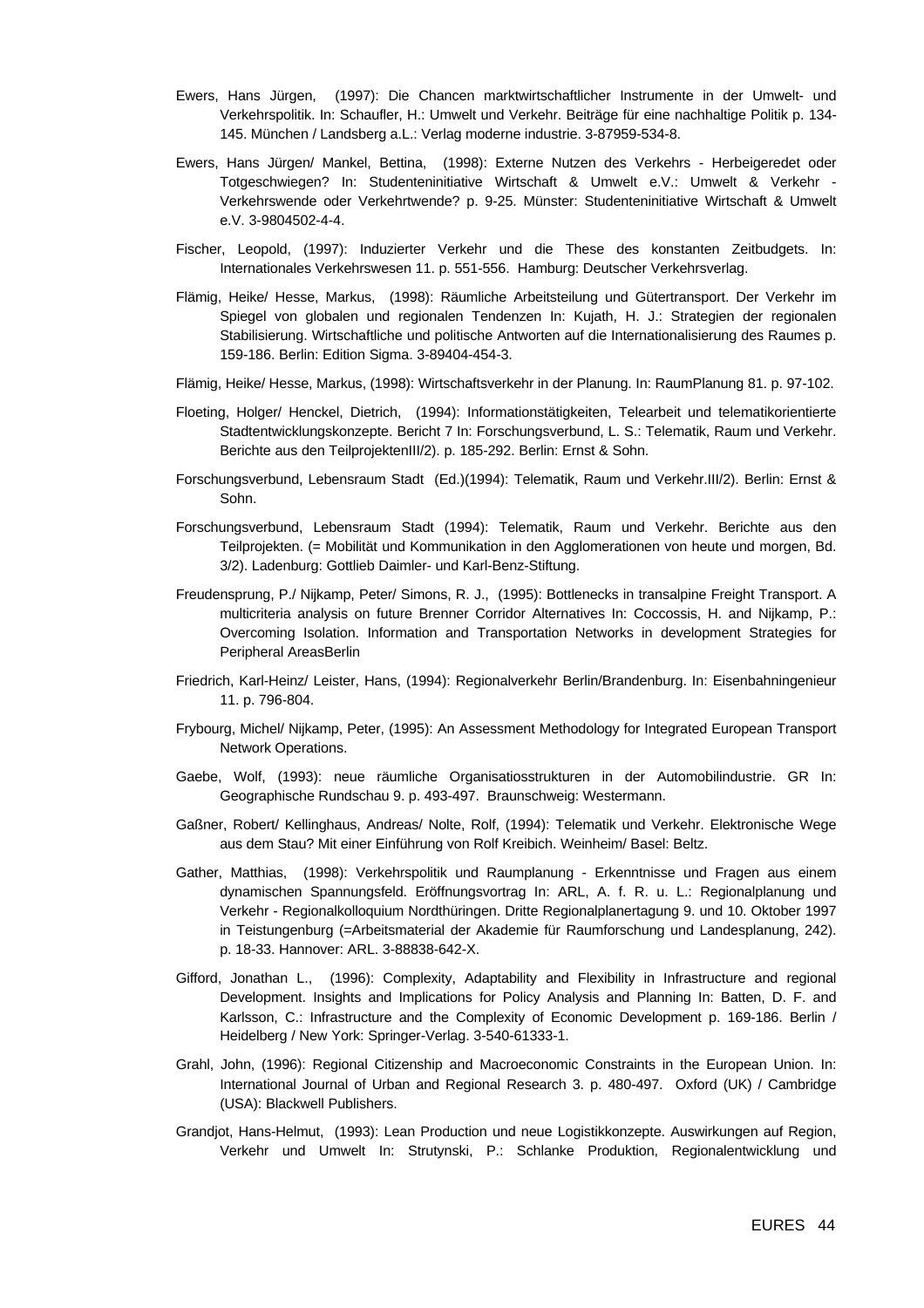Ewers, Hans Jürgen, (1997): Die Chancen marktwirtschaftlicher Instrumente in der Umwelt- und Verkehrspolitik. In: Schaufler, H.: Umwelt und Verkehr. Beiträge für eine nachhaltige Politik p. 134-145. München / Landsberg a.L.: Verlag moderne industrie. 3-87959-534-8.

Ewers, Hans Jürgen/ Mankel, Bettina, (1998): Externe Nutzen des Verkehrs - Herbeigeredet oder Totgeschwiegen? In: Studenteninitiative Wirtschaft & Umwelt e.V.: Umwelt & Verkehr - Verkehrswende oder Verkehrtwende? p. 9-25. Münster: Studenteninitiative Wirtschaft & Umwelt e.V. 3-9804502-4-4.

Fischer, Leopold, (1997): Induzierter Verkehr und die These des konstanten Zeitbudgets. In: Internationales Verkehrswesen 11. p. 551-556. Hamburg: Deutscher Verkehrsverlag.

Flämig, Heike/ Hesse, Markus, (1998): Räumliche Arbeitsteilung und Gütertransport. Der Verkehr im Spiegel von globalen und regionalen Tendenzen In: Kujath, H. J.: Strategien der regionalen Stabilisierung. Wirtschaftliche und politische Antworten auf die Internationalisierung des Raumes p. 159-186. Berlin: Edition Sigma. 3-89404-454-3.

Flämig, Heike/ Hesse, Markus, (1998): Wirtschaftsverkehr in der Planung. In: RaumPlanung 81. p. 97-102.

Floeting, Holger/ Henckel, Dietrich, (1994): Informationstätigkeiten, Telearbeit und telematikorientierte Stadtentwicklungskonzepte. Bericht 7 In: Forschungsverbund, L. S.: Telematik, Raum und Verkehr. Berichte aus den TeilprojektenIII/2). p. 185-292. Berlin: Ernst & Sohn.

Forschungsverbund, Lebensraum Stadt (Ed.)(1994): Telematik, Raum und Verkehr.III/2). Berlin: Ernst & Sohn.

Forschungsverbund, Lebensraum Stadt (1994): Telematik, Raum und Verkehr. Berichte aus den Teilprojekten. (= Mobilität und Kommunikation in den Agglomerationen von heute und morgen, Bd. 3/2). Ladenburg: Gottlieb Daimler- und Karl-Benz-Stiftung.

Freudensprung, P./ Nijkamp, Peter/ Simons, R. J., (1995): Bottlenecks in transalpine Freight Transport. A multicriteria analysis on future Brenner Corridor Alternatives In: Coccossis, H. and Nijkamp, P.: Overcoming Isolation. Information and Transportation Networks in development Strategies for Peripheral AreasBerlin

Friedrich, Karl-Heinz/ Leister, Hans, (1994): Regionalverkehr Berlin/Brandenburg. In: Eisenbahningenieur 11. p. 796-804.

Frybourg, Michel/ Nijkamp, Peter, (1995): An Assessment Methodology for Integrated European Transport Network Operations.

Gaebe, Wolf, (1993): neue räumliche Organisatiosstrukturen in der Automobilindustrie. GR In: Geographische Rundschau 9. p. 493-497. Braunschweig: Westermann.

Gaßner, Robert/ Kellinghaus, Andreas/ Nolte, Rolf, (1994): Telematik und Verkehr. Elektronische Wege aus dem Stau? Mit einer Einführung von Rolf Kreibich. Weinheim/ Basel: Beltz.

Gather, Matthias, (1998): Verkehrspolitik und Raumplanung - Erkenntnisse und Fragen aus einem dynamischen Spannungsfeld. Eröffnungsvortrag In: ARL, A. f. R. u. L.: Regionalplanung und Verkehr - Regionalkolloquium Nordthüringen. Dritte Regionalplanertagung 9. und 10. Oktober 1997 in Teistungenburg (=Arbeitsmaterial der Akademie für Raumforschung und Landesplanung, 242). p. 18-33. Hannover: ARL. 3-88838-642-X.

Gifford, Jonathan L., (1996): Complexity, Adaptability and Flexibility in Infrastructure and regional Development. Insights and Implications for Policy Analysis and Planning In: Batten, D. F. and Karlsson, C.: Infrastructure and the Complexity of Economic Development p. 169-186. Berlin / Heidelberg / New York: Springer-Verlag. 3-540-61333-1.

Grahl, John, (1996): Regional Citizenship and Macroeconomic Constraints in the European Union. In: International Journal of Urban and Regional Research 3. p. 480-497. Oxford (UK) / Cambridge (USA): Blackwell Publishers.

Grandjot, Hans-Helmut, (1993): Lean Production und neue Logistikkonzepte. Auswirkungen auf Region, Verkehr und Umwelt In: Strutynski, P.: Schlanke Produktion, Regionalentwicklung und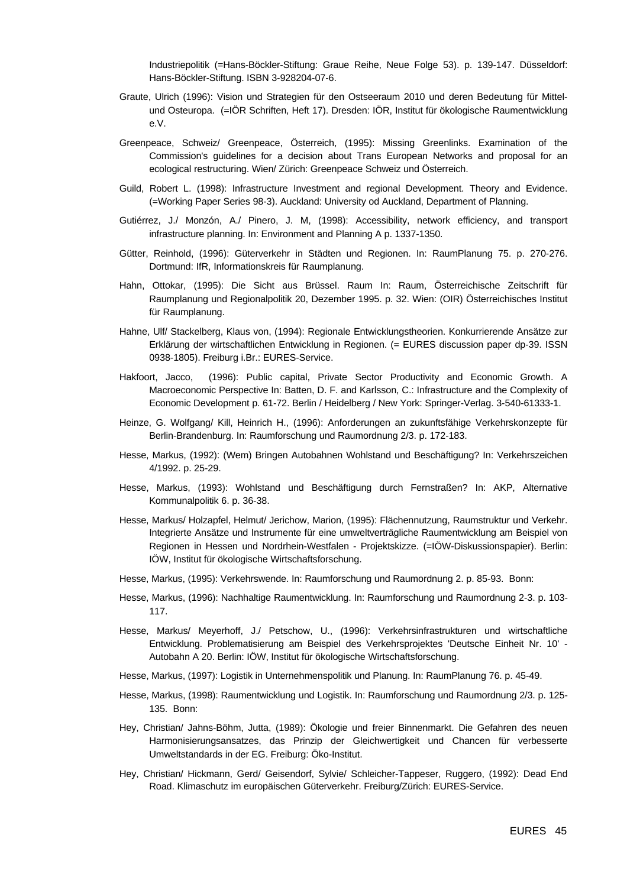Industriepolitik (=Hans-Böckler-Stiftung: Graue Reihe, Neue Folge 53). p. 139-147. Düsseldorf: Hans-Böckler-Stiftung. ISBN 3-928204-07-6.

Graute, Ulrich (1996): Vision und Strategien für den Ostseeraum 2010 und deren Bedeutung für Mittel- und Osteuropa. (=IÖR Schriften, Heft 17). Dresden: IÖR, Institut für ökologische Raumentwicklung e.V.

Greenpeace, Schweiz/ Greenpeace, Österreich, (1995): Missing Greenlinks. Examination of the Commission's guidelines for a decision about Trans European Networks and proposal for an ecological restructuring. Wien/ Zürich: Greenpeace Schweiz und Österreich.

Guild, Robert L. (1998): Infrastructure Investment and regional Development. Theory and Evidence. (=Working Paper Series 98-3). Auckland: University od Auckland, Department of Planning.

Gutiérrez, J./ Monzón, A./ Pinero, J. M, (1998): Accessibility, network efficiency, and transport infrastructure planning. In: Environment and Planning A p. 1337-1350.

Gütter, Reinhold, (1996): Güterverkehr in Städten und Regionen. In: RaumPlanung 75. p. 270-276. Dortmund: IfR, Informationskreis für Raumplanung.

Hahn, Ottokar, (1995): Die Sicht aus Brüssel. Raum In: Raum, Österreichische Zeitschrift für Raumplanung und Regionalpolitik 20, Dezember 1995. p. 32. Wien: (OIR) Österreichisches Institut für Raumplanung.

Hahne, Ulf/ Stackelberg, Klaus von, (1994): Regionale Entwicklungstheorien. Konkurrierende Ansätze zur Erklärung der wirtschaftlichen Entwicklung in Regionen. (= EURES discussion paper dp-39. ISSN 0938-1805). Freiburg i.Br.: EURES-Service.

Hakfoort, Jacco, (1996): Public capital, Private Sector Productivity and Economic Growth. A Macroeconomic Perspective In: Batten, D. F. and Karlsson, C.: Infrastructure and the Complexity of Economic Development p. 61-72. Berlin / Heidelberg / New York: Springer-Verlag. 3-540-61333-1.

Heinze, G. Wolfgang/ Kill, Heinrich H., (1996): Anforderungen an zukunftsfähige Verkehrskonzepte für Berlin-Brandenburg. In: Raumforschung und Raumordnung 2/3. p. 172-183.

Hesse, Markus, (1992): (Wem) Bringen Autobahnen Wohlstand und Beschäftigung? In: Verkehrszeichen 4/1992. p. 25-29.

Hesse, Markus, (1993): Wohlstand und Beschäftigung durch Fernstraßen? In: AKP, Alternative Kommunalpolitik 6. p. 36-38.

Hesse, Markus/ Holzapfel, Helmut/ Jerichow, Marion, (1995): Flächennutzung, Raumstruktur und Verkehr. Integrierte Ansätze und Instrumente für eine umweltverträgliche Raumentwicklung am Beispiel von Regionen in Hessen und Nordrhein-Westfalen - Projektskizze. (=IÖW-Diskussionspapier). Berlin: IÖW, Institut für ökologische Wirtschaftsforschung.

Hesse, Markus, (1995): Verkehrswende. In: Raumforschung und Raumordnung 2. p. 85-93. Bonn:

Hesse, Markus, (1996): Nachhaltige Raumentwicklung. In: Raumforschung und Raumordnung 2-3. p. 103-117.

Hesse, Markus/ Meyerhoff, J./ Petschow, U., (1996): Verkehrsinfrastrukturen und wirtschaftliche Entwicklung. Problematisierung am Beispiel des Verkehrsprojektes 'Deutsche Einheit Nr. 10' - Autobahn A 20. Berlin: IÖW, Institut für ökologische Wirtschaftsforschung.

Hesse, Markus, (1997): Logistik in Unternehmenspolitik und Planung. In: RaumPlanung 76. p. 45-49.

Hesse, Markus, (1998): Raumentwicklung und Logistik. In: Raumforschung und Raumordnung 2/3. p. 125-135. Bonn:

Hey, Christian/ Jahns-Böhm, Jutta, (1989): Ökologie und freier Binnenmarkt. Die Gefahren des neuen Harmonisierungsansatzes, das Prinzip der Gleichwertigkeit und Chancen für verbesserte Umweltstandards in der EG. Freiburg: Öko-Institut.

Hey, Christian/ Hickmann, Gerd/ Geisendorf, Sylvie/ Schleicher-Tappeser, Ruggero, (1992): Dead End Road. Klimaschutz im europäischen Güterverkehr. Freiburg/Zürich: EURES-Service.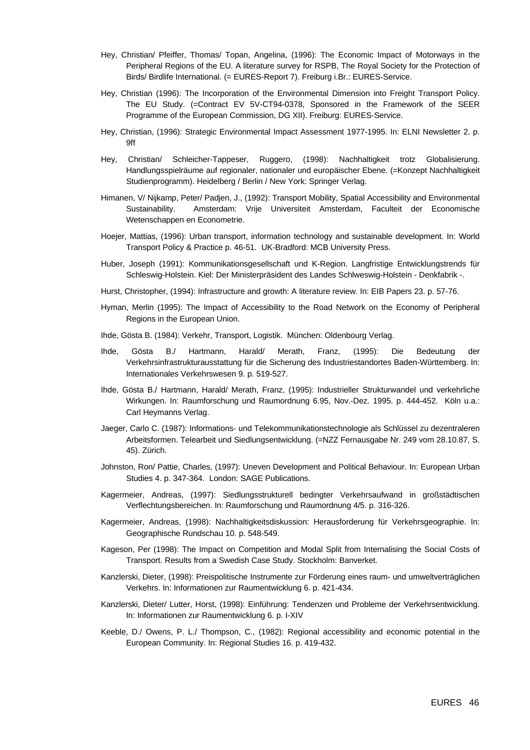Hey, Christian/ Pfeiffer, Thomas/ Topan, Angelina, (1996): The Economic Impact of Motorways in the Peripheral Regions of the EU. A literature survey for RSPB, The Royal Society for the Protection of Birds/ Birdlife International. (= EURES-Report 7). Freiburg i.Br.: EURES-Service.

Hey, Christian (1996): The Incorporation of the Environmental Dimension into Freight Transport Policy. The EU Study. (=Contract EV 5V-CT94-0378, Sponsored in the Framework of the SEER Programme of the European Commission, DG XII). Freiburg: EURES-Service.

Hey, Christian, (1996): Strategic Environmental Impact Assessment 1977-1995. In: ELNI Newsletter 2. p. 9ff

Hey, Christian/ Schleicher-Tappeser, Ruggero, (1998): Nachhaltigkeit trotz Globalisierung. Handlungsspielräume auf regionaler, nationaler und europäischer Ebene. (=Konzept Nachhaltigkeit Studienprogramm). Heidelberg / Berlin / New York: Springer Verlag.

Himanen, V/ Nijkamp, Peter/ Padjen, J., (1992): Transport Mobility, Spatial Accessibility and Environmental Sustainability. Amsterdam: Vrije Universiteit Amsterdam, Faculteit der Economische Wetenschappen en Econometrie.

Hoejer, Mattias, (1996): Urban transport, information technology and sustainable development. In: World Transport Policy & Practice p. 46-51. UK-Bradford: MCB University Press.

Huber, Joseph (1991): Kommunikationsgesellschaft und K-Region. Langfristige Entwicklungstrends für Schleswig-Holstein. Kiel: Der Ministerpräsident des Landes Schlweswig-Holstein - Denkfabrik -.

Hurst, Christopher, (1994): Infrastructure and growth: A literature review. In: EIB Papers 23. p. 57-76.

Hyman, Merlin (1995): The Impact of Accessibility to the Road Network on the Economy of Peripheral Regions in the European Union.

Ihde, Gösta B. (1984): Verkehr, Transport, Logistik. München: Oldenbourg Verlag.

Ihde, Gösta B./ Hartmann, Harald/ Merath, Franz, (1995): Die Bedeutung der Verkehrsinfrastrukturausstattung für die Sicherung des Industriestandortes Baden-Württemberg. In: Internationales Verkehrswesen 9. p. 519-527.

Ihde, Gösta B./ Hartmann, Harald/ Merath, Franz, (1995): Industrieller Strukturwandel und verkehrliche Wirkungen. In: Raumforschung und Raumordnung 6.95, Nov.-Dez. 1995. p. 444-452. Köln u.a.: Carl Heymanns Verlag.

Jaeger, Carlo C. (1987): Informations- und Telekommunikationstechnologie als Schlüssel zu dezentraleren Arbeitsformen. Telearbeit und Siedlungsentwicklung. (=NZZ Fernausgabe Nr. 249 vom 28.10.87, S. 45). Zürich.

Johnston, Ron/ Pattie, Charles, (1997): Uneven Development and Political Behaviour. In: European Urban Studies 4. p. 347-364. London: SAGE Publications.

Kagermeier, Andreas, (1997): Siedlungsstrukturell bedingter Verkehrsaufwand in großstädtischen Verflechtungsbereichen. In: Raumforschung und Raumordnung 4/5. p. 316-326.

Kagermeier, Andreas, (1998): Nachhaltigkeitsdiskussion: Herausforderung für Verkehrsgeographie. In: Geographische Rundschau 10. p. 548-549.

Kageson, Per (1998): The Impact on Competition and Modal Split from Internalising the Social Costs of Transport. Results from a Swedish Case Study. Stockholm: Banverket.

Kanzlerski, Dieter, (1998): Preispolitische Instrumente zur Förderung eines raum- und umweltverträglichen Verkehrs. In: Informationen zur Raumentwicklung 6. p. 421-434.

Kanzlerski, Dieter/ Lutter, Horst, (1998): Einführung: Tendenzen und Probleme der Verkehrsentwicklung. In: Informationen zur Raumentwicklung 6. p. I-XIV

Keeble, D./ Owens, P. L./ Thompson, C., (1982): Regional accessibility and economic potential in the European Community. In: Regional Studies 16. p. 419-432.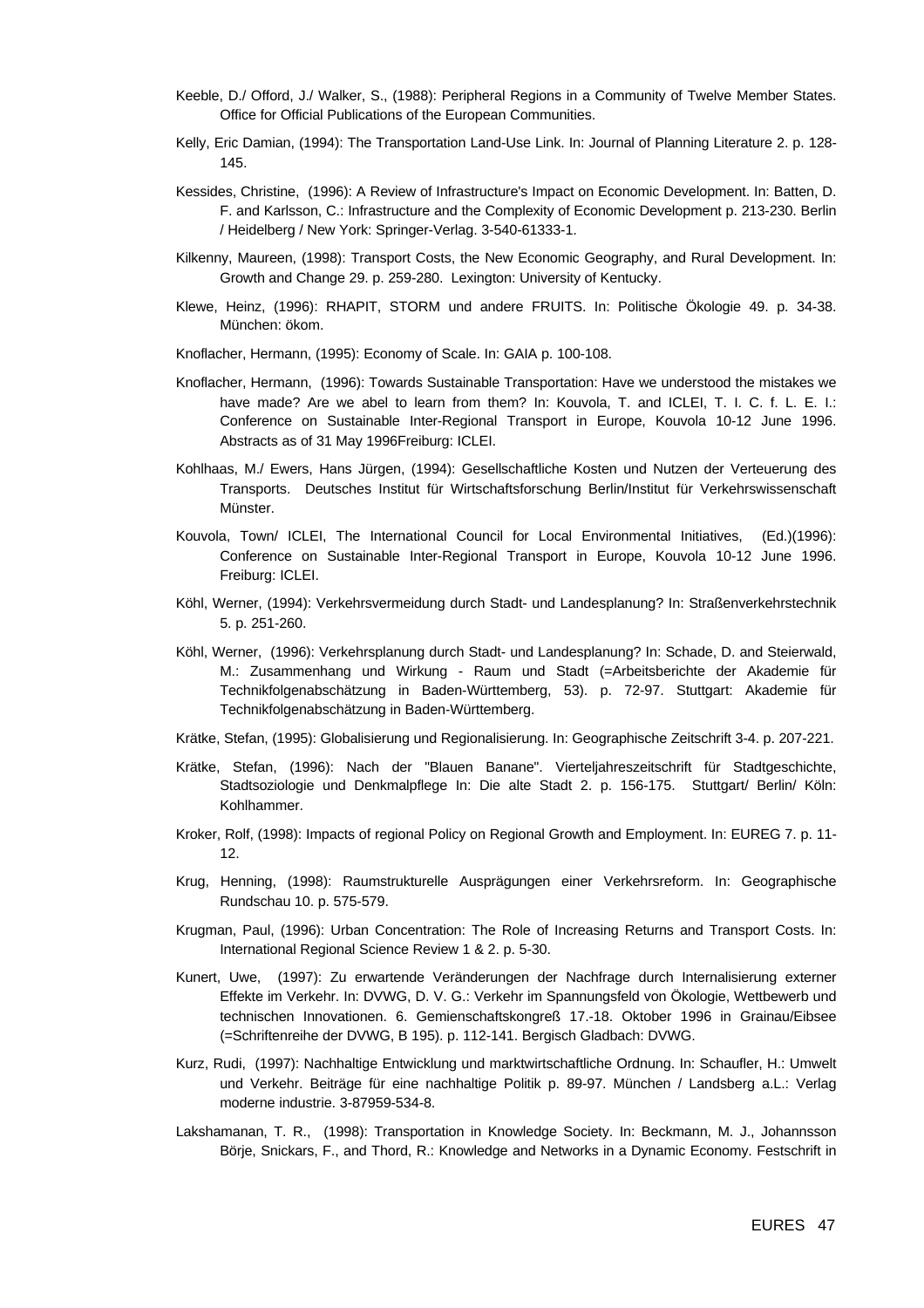Keeble, D./ Offord, J./ Walker, S., (1988): Peripheral Regions in a Community of Twelve Member States. Office for Official Publications of the European Communities.

Kelly, Eric Damian, (1994): The Transportation Land-Use Link. In: Journal of Planning Literature 2. p. 128-145.

Kessides, Christine, (1996): A Review of Infrastructure's Impact on Economic Development. In: Batten, D. F. and Karlsson, C.: Infrastructure and the Complexity of Economic Development p. 213-230. Berlin / Heidelberg / New York: Springer-Verlag. 3-540-61333-1.

Kilkenny, Maureen, (1998): Transport Costs, the New Economic Geography, and Rural Development. In: Growth and Change 29. p. 259-280. Lexington: University of Kentucky.

Klewe, Heinz, (1996): RHAPIT, STORM und andere FRUITS. In: Politische Ökologie 49. p. 34-38. München: ökom.

Knoflacher, Hermann, (1995): Economy of Scale. In: GAIA p. 100-108.

Knoflacher, Hermann, (1996): Towards Sustainable Transportation: Have we understood the mistakes we have made? Are we abel to learn from them? In: Kouvola, T. and ICLEI, T. I. C. f. L. E. I.: Conference on Sustainable Inter-Regional Transport in Europe, Kouvola 10-12 June 1996. Abstracts as of 31 May 1996Freiburg: ICLEI.

Kohlhaas, M./ Ewers, Hans Jürgen, (1994): Gesellschaftliche Kosten und Nutzen der Verteuerung des Transports. Deutsches Institut für Wirtschaftsforschung Berlin/Institut für Verkehrswissenschaft Münster.

Kouvola, Town/ ICLEI, The International Council for Local Environmental Initiatives, (Ed.)(1996): Conference on Sustainable Inter-Regional Transport in Europe, Kouvola 10-12 June 1996. Freiburg: ICLEI.

Köhl, Werner, (1994): Verkehrsvermeidung durch Stadt- und Landesplanung? In: Straßenverkehrstechnik 5. p. 251-260.

Köhl, Werner, (1996): Verkehrsplanung durch Stadt- und Landesplanung? In: Schade, D. and Steierwald, M.: Zusammenhang und Wirkung - Raum und Stadt (=Arbeitsberichte der Akademie für Technikfolgenabschätzung in Baden-Württemberg, 53). p. 72-97. Stuttgart: Akademie für Technikfolgenabschätzung in Baden-Württemberg.

Krätke, Stefan, (1995): Globalisierung und Regionalisierung. In: Geographische Zeitschrift 3-4. p. 207-221.

Krätke, Stefan, (1996): Nach der "Blauen Banane". Vierteljahreszeitschrift für Stadtgeschichte, Stadtsoziologie und Denkmalpflege In: Die alte Stadt 2. p. 156-175. Stuttgart/ Berlin/ Köln: Kohlhammer.

Kroker, Rolf, (1998): Impacts of regional Policy on Regional Growth and Employment. In: EUREG 7. p. 11-12.

Krug, Henning, (1998): Raumstrukturelle Ausprägungen einer Verkehrsreform. In: Geographische Rundschau 10. p. 575-579.

Krugman, Paul, (1996): Urban Concentration: The Role of Increasing Returns and Transport Costs. In: International Regional Science Review 1 & 2. p. 5-30.

Kunert, Uwe, (1997): Zu erwartende Veränderungen der Nachfrage durch Internalisierung externer Effekte im Verkehr. In: DVWG, D. V. G.: Verkehr im Spannungsfeld von Ökologie, Wettbewerb und technischen Innovationen. 6. Gemienschaftskongreß 17.-18. Oktober 1996 in Grainau/Eibsee (=Schriftenreihe der DVWG, B 195). p. 112-141. Bergisch Gladbach: DVWG.

Kurz, Rudi, (1997): Nachhaltige Entwicklung und marktwirtschaftliche Ordnung. In: Schaufler, H.: Umwelt und Verkehr. Beiträge für eine nachhaltige Politik p. 89-97. München / Landsberg a.L.: Verlag moderne industrie. 3-87959-534-8.

Lakshamanan, T. R., (1998): Transportation in Knowledge Society. In: Beckmann, M. J., Johannsson Börje, Snickars, F., and Thord, R.: Knowledge and Networks in a Dynamic Economy. Festschrift in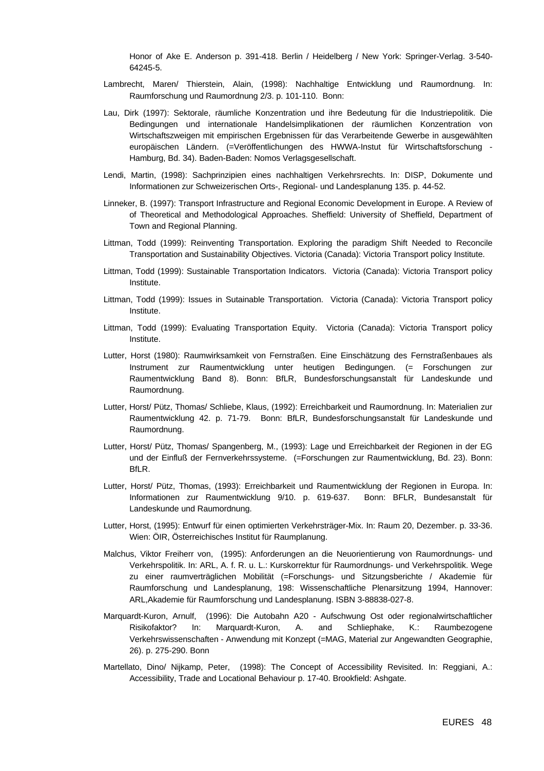Honor of Ake E. Anderson p. 391-418. Berlin / Heidelberg / New York: Springer-Verlag. 3-540-64245-5.

Lambrecht, Maren/ Thierstein, Alain, (1998): Nachhaltige Entwicklung und Raumordnung. In: Raumforschung und Raumordnung 2/3. p. 101-110. Bonn:

Lau, Dirk (1997): Sektorale, räumliche Konzentration und ihre Bedeutung für die Industriepolitik. Die Bedingungen und internationale Handelsimplikationen der räumlichen Konzentration von Wirtschaftszweigen mit empirischen Ergebnissen für das Verarbeitende Gewerbe in ausgewählten europäischen Ländern. (=Veröffentlichungen des HWWA-Instut für Wirtschaftsforschung - Hamburg, Bd. 34). Baden-Baden: Nomos Verlagsgesellschaft.

Lendi, Martin, (1998): Sachprinzipien eines nachhaltigen Verkehrsrechts. In: DISP, Dokumente und Informationen zur Schweizerischen Orts-, Regional- und Landesplanung 135. p. 44-52.

Linneker, B. (1997): Transport Infrastructure and Regional Economic Development in Europe. A Review of of Theoretical and Methodological Approaches. Sheffield: University of Sheffield, Department of Town and Regional Planning.

Littman, Todd (1999): Reinventing Transportation. Exploring the paradigm Shift Needed to Reconcile Transportation and Sustainability Objectives. Victoria (Canada): Victoria Transport policy Institute.

Littman, Todd (1999): Sustainable Transportation Indicators. Victoria (Canada): Victoria Transport policy Institute.

Littman, Todd (1999): Issues in Sutainable Transportation. Victoria (Canada): Victoria Transport policy Institute.

Littman, Todd (1999): Evaluating Transportation Equity. Victoria (Canada): Victoria Transport policy Institute.

Lutter, Horst (1980): Raumwirksamkeit von Fernstraßen. Eine Einschätzung des Fernstraßenbaues als Instrument zur Raumentwicklung unter heutigen Bedingungen. (= Forschungen zur Raumentwicklung Band 8). Bonn: BfLR, Bundesforschungsanstalt für Landeskunde und Raumordnung.

Lutter, Horst/ Pütz, Thomas/ Schliebe, Klaus, (1992): Erreichbarkeit und Raumordnung. In: Materialien zur Raumentwicklung 42. p. 71-79. Bonn: BfLR, Bundesforschungsanstalt für Landeskunde und Raumordnung.

Lutter, Horst/ Pütz, Thomas/ Spangenberg, M., (1993): Lage und Erreichbarkeit der Regionen in der EG und der Einfluß der Fernverkehrssysteme. (=Forschungen zur Raumentwicklung, Bd. 23). Bonn: BfLR.

Lutter, Horst/ Pütz, Thomas, (1993): Erreichbarkeit und Raumentwicklung der Regionen in Europa. In: Informationen zur Raumentwicklung 9/10. p. 619-637. Bonn: BFLR, Bundesanstalt für Landeskunde und Raumordnung.

Lutter, Horst, (1995): Entwurf für einen optimierten Verkehrsträger-Mix. In: Raum 20, Dezember. p. 33-36. Wien: ÖIR, Österreichisches Institut für Raumplanung.

Malchus, Viktor Freiherr von, (1995): Anforderungen an die Neuorientierung von Raumordnungs- und Verkehrspolitik. In: ARL, A. f. R. u. L.: Kurskorrektur für Raumordnungs- und Verkehrspolitik. Wege zu einer raumverträglichen Mobilität (=Forschungs- und Sitzungsberichte / Akademie für Raumforschung und Landesplanung, 198: Wissenschaftliche Plenarsitzung 1994, Hannover: ARL,Akademie für Raumforschung und Landesplanung. ISBN 3-88838-027-8.

Marquardt-Kuron, Arnulf, (1996): Die Autobahn A20 - Aufschwung Ost oder regionalwirtschaftlicher Risikofaktor? In: Marquardt-Kuron, A. and Schliephake, K.: Raumbezogene Verkehrswissenschaften - Anwendung mit Konzept (=MAG, Material zur Angewandten Geographie, 26). p. 275-290. Bonn

Martellato, Dino/ Nijkamp, Peter, (1998): The Concept of Accessibility Revisited. In: Reggiani, A.: Accessibility, Trade and Locational Behaviour p. 17-40. Brookfield: Ashgate.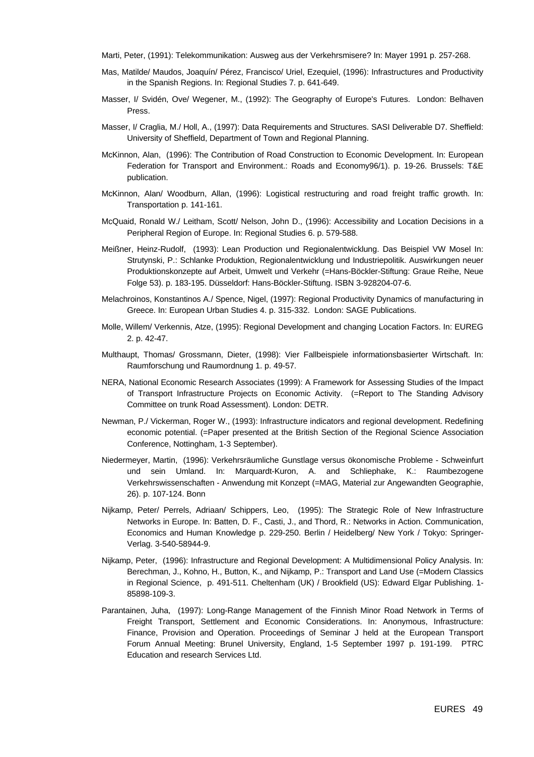Marti, Peter, (1991): Telekommunikation: Ausweg aus der Verkehrsmisere? In: Mayer 1991 p. 257-268.

Mas, Matilde/ Maudos, Joaquín/ Pérez, Francisco/ Uriel, Ezequiel, (1996): Infrastructures and Productivity in the Spanish Regions. In: Regional Studies 7. p. 641-649.

Masser, I/ Svidén, Ove/ Wegener, M., (1992): The Geography of Europe's Futures. London: Belhaven Press.

Masser, I/ Craglia, M./ Holl, A., (1997): Data Requirements and Structures. SASI Deliverable D7. Sheffield: University of Sheffield, Department of Town and Regional Planning.

McKinnon, Alan, (1996): The Contribution of Road Construction to Economic Development. In: European Federation for Transport and Environment.: Roads and Economy96/1). p. 19-26. Brussels: T&E publication.

McKinnon, Alan/ Woodburn, Allan, (1996): Logistical restructuring and road freight traffic growth. In: Transportation p. 141-161.

McQuaid, Ronald W./ Leitham, Scott/ Nelson, John D., (1996): Accessibility and Location Decisions in a Peripheral Region of Europe. In: Regional Studies 6. p. 579-588.

Meißner, Heinz-Rudolf, (1993): Lean Production und Regionalentwicklung. Das Beispiel VW Mosel In: Strutynski, P.: Schlanke Produktion, Regionalentwicklung und Industriepolitik. Auswirkungen neuer Produktionskonzepte auf Arbeit, Umwelt und Verkehr (=Hans-Böckler-Stiftung: Graue Reihe, Neue Folge 53). p. 183-195. Düsseldorf: Hans-Böckler-Stiftung. ISBN 3-928204-07-6.

Melachroinos, Konstantinos A./ Spence, Nigel, (1997): Regional Productivity Dynamics of manufacturing in Greece. In: European Urban Studies 4. p. 315-332. London: SAGE Publications.

Molle, Willem/ Verkennis, Atze, (1995): Regional Development and changing Location Factors. In: EUREG 2. p. 42-47.

Multhaupt, Thomas/ Grossmann, Dieter, (1998): Vier Fallbeispiele informationsbasierter Wirtschaft. In: Raumforschung und Raumordnung 1. p. 49-57.

NERA, National Economic Research Associates (1999): A Framework for Assessing Studies of the Impact of Transport Infrastructure Projects on Economic Activity. (=Report to The Standing Advisory Committee on trunk Road Assessment). London: DETR.

Newman, P./ Vickerman, Roger W., (1993): Infrastructure indicators and regional development. Redefining economic potential. (=Paper presented at the British Section of the Regional Science Association Conference, Nottingham, 1-3 September).

Niedermeyer, Martin, (1996): Verkehrsräumliche Gunstlage versus ökonomische Probleme - Schweinfurt und sein Umland. In: Marquardt-Kuron, A. and Schliephake, K.: Raumbezogene Verkehrswissenschaften - Anwendung mit Konzept (=MAG, Material zur Angewandten Geographie, 26). p. 107-124. Bonn

Nijkamp, Peter/ Perrels, Adriaan/ Schippers, Leo, (1995): The Strategic Role of New Infrastructure Networks in Europe. In: Batten, D. F., Casti, J., and Thord, R.: Networks in Action. Communication, Economics and Human Knowledge p. 229-250. Berlin / Heidelberg/ New York / Tokyo: Springer-Verlag. 3-540-58944-9.

Nijkamp, Peter, (1996): Infrastructure and Regional Development: A Multidimensional Policy Analysis. In: Berechman, J., Kohno, H., Button, K., and Nijkamp, P.: Transport and Land Use (=Modern Classics in Regional Science, p. 491-511. Cheltenham (UK) / Brookfield (US): Edward Elgar Publishing. 1-85898-109-3.

Parantainen, Juha, (1997): Long-Range Management of the Finnish Minor Road Network in Terms of Freight Transport, Settlement and Economic Considerations. In: Anonymous, Infrastructure: Finance, Provision and Operation. Proceedings of Seminar J held at the European Transport Forum Annual Meeting: Brunel University, England, 1-5 September 1997 p. 191-199. PTRC Education and research Services Ltd.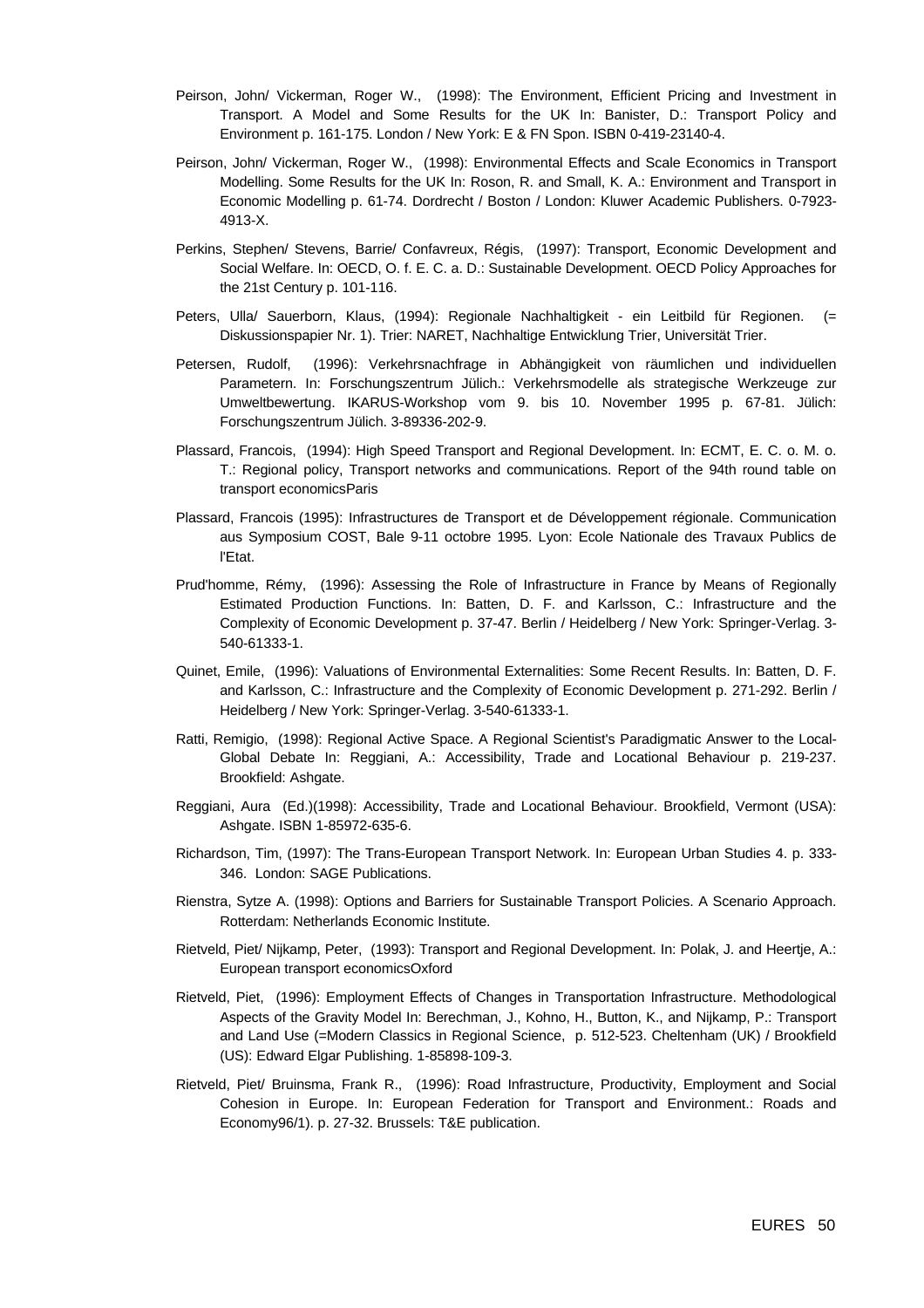Peirson, John/ Vickerman, Roger W., (1998): The Environment, Efficient Pricing and Investment in Transport. A Model and Some Results for the UK In: Banister, D.: Transport Policy and Environment p. 161-175. London / New York: E & FN Spon. ISBN 0-419-23140-4.

Peirson, John/ Vickerman, Roger W., (1998): Environmental Effects and Scale Economics in Transport Modelling. Some Results for the UK In: Roson, R. and Small, K. A.: Environment and Transport in Economic Modelling p. 61-74. Dordrecht / Boston / London: Kluwer Academic Publishers. 0-7923-4913-X.

Perkins, Stephen/ Stevens, Barrie/ Confavreux, Régis, (1997): Transport, Economic Development and Social Welfare. In: OECD, O. f. E. C. a. D.: Sustainable Development. OECD Policy Approaches for the 21st Century p. 101-116.

Peters, Ulla/ Sauerborn, Klaus, (1994): Regionale Nachhaltigkeit - ein Leitbild für Regionen. (= Diskussionspapier Nr. 1). Trier: NARET, Nachhaltige Entwicklung Trier, Universität Trier.

Petersen, Rudolf, (1996): Verkehrsnachfrage in Abhängigkeit von räumlichen und individuellen Parametern. In: Forschungszentrum Jülich.: Verkehrsmodelle als strategische Werkzeuge zur Umweltbewertung. IKARUS-Workshop vom 9. bis 10. November 1995 p. 67-81. Jülich: Forschungszentrum Jülich. 3-89336-202-9.

Plassard, Francois, (1994): High Speed Transport and Regional Development. In: ECMT, E. C. o. M. o. T.: Regional policy, Transport networks and communications. Report of the 94th round table on transport economicsParis

Plassard, Francois (1995): Infrastructures de Transport et de Développement régionale. Communication aus Symposium COST, Bale 9-11 octobre 1995. Lyon: Ecole Nationale des Travaux Publics de l'Etat.

Prud'homme, Rémy, (1996): Assessing the Role of Infrastructure in France by Means of Regionally Estimated Production Functions. In: Batten, D. F. and Karlsson, C.: Infrastructure and the Complexity of Economic Development p. 37-47. Berlin / Heidelberg / New York: Springer-Verlag. 3-540-61333-1.

Quinet, Emile, (1996): Valuations of Environmental Externalities: Some Recent Results. In: Batten, D. F. and Karlsson, C.: Infrastructure and the Complexity of Economic Development p. 271-292. Berlin / Heidelberg / New York: Springer-Verlag. 3-540-61333-1.

Ratti, Remigio, (1998): Regional Active Space. A Regional Scientist's Paradigmatic Answer to the Local-Global Debate In: Reggiani, A.: Accessibility, Trade and Locational Behaviour p. 219-237. Brookfield: Ashgate.

Reggiani, Aura (Ed.)(1998): Accessibility, Trade and Locational Behaviour. Brookfield, Vermont (USA): Ashgate. ISBN 1-85972-635-6.

Richardson, Tim, (1997): The Trans-European Transport Network. In: European Urban Studies 4. p. 333-346. London: SAGE Publications.

Rienstra, Sytze A. (1998): Options and Barriers for Sustainable Transport Policies. A Scenario Approach. Rotterdam: Netherlands Economic Institute.

Rietveld, Piet/ Nijkamp, Peter, (1993): Transport and Regional Development. In: Polak, J. and Heertje, A.: European transport economicsOxford

Rietveld, Piet, (1996): Employment Effects of Changes in Transportation Infrastructure. Methodological Aspects of the Gravity Model In: Berechman, J., Kohno, H., Button, K., and Nijkamp, P.: Transport and Land Use (=Modern Classics in Regional Science, p. 512-523. Cheltenham (UK) / Brookfield (US): Edward Elgar Publishing. 1-85898-109-3.

Rietveld, Piet/ Bruinsma, Frank R., (1996): Road Infrastructure, Productivity, Employment and Social Cohesion in Europe. In: European Federation for Transport and Environment.: Roads and Economy96/1). p. 27-32. Brussels: T&E publication.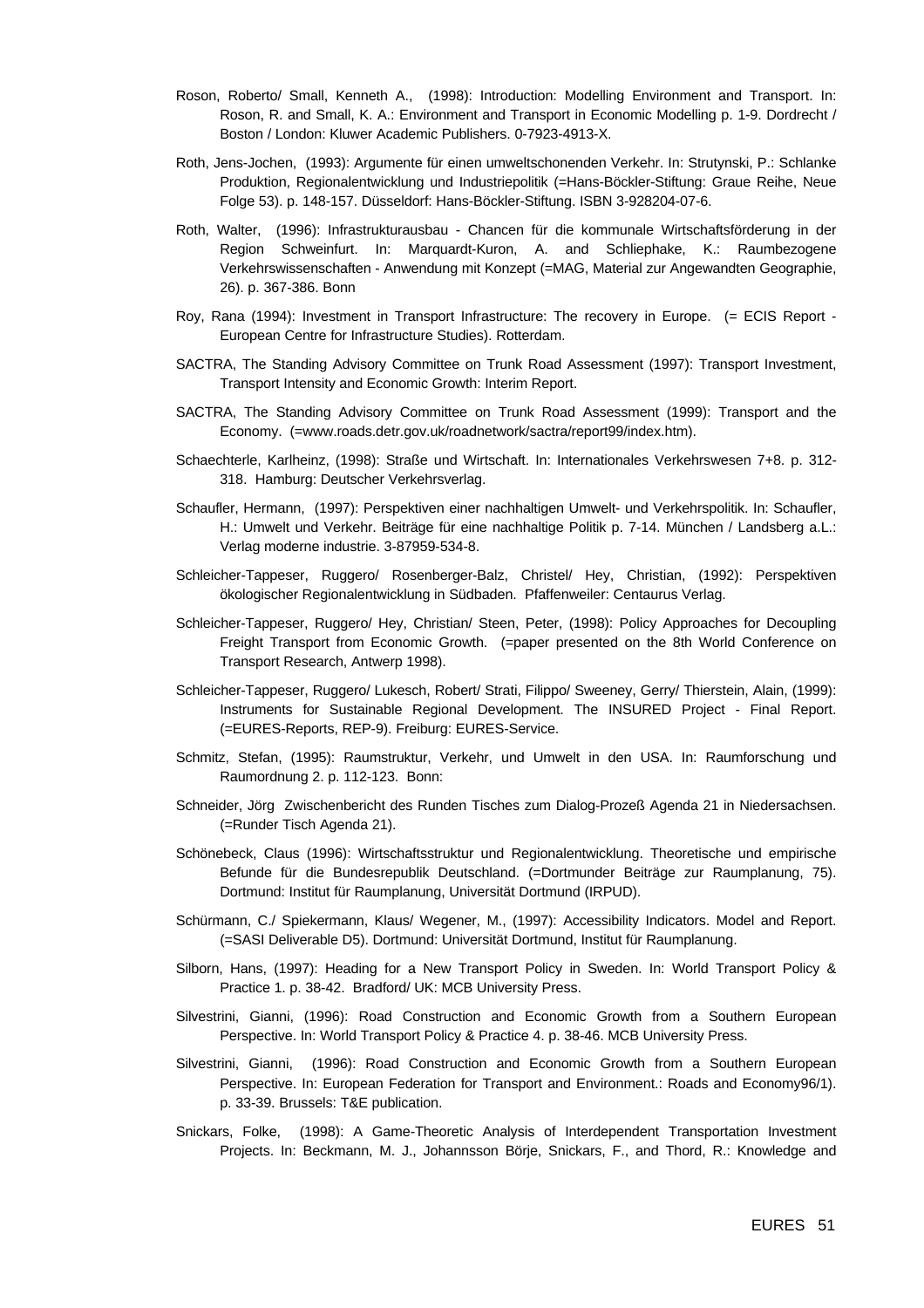Roson, Roberto/ Small, Kenneth A., (1998): Introduction: Modelling Environment and Transport. In: Roson, R. and Small, K. A.: Environment and Transport in Economic Modelling p. 1-9. Dordrecht / Boston / London: Kluwer Academic Publishers. 0-7923-4913-X.

Roth, Jens-Jochen, (1993): Argumente für einen umweltschonenden Verkehr. In: Strutynski, P.: Schlanke Produktion, Regionalentwicklung und Industriepolitik (=Hans-Böckler-Stiftung: Graue Reihe, Neue Folge 53). p. 148-157. Düsseldorf: Hans-Böckler-Stiftung. ISBN 3-928204-07-6.

Roth, Walter, (1996): Infrastrukturausbau - Chancen für die kommunale Wirtschaftsförderung in der Region Schweinfurt. In: Marquardt-Kuron, A. and Schliephake, K.: Raumbezogene Verkehrswissenschaften - Anwendung mit Konzept (=MAG, Material zur Angewandten Geographie, 26). p. 367-386. Bonn

Roy, Rana (1994): Investment in Transport Infrastructure: The recovery in Europe. (= ECIS Report - European Centre for Infrastructure Studies). Rotterdam.

SACTRA, The Standing Advisory Committee on Trunk Road Assessment (1997): Transport Investment, Transport Intensity and Economic Growth: Interim Report.

SACTRA, The Standing Advisory Committee on Trunk Road Assessment (1999): Transport and the Economy. (=www.roads.detr.gov.uk/roadnetwork/sactra/report99/index.htm).

Schaechterle, Karlheinz, (1998): Straße und Wirtschaft. In: Internationales Verkehrswesen 7+8. p. 312-318. Hamburg: Deutscher Verkehrsverlag.

Schaufler, Hermann, (1997): Perspektiven einer nachhaltigen Umwelt- und Verkehrspolitik. In: Schaufler, H.: Umwelt und Verkehr. Beiträge für eine nachhaltige Politik p. 7-14. München / Landsberg a.L.: Verlag moderne industrie. 3-87959-534-8.

Schleicher-Tappeser, Ruggero/ Rosenberger-Balz, Christel/ Hey, Christian, (1992): Perspektiven ökologischer Regionalentwicklung in Südbaden. Pfaffenweiler: Centaurus Verlag.

Schleicher-Tappeser, Ruggero/ Hey, Christian/ Steen, Peter, (1998): Policy Approaches for Decoupling Freight Transport from Economic Growth. (=paper presented on the 8th World Conference on Transport Research, Antwerp 1998).

Schleicher-Tappeser, Ruggero/ Lukesch, Robert/ Strati, Filippo/ Sweeney, Gerry/ Thierstein, Alain, (1999): Instruments for Sustainable Regional Development. The INSURED Project - Final Report. (=EURES-Reports, REP-9). Freiburg: EURES-Service.

Schmitz, Stefan, (1995): Raumstruktur, Verkehr, und Umwelt in den USA. In: Raumforschung und Raumordnung 2. p. 112-123. Bonn:

Schneider, Jörg Zwischenbericht des Runden Tisches zum Dialog-Prozeß Agenda 21 in Niedersachsen. (=Runder Tisch Agenda 21).

Schönebeck, Claus (1996): Wirtschaftsstruktur und Regionalentwicklung. Theoretische und empirische Befunde für die Bundesrepublik Deutschland. (=Dortmunder Beiträge zur Raumplanung, 75). Dortmund: Institut für Raumplanung, Universität Dortmund (IRPUD).

Schürmann, C./ Spiekermann, Klaus/ Wegener, M., (1997): Accessibility Indicators. Model and Report. (=SASI Deliverable D5). Dortmund: Universität Dortmund, Institut für Raumplanung.

Silborn, Hans, (1997): Heading for a New Transport Policy in Sweden. In: World Transport Policy & Practice 1. p. 38-42. Bradford/ UK: MCB University Press.

Silvestrini, Gianni, (1996): Road Construction and Economic Growth from a Southern European Perspective. In: World Transport Policy & Practice 4. p. 38-46. MCB University Press.

Silvestrini, Gianni, (1996): Road Construction and Economic Growth from a Southern European Perspective. In: European Federation for Transport and Environment.: Roads and Economy96/1). p. 33-39. Brussels: T&E publication.

Snickars, Folke, (1998): A Game-Theoretic Analysis of Interdependent Transportation Investment Projects. In: Beckmann, M. J., Johannsson Börje, Snickars, F., and Thord, R.: Knowledge and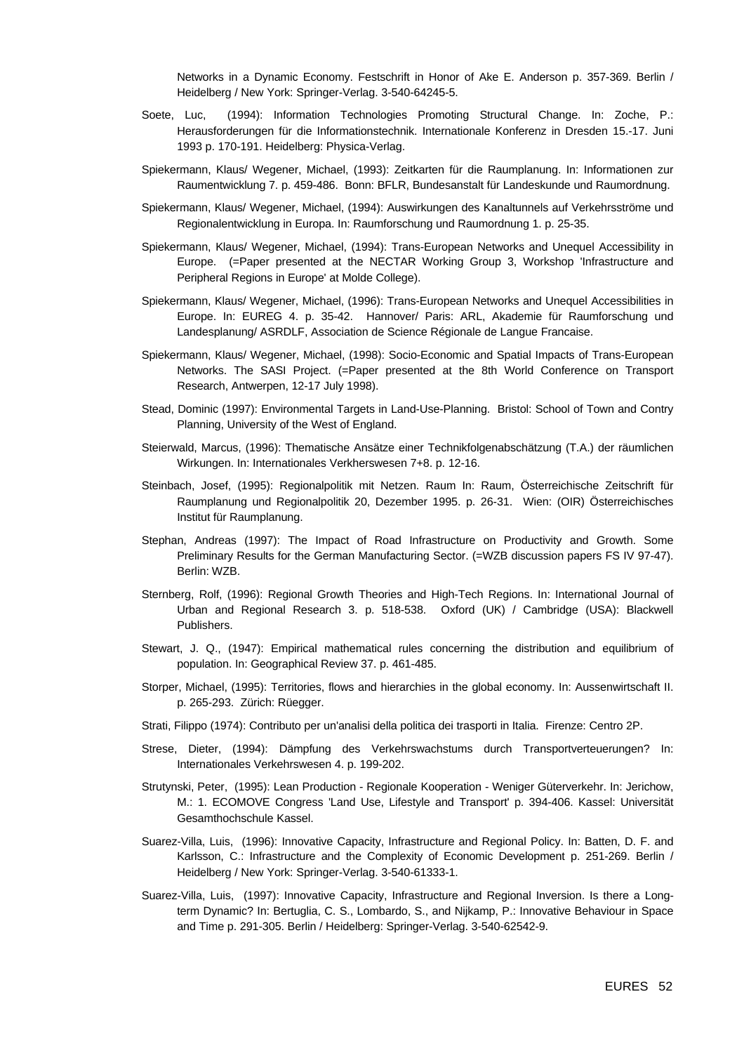Networks in a Dynamic Economy. Festschrift in Honor of Ake E. Anderson p. 357-369. Berlin / Heidelberg / New York: Springer-Verlag. 3-540-64245-5.

Soete, Luc, (1994): Information Technologies Promoting Structural Change. In: Zoche, P.: Herausforderungen für die Informationstechnik. Internationale Konferenz in Dresden 15.-17. Juni 1993 p. 170-191. Heidelberg: Physica-Verlag.

Spiekermann, Klaus/ Wegener, Michael, (1993): Zeitkarten für die Raumplanung. In: Informationen zur Raumentwicklung 7. p. 459-486. Bonn: BFLR, Bundesanstalt für Landeskunde und Raumordnung.

Spiekermann, Klaus/ Wegener, Michael, (1994): Auswirkungen des Kanaltunnels auf Verkehrsströme und Regionalentwicklung in Europa. In: Raumforschung und Raumordnung 1. p. 25-35.

Spiekermann, Klaus/ Wegener, Michael, (1994): Trans-European Networks and Unequel Accessibility in Europe. (=Paper presented at the NECTAR Working Group 3, Workshop 'Infrastructure and Peripheral Regions in Europe' at Molde College).

Spiekermann, Klaus/ Wegener, Michael, (1996): Trans-European Networks and Unequel Accessibilities in Europe. In: EUREG 4. p. 35-42. Hannover/ Paris: ARL, Akademie für Raumforschung und Landesplanung/ ASRDLF, Association de Science Régionale de Langue Francaise.

Spiekermann, Klaus/ Wegener, Michael, (1998): Socio-Economic and Spatial Impacts of Trans-European Networks. The SASI Project. (=Paper presented at the 8th World Conference on Transport Research, Antwerpen, 12-17 July 1998).

Stead, Dominic (1997): Environmental Targets in Land-Use-Planning. Bristol: School of Town and Contry Planning, University of the West of England.

Steierwald, Marcus, (1996): Thematische Ansätze einer Technikfolgenabschätzung (T.A.) der räumlichen Wirkungen. In: Internationales Verkherswesen 7+8. p. 12-16.

Steinbach, Josef, (1995): Regionalpolitik mit Netzen. Raum In: Raum, Österreichische Zeitschrift für Raumplanung und Regionalpolitik 20, Dezember 1995. p. 26-31. Wien: (OIR) Österreichisches Institut für Raumplanung.

Stephan, Andreas (1997): The Impact of Road Infrastructure on Productivity and Growth. Some Preliminary Results for the German Manufacturing Sector. (=WZB discussion papers FS IV 97-47). Berlin: WZB.

Sternberg, Rolf, (1996): Regional Growth Theories and High-Tech Regions. In: International Journal of Urban and Regional Research 3. p. 518-538. Oxford (UK) / Cambridge (USA): Blackwell Publishers.

Stewart, J. Q., (1947): Empirical mathematical rules concerning the distribution and equilibrium of population. In: Geographical Review 37. p. 461-485.

Storper, Michael, (1995): Territories, flows and hierarchies in the global economy. In: Aussenwirtschaft II. p. 265-293. Zürich: Rüegger.

Strati, Filippo (1974): Contributo per un'analisi della politica dei trasporti in Italia. Firenze: Centro 2P.

Strese, Dieter, (1994): Dämpfung des Verkehrswachstums durch Transportverteuerungen? In: Internationales Verkehrswesen 4. p. 199-202.

Strutynski, Peter, (1995): Lean Production - Regionale Kooperation - Weniger Güterverkehr. In: Jerichow, M.: 1. ECOMOVE Congress 'Land Use, Lifestyle and Transport' p. 394-406. Kassel: Universität Gesamthochschule Kassel.

Suarez-Villa, Luis, (1996): Innovative Capacity, Infrastructure and Regional Policy. In: Batten, D. F. and Karlsson, C.: Infrastructure and the Complexity of Economic Development p. 251-269. Berlin / Heidelberg / New York: Springer-Verlag. 3-540-61333-1.

Suarez-Villa, Luis, (1997): Innovative Capacity, Infrastructure and Regional Inversion. Is there a Long-term Dynamic? In: Bertuglia, C. S., Lombardo, S., and Nijkamp, P.: Innovative Behaviour in Space and Time p. 291-305. Berlin / Heidelberg: Springer-Verlag. 3-540-62542-9.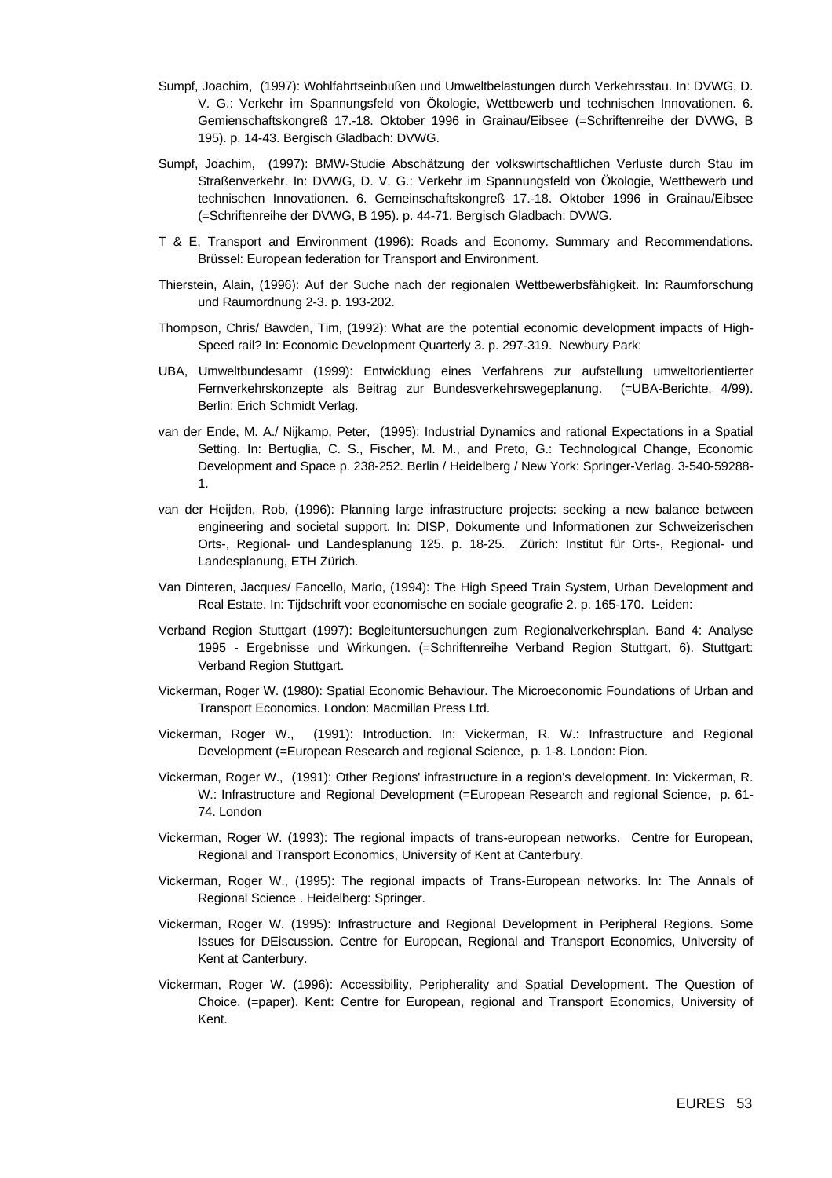Sumpf, Joachim, (1997): Wohlfahrtseinbußen und Umweltbelastungen durch Verkehrsstau. In: DVWG, D. V. G.: Verkehr im Spannungsfeld von Ökologie, Wettbewerb und technischen Innovationen. 6. Gemienschaftskongreß 17.-18. Oktober 1996 in Grainau/Eibsee (=Schriftenreihe der DVWG, B 195). p. 14-43. Bergisch Gladbach: DVWG.

Sumpf, Joachim, (1997): BMW-Studie Abschätzung der volkswirtschaftlichen Verluste durch Stau im Straßenverkehr. In: DVWG, D. V. G.: Verkehr im Spannungsfeld von Ökologie, Wettbewerb und technischen Innovationen. 6. Gemeinschaftskongreß 17.-18. Oktober 1996 in Grainau/Eibsee (=Schriftenreihe der DVWG, B 195). p. 44-71. Bergisch Gladbach: DVWG.

T & E, Transport and Environment (1996): Roads and Economy. Summary and Recommendations. Brüssel: European federation for Transport and Environment.

Thierstein, Alain, (1996): Auf der Suche nach der regionalen Wettbewerbsfähigkeit. In: Raumforschung und Raumordnung 2-3. p. 193-202.

Thompson, Chris/ Bawden, Tim, (1992): What are the potential economic development impacts of High-Speed rail? In: Economic Development Quarterly 3. p. 297-319. Newbury Park:

UBA, Umweltbundesamt (1999): Entwicklung eines Verfahrens zur aufstellung umweltorientierter Fernverkehrskonzepte als Beitrag zur Bundesverkehrswegeplanung. (=UBA-Berichte, 4/99). Berlin: Erich Schmidt Verlag.

van der Ende, M. A./ Nijkamp, Peter, (1995): Industrial Dynamics and rational Expectations in a Spatial Setting. In: Bertuglia, C. S., Fischer, M. M., and Preto, G.: Technological Change, Economic Development and Space p. 238-252. Berlin / Heidelberg / New York: Springer-Verlag. 3-540-59288-1.

van der Heijden, Rob, (1996): Planning large infrastructure projects: seeking a new balance between engineering and societal support. In: DISP, Dokumente und Informationen zur Schweizerischen Orts-, Regional- und Landesplanung 125. p. 18-25. Zürich: Institut für Orts-, Regional- und Landesplanung, ETH Zürich.

Van Dinteren, Jacques/ Fancello, Mario, (1994): The High Speed Train System, Urban Development and Real Estate. In: Tijdschrift voor economische en sociale geografie 2. p. 165-170. Leiden:

Verband Region Stuttgart (1997): Begleituntersuchungen zum Regionalverkehrsplan. Band 4: Analyse 1995 - Ergebnisse und Wirkungen. (=Schriftenreihe Verband Region Stuttgart, 6). Stuttgart: Verband Region Stuttgart.

Vickerman, Roger W. (1980): Spatial Economic Behaviour. The Microeconomic Foundations of Urban and Transport Economics. London: Macmillan Press Ltd.

Vickerman, Roger W., (1991): Introduction. In: Vickerman, R. W.: Infrastructure and Regional Development (=European Research and regional Science, p. 1-8. London: Pion.

Vickerman, Roger W., (1991): Other Regions' infrastructure in a region's development. In: Vickerman, R. W.: Infrastructure and Regional Development (=European Research and regional Science, p. 61-74. London

Vickerman, Roger W. (1993): The regional impacts of trans-european networks. Centre for European, Regional and Transport Economics, University of Kent at Canterbury.

Vickerman, Roger W., (1995): The regional impacts of Trans-European networks. In: The Annals of Regional Science . Heidelberg: Springer.

Vickerman, Roger W. (1995): Infrastructure and Regional Development in Peripheral Regions. Some Issues for DEiscussion. Centre for European, Regional and Transport Economics, University of Kent at Canterbury.

Vickerman, Roger W. (1996): Accessibility, Peripherality and Spatial Development. The Question of Choice. (=paper). Kent: Centre for European, regional and Transport Economics, University of Kent.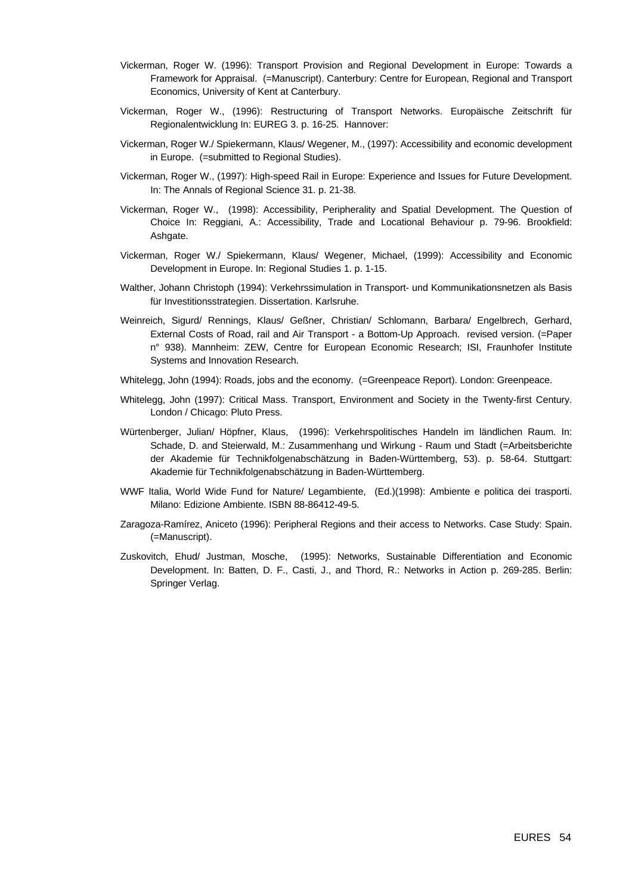Vickerman, Roger W. (1996): Transport Provision and Regional Development in Europe: Towards a Framework for Appraisal. (=Manuscript). Canterbury: Centre for European, Regional and Transport Economics, University of Kent at Canterbury.

Vickerman, Roger W., (1996): Restructuring of Transport Networks. Europäische Zeitschrift für Regionalentwicklung In: EUREG 3. p. 16-25. Hannover:

Vickerman, Roger W./ Spiekermann, Klaus/ Wegener, M., (1997): Accessibility and economic development in Europe. (=submitted to Regional Studies).

Vickerman, Roger W., (1997): High-speed Rail in Europe: Experience and Issues for Future Development. In: The Annals of Regional Science 31. p. 21-38.

Vickerman, Roger W., (1998): Accessibility, Peripherality and Spatial Development. The Question of Choice In: Reggiani, A.: Accessibility, Trade and Locational Behaviour p. 79-96. Brookfield: Ashgate.

Vickerman, Roger W./ Spiekermann, Klaus/ Wegener, Michael, (1999): Accessibility and Economic Development in Europe. In: Regional Studies 1. p. 1-15.

Walther, Johann Christoph (1994): Verkehrssimulation in Transport- und Kommunikationsnetzen als Basis für Investitionsstrategien. Dissertation. Karlsruhe.

Weinreich, Sigurd/ Rennings, Klaus/ Geßner, Christian/ Schlomann, Barbara/ Engelbrech, Gerhard, External Costs of Road, rail and Air Transport - a Bottom-Up Approach. revised version. (=Paper n° 938). Mannheim: ZEW, Centre for European Economic Research; ISI, Fraunhofer Institute Systems and Innovation Research.

Whitelegg, John (1994): Roads, jobs and the economy. (=Greenpeace Report). London: Greenpeace.

Whitelegg, John (1997): Critical Mass. Transport, Environment and Society in the Twenty-first Century. London / Chicago: Pluto Press.

Würtenberger, Julian/ Höpfner, Klaus, (1996): Verkehrspolitisches Handeln im ländlichen Raum. In: Schade, D. and Steierwald, M.: Zusammenhang und Wirkung - Raum und Stadt (=Arbeitsberichte der Akademie für Technikfolgenabschätzung in Baden-Württemberg, 53). p. 58-64. Stuttgart: Akademie für Technikfolgenabschätzung in Baden-Württemberg.

WWF Italia, World Wide Fund for Nature/ Legambiente, (Ed.)(1998): Ambiente e politica dei trasporti. Milano: Edizione Ambiente. ISBN 88-86412-49-5.

Zaragoza-Ramírez, Aniceto (1996): Peripheral Regions and their access to Networks. Case Study: Spain. (=Manuscript).

Zuskovitch, Ehud/ Justman, Mosche, (1995): Networks, Sustainable Differentiation and Economic Development. In: Batten, D. F., Casti, J., and Thord, R.: Networks in Action p. 269-285. Berlin: Springer Verlag.